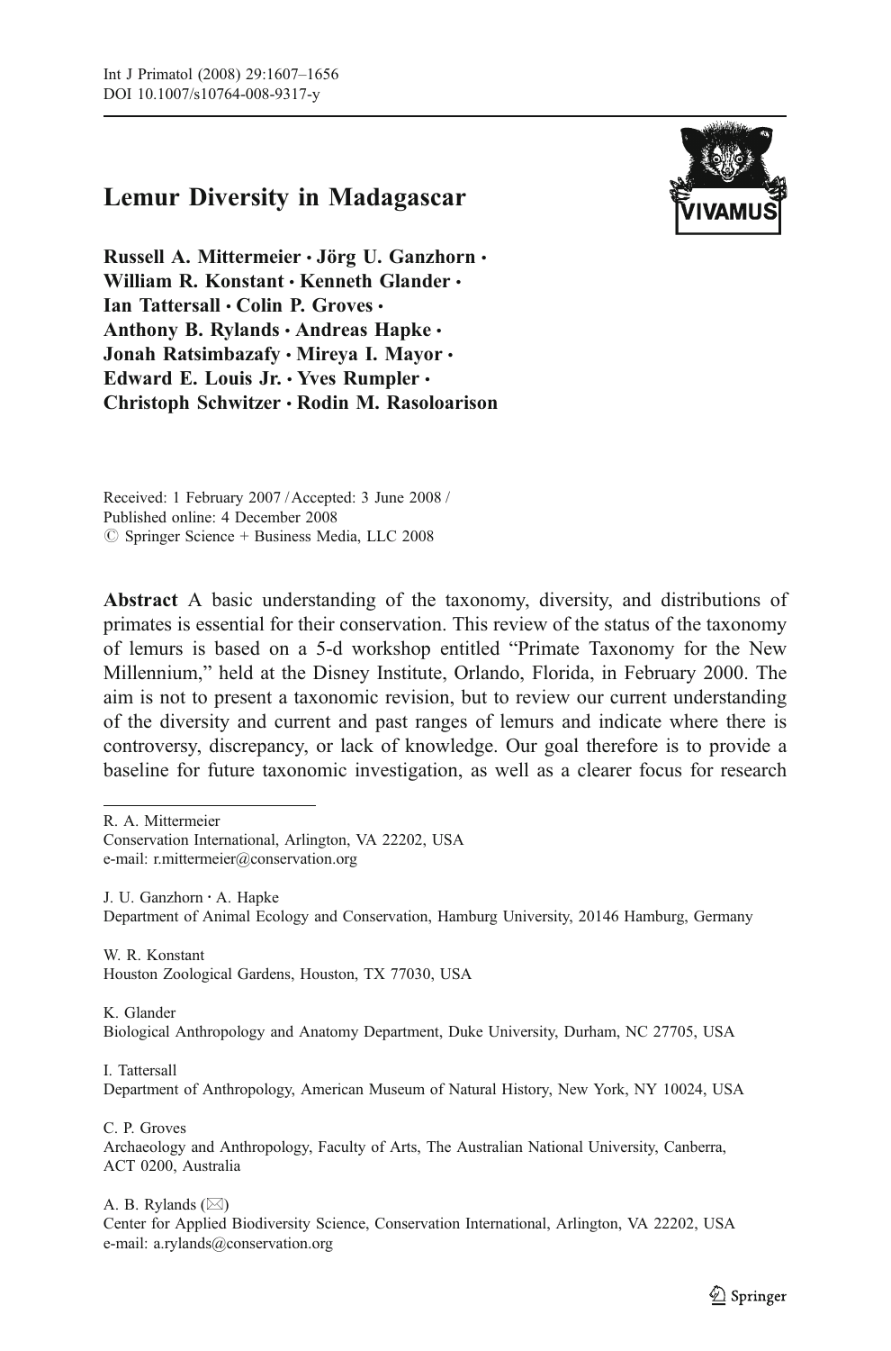# Lemur Diversity in Madagascar

**Russell A. Mittermeier · Jörg U. Ganzhorn · William R. Konstant · Kenneth Glander · Ian Tattersall · Colin P. Groves · Anthony B. Rylands · Andreas Hapke · Jonah Ratsimbazafy · Mireya I. Mayor · Edward E. Louis Jr. · Yves Rumpler · Christoph Schwitzer · Rodin M. Rasoloarison**

Received: 1 February 2007 / Accepted: 3 June 2008 /
Published online: 4 December 2008
© Springer Science + Business Media, LLC 2008

**Abstract** A basic understanding of the taxonomy, diversity, and distributions of primates is essential for their conservation. This review of the status of the taxonomy of lemurs is based on a 5-d workshop entitled "Primate Taxonomy for the New Millennium," held at the Disney Institute, Orlando, Florida, in February 2000. The aim is not to present a taxonomic revision, but to review our current understanding of the diversity and current and past ranges of lemurs and indicate where there is controversy, discrepancy, or lack of knowledge. Our goal therefore is to provide a baseline for future taxonomic investigation, as well as a clearer focus for research

---

R. A. Mittermeier
Conservation International, Arlington, VA 22202, USA
e-mail: r.mittermeier@conservation.org

J. U. Ganzhorn · A. Hapke
Department of Animal Ecology and Conservation, Hamburg University, 20146 Hamburg, Germany

W. R. Konstant
Houston Zoological Gardens, Houston, TX 77030, USA

K. Glander
Biological Anthropology and Anatomy Department, Duke University, Durham, NC 27705, USA

I. Tattersall
Department of Anthropology, American Museum of Natural History, New York, NY 10024, USA

C. P. Groves
Archaeology and Anthropology, Faculty of Arts, The Australian National University, Canberra, ACT 0200, Australia

A. B. Rylands (✉)
Center for Applied Biodiversity Science, Conservation International, Arlington, VA 22202, USA
e-mail: a.rylands@conservation.org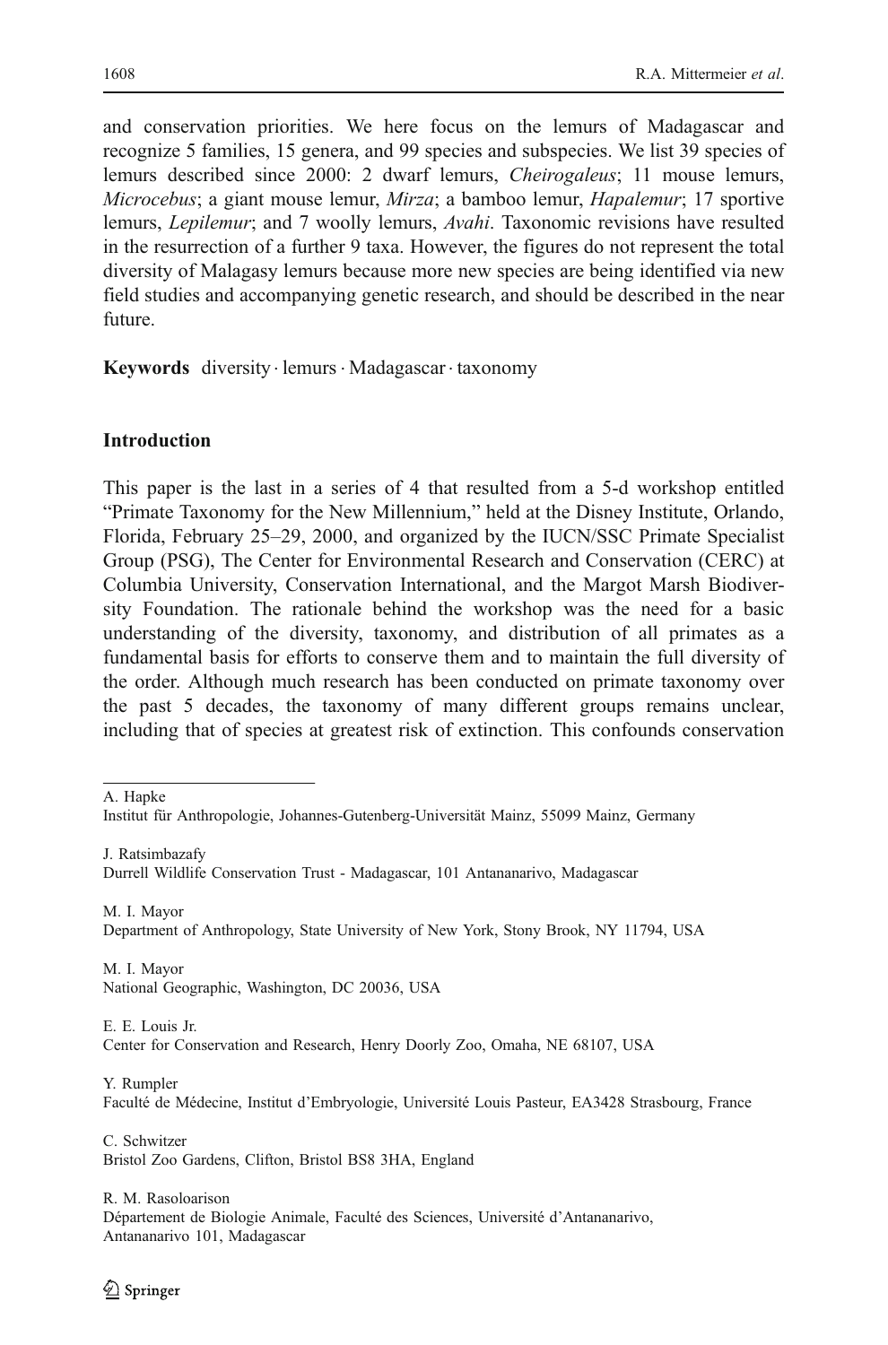and conservation priorities. We here focus on the lemurs of Madagascar and recognize 5 families, 15 genera, and 99 species and subspecies. We list 39 species of lemurs described since 2000: 2 dwarf lemurs, *Cheirogaleus*; 11 mouse lemurs, *Microcebus*; a giant mouse lemur, *Mirza*; a bamboo lemur, *Hapalemur*; 17 sportive lemurs, *Lepilemur*; and 7 woolly lemurs, *Avahi*. Taxonomic revisions have resulted in the resurrection of a further 9 taxa. However, the figures do not represent the total diversity of Malagasy lemurs because more new species are being identified via new field studies and accompanying genetic research, and should be described in the near future.

**Keywords** diversity · lemurs · Madagascar · taxonomy

## Introduction

This paper is the last in a series of 4 that resulted from a 5-d workshop entitled "Primate Taxonomy for the New Millennium," held at the Disney Institute, Orlando, Florida, February 25–29, 2000, and organized by the IUCN/SSC Primate Specialist Group (PSG), The Center for Environmental Research and Conservation (CERC) at Columbia University, Conservation International, and the Margot Marsh Biodiversity Foundation. The rationale behind the workshop was the need for a basic understanding of the diversity, taxonomy, and distribution of all primates as a fundamental basis for efforts to conserve them and to maintain the full diversity of the order. Although much research has been conducted on primate taxonomy over the past 5 decades, the taxonomy of many different groups remains unclear, including that of species at greatest risk of extinction. This confounds conservation

---

A. Hapke
Institut für Anthropologie, Johannes-Gutenberg-Universität Mainz, 55099 Mainz, Germany

J. Ratsimbazafy
Durrell Wildlife Conservation Trust - Madagascar, 101 Antananarivo, Madagascar

M. I. Mayor
Department of Anthropology, State University of New York, Stony Brook, NY 11794, USA

M. I. Mayor
National Geographic, Washington, DC 20036, USA

E. E. Louis Jr.
Center for Conservation and Research, Henry Doorly Zoo, Omaha, NE 68107, USA

Y. Rumpler
Faculté de Médecine, Institut d'Embryologie, Université Louis Pasteur, EA3428 Strasbourg, France

C. Schwitzer
Bristol Zoo Gardens, Clifton, Bristol BS8 3HA, England

R. M. Rasoloarison
Département de Biologie Animale, Faculté des Sciences, Université d'Antananarivo, Antananarivo 101, Madagascar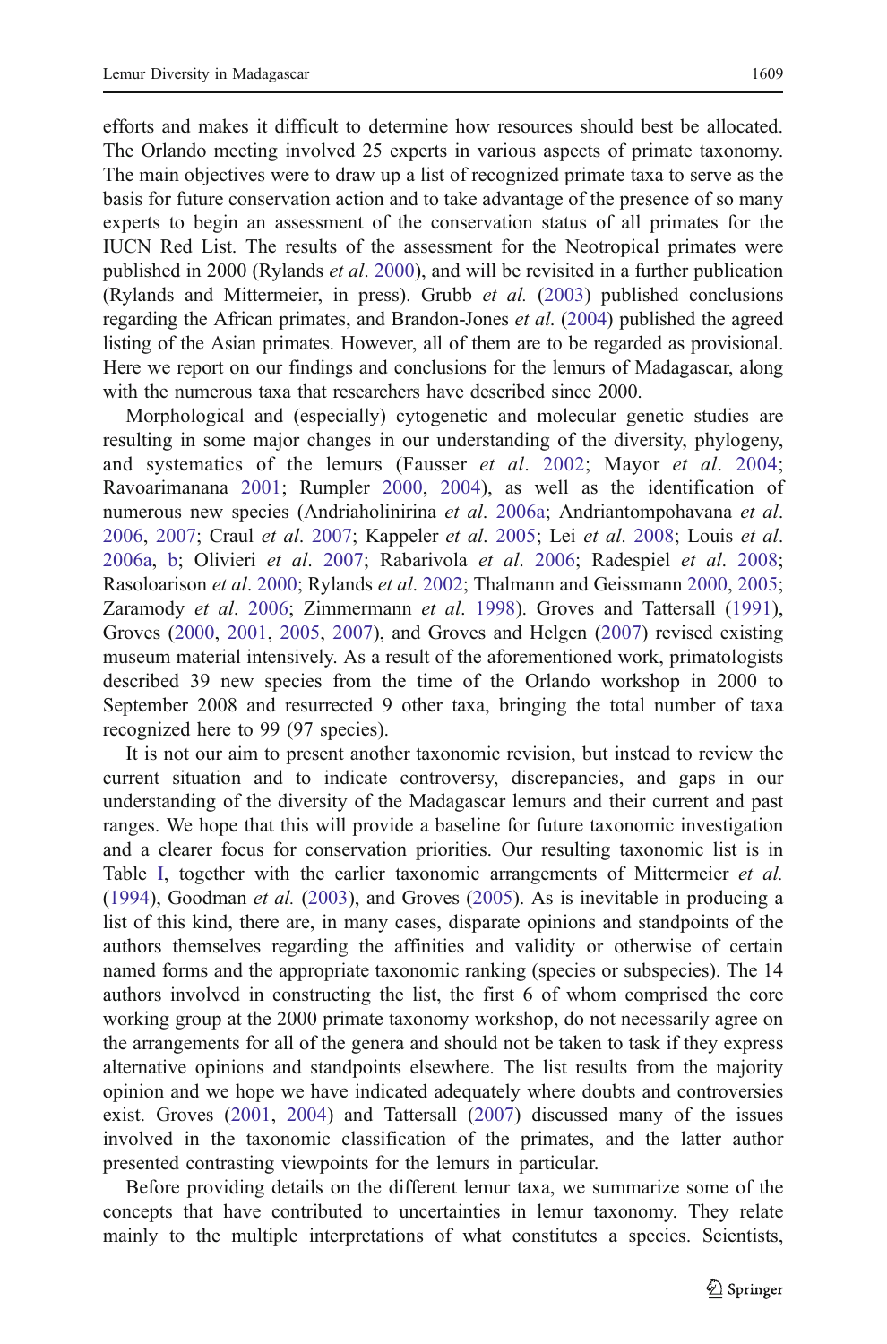efforts and makes it difficult to determine how resources should best be allocated. The Orlando meeting involved 25 experts in various aspects of primate taxonomy. The main objectives were to draw up a list of recognized primate taxa to serve as the basis for future conservation action and to take advantage of the presence of so many experts to begin an assessment of the conservation status of all primates for the IUCN Red List. The results of the assessment for the Neotropical primates were published in 2000 (Rylands *et al*. 2000), and will be revisited in a further publication (Rylands and Mittermeier, in press). Grubb *et al.* (2003) published conclusions regarding the African primates, and Brandon-Jones *et al*. (2004) published the agreed listing of the Asian primates. However, all of them are to be regarded as provisional. Here we report on our findings and conclusions for the lemurs of Madagascar, along with the numerous taxa that researchers have described since 2000.

Morphological and (especially) cytogenetic and molecular genetic studies are resulting in some major changes in our understanding of the diversity, phylogeny, and systematics of the lemurs (Fausser *et al*. 2002; Mayor *et al*. 2004; Ravoarimanana 2001; Rumpler 2000, 2004), as well as the identification of numerous new species (Andriaholinirina *et al*. 2006a; Andriantompohavana *et al*. 2006, 2007; Craul *et al*. 2007; Kappeler *et al*. 2005; Lei *et al*. 2008; Louis *et al*. 2006a, b; Olivieri *et al*. 2007; Rabarivola *et al*. 2006; Radespiel *et al*. 2008; Rasoloarison *et al*. 2000; Rylands *et al*. 2002; Thalmann and Geissmann 2000, 2005; Zaramody *et al*. 2006; Zimmermann *et al*. 1998). Groves and Tattersall (1991), Groves (2000, 2001, 2005, 2007), and Groves and Helgen (2007) revised existing museum material intensively. As a result of the aforementioned work, primatologists described 39 new species from the time of the Orlando workshop in 2000 to September 2008 and resurrected 9 other taxa, bringing the total number of taxa recognized here to 99 (97 species).

It is not our aim to present another taxonomic revision, but instead to review the current situation and to indicate controversy, discrepancies, and gaps in our understanding of the diversity of the Madagascar lemurs and their current and past ranges. We hope that this will provide a baseline for future taxonomic investigation and a clearer focus for conservation priorities. Our resulting taxonomic list is in Table I, together with the earlier taxonomic arrangements of Mittermeier *et al.* (1994), Goodman *et al.* (2003), and Groves (2005). As is inevitable in producing a list of this kind, there are, in many cases, disparate opinions and standpoints of the authors themselves regarding the affinities and validity or otherwise of certain named forms and the appropriate taxonomic ranking (species or subspecies). The 14 authors involved in constructing the list, the first 6 of whom comprised the core working group at the 2000 primate taxonomy workshop, do not necessarily agree on the arrangements for all of the genera and should not be taken to task if they express alternative opinions and standpoints elsewhere. The list results from the majority opinion and we hope we have indicated adequately where doubts and controversies exist. Groves (2001, 2004) and Tattersall (2007) discussed many of the issues involved in the taxonomic classification of the primates, and the latter author presented contrasting viewpoints for the lemurs in particular.

Before providing details on the different lemur taxa, we summarize some of the concepts that have contributed to uncertainties in lemur taxonomy. They relate mainly to the multiple interpretations of what constitutes a species. Scientists,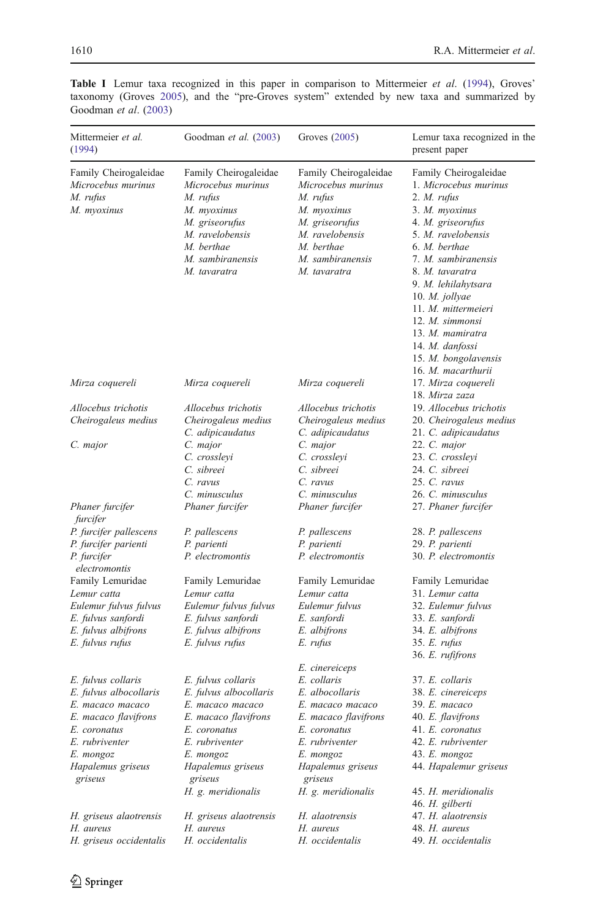**Table I** Lemur taxa recognized in this paper in comparison to Mittermeier *et al.* (1994), Groves' taxonomy (Groves 2005), and the "pre-Groves system" extended by new taxa and summarized by Goodman *et al.* (2003)

| Mittermeier *et al.* (1994) | Goodman *et al.* (2003) | Groves (2005) | Lemur taxa recognized in the present paper |
|---|---|---|---|
| Family Cheirogaleidae | Family Cheirogaleidae | Family Cheirogaleidae | Family Cheirogaleidae |
| *Microcebus murinus* | *Microcebus murinus* | *Microcebus murinus* | 1. *Microcebus murinus* |
| *M. rufus* | *M. rufus* | *M. rufus* | 2. *M. rufus* |
| *M. myoxinus* | *M. myoxinus* | *M. myoxinus* | 3. *M. myoxinus* |
| | *M. griseorufus* | *M. griseorufus* | 4. *M. griseorufus* |
| | *M. ravelobensis* | *M. ravelobensis* | 5. *M. ravelobensis* |
| | *M. berthae* | *M. berthae* | 6. *M. berthae* |
| | *M. sambiranensis* | *M. sambiranensis* | 7. *M. sambiranensis* |
| | *M. tavaratra* | *M. tavaratra* | 8. *M. tavaratra* |
| | | | 9. *M. lehilahytsara* |
| | | | 10. *M. jollyae* |
| | | | 11. *M. mittermeieri* |
| | | | 12. *M. simmonsi* |
| | | | 13. *M. mamiratra* |
| | | | 14. *M. danfossi* |
| | | | 15. *M. bongolavensis* |
| | | | 16. *M. macarthurii* |
| *Mirza coquereli* | *Mirza coquereli* | *Mirza coquereli* | 17. *Mirza coquereli* |
| | | | 18. *Mirza zaza* |
| *Allocebus trichotis* | *Allocebus trichotis* | *Allocebus trichotis* | 19. *Allocebus trichotis* |
| *Cheirogaleus medius* | *Cheirogaleus medius* | *Cheirogaleus medius* | 20. *Cheirogaleus medius* |
| | *C. adipicaudatus* | *C. adipicaudatus* | 21. *C. adipicaudatus* |
| *C. major* | *C. major* | *C. major* | 22. *C. major* |
| | *C. crossleyi* | *C. crossleyi* | 23. *C. crossleyi* |
| | *C. sibreei* | *C. sibreei* | 24. *C. sibreei* |
| | *C. ravus* | *C. ravus* | 25. *C. ravus* |
| | *C. minusculus* | *C. minusculus* | 26. *C. minusculus* |
| *Phaner furcifer furcifer* | *Phaner furcifer* | *Phaner furcifer* | 27. *Phaner furcifer* |
| *P. furcifer pallescens* | *P. pallescens* | *P. pallescens* | 28. *P. pallescens* |
| *P. furcifer parienti* | *P. parienti* | *P. parienti* | 29. *P. parienti* |
| *P. furcifer electromontis* | *P. electromontis* | *P. electromontis* | 30. *P. electromontis* |
| Family Lemuridae | Family Lemuridae | Family Lemuridae | Family Lemuridae |
| *Lemur catta* | *Lemur catta* | *Lemur catta* | 31. *Lemur catta* |
| *Eulemur fulvus fulvus* | *Eulemur fulvus fulvus* | *Eulemur fulvus* | 32. *Eulemur fulvus* |
| *E. fulvus sanfordi* | *E. fulvus sanfordi* | *E. sanfordi* | 33. *E. sanfordi* |
| *E. fulvus albifrons* | *E. fulvus albifrons* | *E. albifrons* | 34. *E. albifrons* |
| *E. fulvus rufus* | *E. fulvus rufus* | *E. rufus* | 35. *E. rufus* |
| | | | 36. *E. rufifrons* |
| | | *E. cinereiceps* | |
| *E. fulvus collaris* | *E. fulvus collaris* | *E. collaris* | 37. *E. collaris* |
| *E. fulvus albocollaris* | *E. fulvus albocollaris* | *E. albocollaris* | 38. *E. cinereiceps* |
| *E. macaco macaco* | *E. macaco macaco* | *E. macaco macaco* | 39. *E. macaco* |
| *E. macaco flavifrons* | *E. macaco flavifrons* | *E. macaco flavifrons* | 40. *E. flavifrons* |
| *E. coronatus* | *E. coronatus* | *E. coronatus* | 41. *E. coronatus* |
| *E. rubriventer* | *E. rubriventer* | *E. rubriventer* | 42. *E. rubriventer* |
| *E. mongoz* | *E. mongoz* | *E. mongoz* | 43. *E. mongoz* |
| *Hapalemus griseus griseus* | *Hapalemus griseus griseus* | *Hapalemus griseus griseus* | 44. *Hapalemur griseus* |
| | *H. g. meridionalis* | *H. g. meridionalis* | 45. *H. meridionalis* |
| | | | 46. *H. gilberti* |
| *H. griseus alaotrensis* | *H. griseus alaotrensis* | *H. alaotrensis* | 47. *H. alaotrensis* |
| *H. aureus* | *H. aureus* | *H. aureus* | 48. *H. aureus* |
| *H. griseus occidentalis* | *H. occidentalis* | *H. occidentalis* | 49. *H. occidentalis* |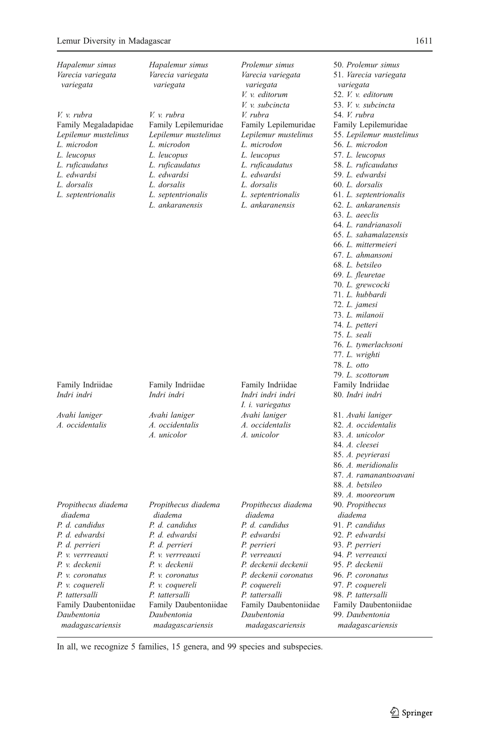| | | | |
|---|---|---|---|
| *Hapalemur simus* | *Hapalemur simus* | *Prolemur simus* | 50. *Prolemur simus* |
| *Varecia variegata variegata* | *Varecia variegata variegata* | *Varecia variegata variegata* | 51. *Varecia variegata variegata* |
| | | *V. v. editorum* | 52. *V. v. editorum* |
| | | *V. v. subcincta* | 53. *V. v. subcincta* |
| *V. v. rubra* | *V. v. rubra* | *V. rubra* | 54. *V. rubra* |
| Family Megaladapidae | Family Lepilemuridae | Family Lepilemuridae | Family Lepilemuridae |
| *Lepilemur mustelinus* | *Lepilemur mustelinus* | *Lepilemur mustelinus* | 55. *Lepilemur mustelinus* |
| *L. microdon* | *L. microdon* | *L. microdon* | 56. *L. microdon* |
| *L. leucopus* | *L. leucopus* | *L. leucopus* | 57. *L. leucopus* |
| *L. ruficaudatus* | *L. ruficaudatus* | *L. ruficaudatus* | 58. *L. ruficaudatus* |
| *L. edwardsi* | *L. edwardsi* | *L. edwardsi* | 59. *L. edwardsi* |
| *L. dorsalis* | *L. dorsalis* | *L. dorsalis* | 60. *L. dorsalis* |
| *L. septentrionalis* | *L. septentrionalis* | *L. septentrionalis* | 61. *L. septentrionalis* |
| | *L. ankaranensis* | *L. ankaranensis* | 62. *L. ankaranensis* |
| | | | 63. *L. aeeclis* |
| | | | 64. *L. randrianasoli* |
| | | | 65. *L. sahamalazensis* |
| | | | 66. *L. mittermeieri* |
| | | | 67. *L. ahmansoni* |
| | | | 68. *L. betsileo* |
| | | | 69. *L. fleuretae* |
| | | | 70. *L. grewcocki* |
| | | | 71. *L. hubbardi* |
| | | | 72. *L. jamesi* |
| | | | 73. *L. milanoii* |
| | | | 74. *L. petteri* |
| | | | 75. *L. seali* |
| | | | 76. *L. tymerlachsoni* |
| | | | 77. *L. wrighti* |
| | | | 78. *L. otto* |
| | | | 79. *L. scottorum* |
| Family Indriidae | Family Indriidae | Family Indriidae | Family Indriidae |
| *Indri indri* | *Indri indri* | *Indri indri indri* | 80. *Indri indri* |
| | | *I. i. variegatus* | |
| *Avahi laniger* | *Avahi laniger* | *Avahi laniger* | 81. *Avahi laniger* |
| *A. occidentalis* | *A. occidentalis* | *A. occidentalis* | 82. *A. occidentalis* |
| | *A. unicolor* | *A. unicolor* | 83. *A. unicolor* |
| | | | 84. *A. cleesei* |
| | | | 85. *A. peyrierasi* |
| | | | 86. *A. meridionalis* |
| | | | 87. *A. ramanantsoavani* |
| | | | 88. *A. betsileo* |
| | | | 89. *A. mooreorum* |
| *Propithecus diadema diadema* | *Propithecus diadema diadema* | *Propithecus diadema diadema* | 90. *Propithecus diadema* |
| *P. d. candidus* | *P. d. candidus* | *P. d. candidus* | 91. *P. candidus* |
| *P. d. edwardsi* | *P. d. edwardsi* | *P. edwardsi* | 92. *P. edwardsi* |
| *P. d. perrieri* | *P. d. perrieri* | *P. perrieri* | 93. *P. perrieri* |
| *P. v. verrreauxi* | *P. v. verrreauxi* | *P. verreauxi* | 94. *P. verreauxi* |
| *P. v. deckenii* | *P. v. deckenii* | *P. deckenii deckenii* | 95. *P. deckenii* |
| *P. v. coronatus* | *P. v. coronatus* | *P. deckenii coronatus* | 96. *P. coronatus* |
| *P. v. coquereli* | *P. v. coquereli* | *P. coquereli* | 97. *P. coquereli* |
| *P. tattersalli* | *P. tattersalli* | *P. tattersalli* | 98. *P. tattersalli* |
| Family Daubentoniidae | Family Daubentoniidae | Family Daubentoniidae | Family Daubentoniidae |
| *Daubentonia madagascariensis* | *Daubentonia madagascariensis* | *Daubentonia madagascariensis* | 99. *Daubentonia madagascariensis* |

In all, we recognize 5 families, 15 genera, and 99 species and subspecies.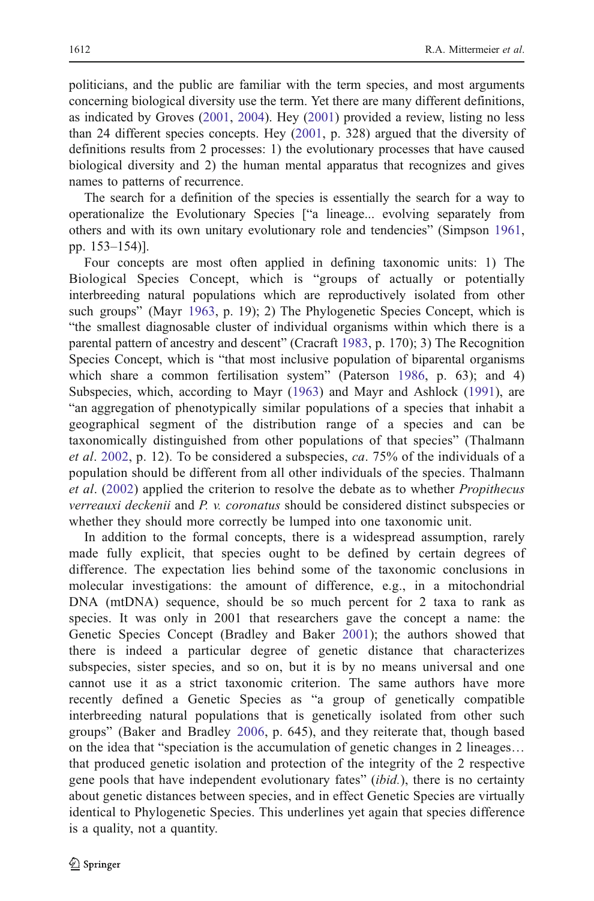politicians, and the public are familiar with the term species, and most arguments concerning biological diversity use the term. Yet there are many different definitions, as indicated by Groves (2001, 2004). Hey (2001) provided a review, listing no less than 24 different species concepts. Hey (2001, p. 328) argued that the diversity of definitions results from 2 processes: 1) the evolutionary processes that have caused biological diversity and 2) the human mental apparatus that recognizes and gives names to patterns of recurrence.

The search for a definition of the species is essentially the search for a way to operationalize the Evolutionary Species ["a lineage... evolving separately from others and with its own unitary evolutionary role and tendencies" (Simpson 1961, pp. 153–154)].

Four concepts are most often applied in defining taxonomic units: 1) The Biological Species Concept, which is "groups of actually or potentially interbreeding natural populations which are reproductively isolated from other such groups" (Mayr 1963, p. 19); 2) The Phylogenetic Species Concept, which is "the smallest diagnosable cluster of individual organisms within which there is a parental pattern of ancestry and descent" (Cracraft 1983, p. 170); 3) The Recognition Species Concept, which is "that most inclusive population of biparental organisms which share a common fertilisation system" (Paterson 1986, p. 63); and 4) Subspecies, which, according to Mayr (1963) and Mayr and Ashlock (1991), are "an aggregation of phenotypically similar populations of a species that inhabit a geographical segment of the distribution range of a species and can be taxonomically distinguished from other populations of that species" (Thalmann *et al*. 2002, p. 12). To be considered a subspecies, *ca*. 75% of the individuals of a population should be different from all other individuals of the species. Thalmann *et al*. (2002) applied the criterion to resolve the debate as to whether *Propithecus verreauxi deckenii* and *P. v. coronatus* should be considered distinct subspecies or whether they should more correctly be lumped into one taxonomic unit.

In addition to the formal concepts, there is a widespread assumption, rarely made fully explicit, that species ought to be defined by certain degrees of difference. The expectation lies behind some of the taxonomic conclusions in molecular investigations: the amount of difference, e.g., in a mitochondrial DNA (mtDNA) sequence, should be so much percent for 2 taxa to rank as species. It was only in 2001 that researchers gave the concept a name: the Genetic Species Concept (Bradley and Baker 2001); the authors showed that there is indeed a particular degree of genetic distance that characterizes subspecies, sister species, and so on, but it is by no means universal and one cannot use it as a strict taxonomic criterion. The same authors have more recently defined a Genetic Species as "a group of genetically compatible interbreeding natural populations that is genetically isolated from other such groups" (Baker and Bradley 2006, p. 645), and they reiterate that, though based on the idea that "speciation is the accumulation of genetic changes in 2 lineages… that produced genetic isolation and protection of the integrity of the 2 respective gene pools that have independent evolutionary fates" (*ibid.*), there is no certainty about genetic distances between species, and in effect Genetic Species are virtually identical to Phylogenetic Species. This underlines yet again that species difference is a quality, not a quantity.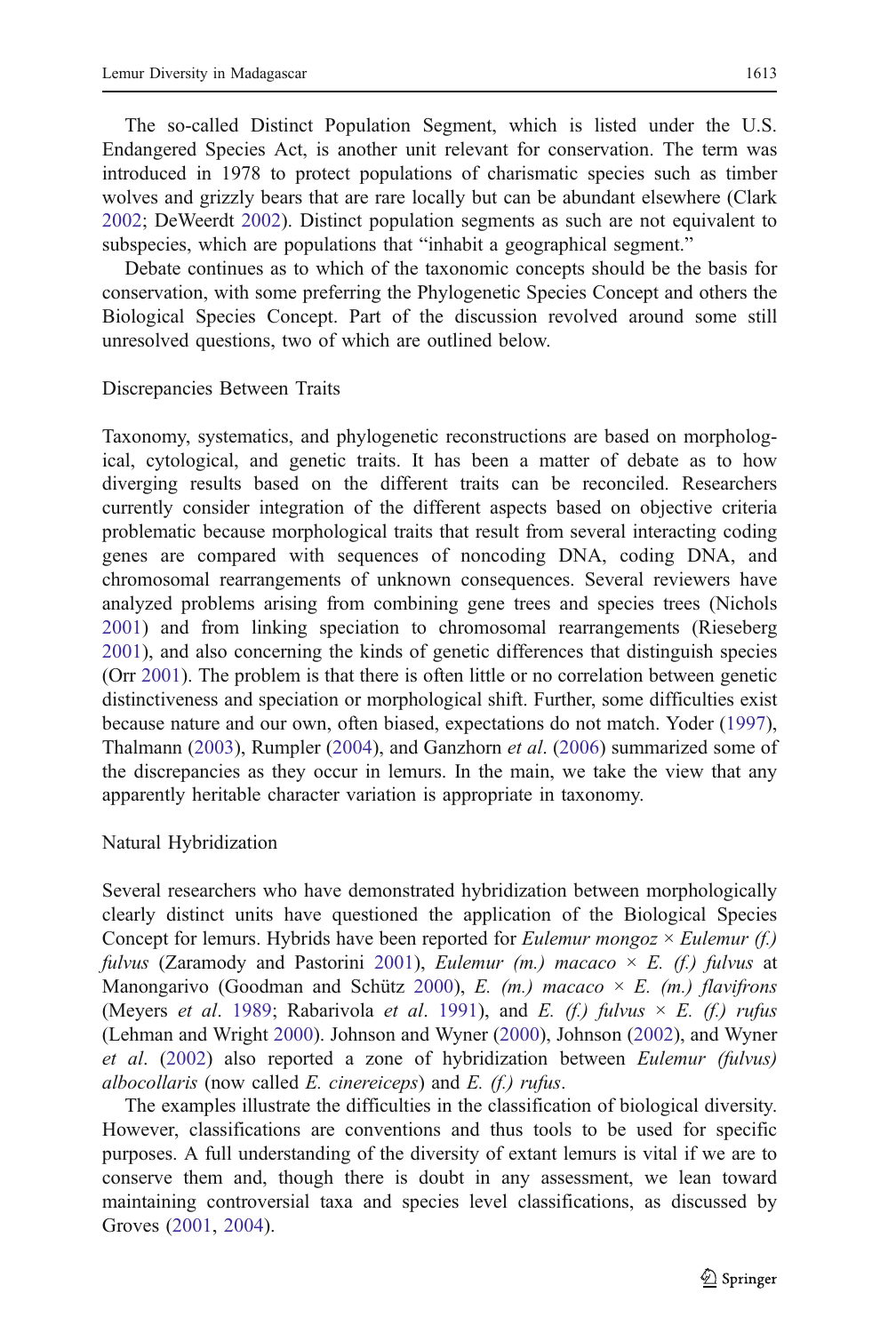The so-called Distinct Population Segment, which is listed under the U.S. Endangered Species Act, is another unit relevant for conservation. The term was introduced in 1978 to protect populations of charismatic species such as timber wolves and grizzly bears that are rare locally but can be abundant elsewhere (Clark 2002; DeWeerdt 2002). Distinct population segments as such are not equivalent to subspecies, which are populations that "inhabit a geographical segment."

Debate continues as to which of the taxonomic concepts should be the basis for conservation, with some preferring the Phylogenetic Species Concept and others the Biological Species Concept. Part of the discussion revolved around some still unresolved questions, two of which are outlined below.

### Discrepancies Between Traits

Taxonomy, systematics, and phylogenetic reconstructions are based on morphological, cytological, and genetic traits. It has been a matter of debate as to how diverging results based on the different traits can be reconciled. Researchers currently consider integration of the different aspects based on objective criteria problematic because morphological traits that result from several interacting coding genes are compared with sequences of noncoding DNA, coding DNA, and chromosomal rearrangements of unknown consequences. Several reviewers have analyzed problems arising from combining gene trees and species trees (Nichols 2001) and from linking speciation to chromosomal rearrangements (Rieseberg 2001), and also concerning the kinds of genetic differences that distinguish species (Orr 2001). The problem is that there is often little or no correlation between genetic distinctiveness and speciation or morphological shift. Further, some difficulties exist because nature and our own, often biased, expectations do not match. Yoder (1997), Thalmann (2003), Rumpler (2004), and Ganzhorn *et al*. (2006) summarized some of the discrepancies as they occur in lemurs. In the main, we take the view that any apparently heritable character variation is appropriate in taxonomy.

### Natural Hybridization

Several researchers who have demonstrated hybridization between morphologically clearly distinct units have questioned the application of the Biological Species Concept for lemurs. Hybrids have been reported for *Eulemur mongoz* × *Eulemur (f.) fulvus* (Zaramody and Pastorini 2001), *Eulemur (m.) macaco* × *E. (f.) fulvus* at Manongarivo (Goodman and Schütz 2000), *E. (m.) macaco* × *E. (m.) flavifrons* (Meyers *et al*. 1989; Rabarivola *et al*. 1991), and *E. (f.) fulvus* × *E. (f.) rufus* (Lehman and Wright 2000). Johnson and Wyner (2000), Johnson (2002), and Wyner *et al*. (2002) also reported a zone of hybridization between *Eulemur (fulvus) albocollaris* (now called *E. cinereiceps*) and *E. (f.) rufus*.

The examples illustrate the difficulties in the classification of biological diversity. However, classifications are conventions and thus tools to be used for specific purposes. A full understanding of the diversity of extant lemurs is vital if we are to conserve them and, though there is doubt in any assessment, we lean toward maintaining controversial taxa and species level classifications, as discussed by Groves (2001, 2004).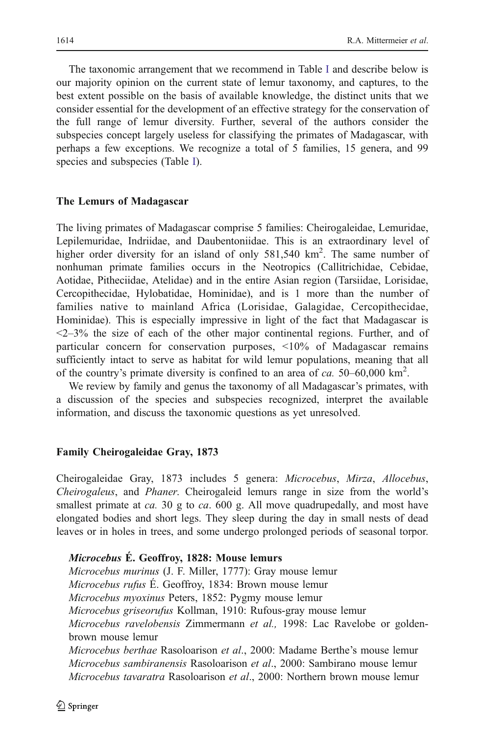The taxonomic arrangement that we recommend in Table I and describe below is our majority opinion on the current state of lemur taxonomy, and captures, to the best extent possible on the basis of available knowledge, the distinct units that we consider essential for the development of an effective strategy for the conservation of the full range of lemur diversity. Further, several of the authors consider the subspecies concept largely useless for classifying the primates of Madagascar, with perhaps a few exceptions. We recognize a total of 5 families, 15 genera, and 99 species and subspecies (Table I).

## The Lemurs of Madagascar

The living primates of Madagascar comprise 5 families: Cheirogaleidae, Lemuridae, Lepilemuridae, Indriidae, and Daubentoniidae. This is an extraordinary level of higher order diversity for an island of only 581,540 km$^2$. The same number of nonhuman primate families occurs in the Neotropics (Callitrichidae, Cebidae, Aotidae, Pitheciidae, Atelidae) and in the entire Asian region (Tarsiidae, Lorisidae, Cercopithecidae, Hylobatidae, Hominidae), and is 1 more than the number of families native to mainland Africa (Lorisidae, Galagidae, Cercopithecidae, Hominidae). This is especially impressive in light of the fact that Madagascar is <2–3% the size of each of the other major continental regions. Further, and of particular concern for conservation purposes, <10% of Madagascar remains sufficiently intact to serve as habitat for wild lemur populations, meaning that all of the country's primate diversity is confined to an area of *ca.* 50–60,000 km$^2$.

We review by family and genus the taxonomy of all Madagascar's primates, with a discussion of the species and subspecies recognized, interpret the available information, and discuss the taxonomic questions as yet unresolved.

## Family Cheirogaleidae Gray, 1873

Cheirogaleidae Gray, 1873 includes 5 genera: *Microcebus*, *Mirza*, *Allocebus*, *Cheirogaleus*, and *Phaner*. Cheirogaleid lemurs range in size from the world's smallest primate at *ca.* 30 g to *ca*. 600 g. All move quadrupedally, and most have elongated bodies and short legs. They sleep during the day in small nests of dead leaves or in holes in trees, and some undergo prolonged periods of seasonal torpor.

### *Microcebus* É. Geoffroy, 1828: Mouse lemurs

*Microcebus murinus* (J. F. Miller, 1777): Gray mouse lemur
*Microcebus rufus* É. Geoffroy, 1834: Brown mouse lemur
*Microcebus myoxinus* Peters, 1852: Pygmy mouse lemur
*Microcebus griseorufus* Kollman, 1910: Rufous-gray mouse lemur
*Microcebus ravelobensis* Zimmermann *et al.,* 1998: Lac Ravelobe or golden-brown mouse lemur
*Microcebus berthae* Rasoloarison *et al*., 2000: Madame Berthe's mouse lemur
*Microcebus sambiranensis* Rasoloarison *et al*., 2000: Sambirano mouse lemur
*Microcebus tavaratra* Rasoloarison *et al*., 2000: Northern brown mouse lemur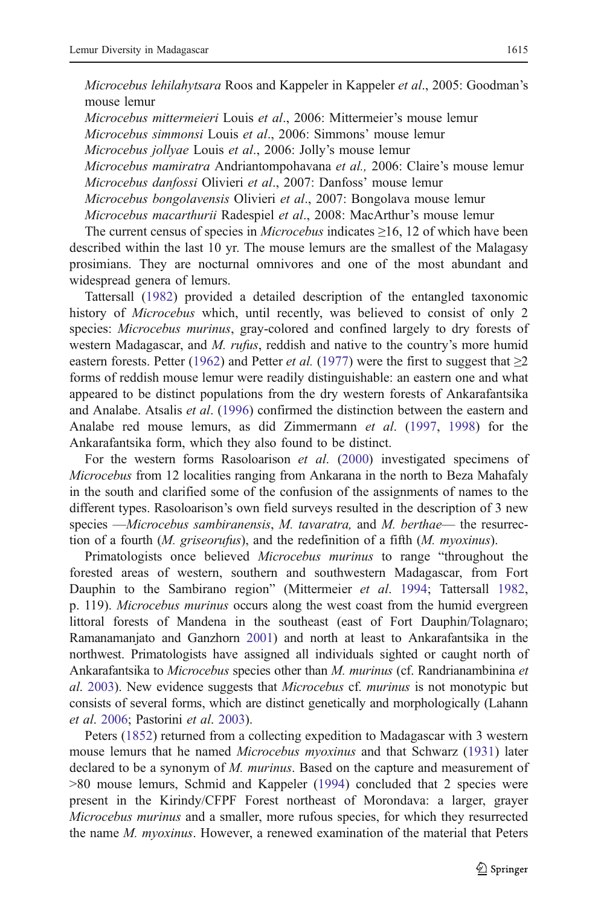*Microcebus lehilahytsara* Roos and Kappeler in Kappeler *et al*., 2005: Goodman's mouse lemur

*Microcebus mittermeieri* Louis *et al*., 2006: Mittermeier's mouse lemur

*Microcebus simmonsi* Louis *et al*., 2006: Simmons' mouse lemur

*Microcebus jollyae* Louis *et al*., 2006: Jolly's mouse lemur

*Microcebus mamiratra* Andriantompohavana *et al.,* 2006: Claire's mouse lemur

*Microcebus danfossi* Olivieri *et al*., 2007: Danfoss' mouse lemur

*Microcebus bongolavensis* Olivieri *et al*., 2007: Bongolava mouse lemur

*Microcebus macarthurii* Radespiel *et al*., 2008: MacArthur's mouse lemur

The current census of species in *Microcebus* indicates ≥16, 12 of which have been described within the last 10 yr. The mouse lemurs are the smallest of the Malagasy prosimians. They are nocturnal omnivores and one of the most abundant and widespread genera of lemurs.

Tattersall (1982) provided a detailed description of the entangled taxonomic history of *Microcebus* which, until recently, was believed to consist of only 2 species: *Microcebus murinus*, gray-colored and confined largely to dry forests of western Madagascar, and *M. rufus*, reddish and native to the country's more humid eastern forests. Petter (1962) and Petter *et al.* (1977) were the first to suggest that ≥2 forms of reddish mouse lemur were readily distinguishable: an eastern one and what appeared to be distinct populations from the dry western forests of Ankarafantsika and Analabe. Atsalis *et al*. (1996) confirmed the distinction between the eastern and Analabe red mouse lemurs, as did Zimmermann *et al*. (1997, 1998) for the Ankarafantsika form, which they also found to be distinct.

For the western forms Rasoloarison *et al*. (2000) investigated specimens of *Microcebus* from 12 localities ranging from Ankarana in the north to Beza Mahafaly in the south and clarified some of the confusion of the assignments of names to the different types. Rasoloarison's own field surveys resulted in the description of 3 new species —*Microcebus sambiranensis*, *M. tavaratra,* and *M. berthae*— the resurrection of a fourth (*M. griseorufus*), and the redefinition of a fifth (*M. myoxinus*).

Primatologists once believed *Microcebus murinus* to range "throughout the forested areas of western, southern and southwestern Madagascar, from Fort Dauphin to the Sambirano region" (Mittermeier *et al*. 1994; Tattersall 1982, p. 119). *Microcebus murinus* occurs along the west coast from the humid evergreen littoral forests of Mandena in the southeast (east of Fort Dauphin/Tolagnaro; Ramanamanjato and Ganzhorn 2001) and north at least to Ankarafantsika in the northwest. Primatologists have assigned all individuals sighted or caught north of Ankarafantsika to *Microcebus* species other than *M. murinus* (cf. Randrianambinina *et al*. 2003). New evidence suggests that *Microcebus* cf. *murinus* is not monotypic but consists of several forms, which are distinct genetically and morphologically (Lahann *et al*. 2006; Pastorini *et al*. 2003).

Peters (1852) returned from a collecting expedition to Madagascar with 3 western mouse lemurs that he named *Microcebus myoxinus* and that Schwarz (1931) later declared to be a synonym of *M. murinus*. Based on the capture and measurement of >80 mouse lemurs, Schmid and Kappeler (1994) concluded that 2 species were present in the Kirindy/CFPF Forest northeast of Morondava: a larger, grayer *Microcebus murinus* and a smaller, more rufous species, for which they resurrected the name *M. myoxinus*. However, a renewed examination of the material that Peters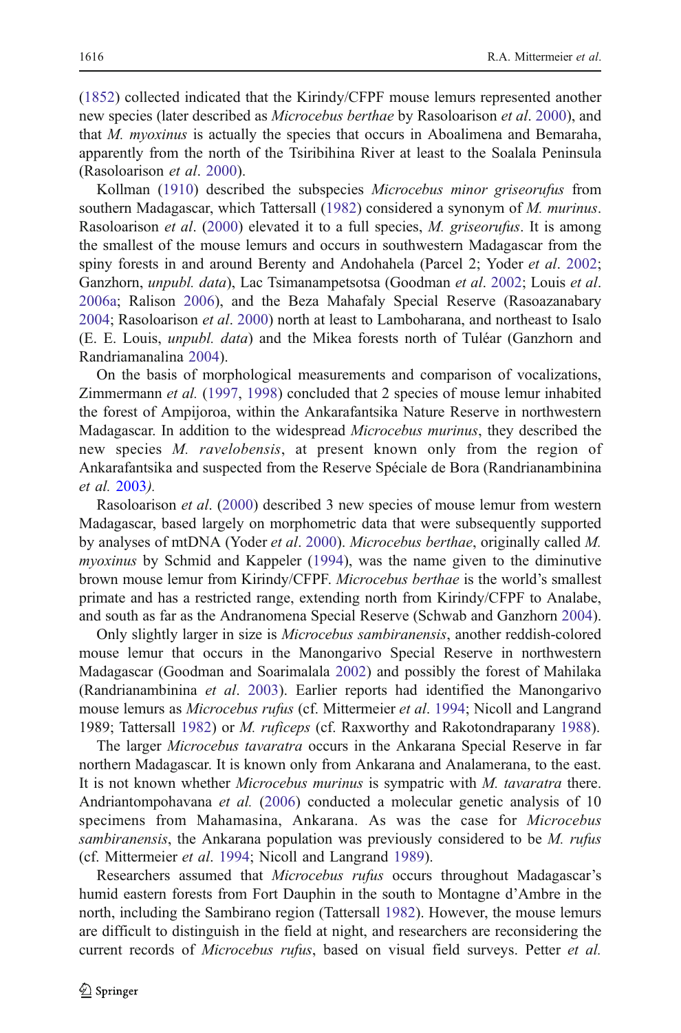(1852) collected indicated that the Kirindy/CFPF mouse lemurs represented another new species (later described as *Microcebus berthae* by Rasoloarison *et al*. 2000), and that *M. myoxinus* is actually the species that occurs in Aboalimena and Bemaraha, apparently from the north of the Tsiribihina River at least to the Soalala Peninsula (Rasoloarison *et al*. 2000).

Kollman (1910) described the subspecies *Microcebus minor griseorufus* from southern Madagascar, which Tattersall (1982) considered a synonym of *M. murinus*. Rasoloarison *et al*. (2000) elevated it to a full species, *M. griseorufus*. It is among the smallest of the mouse lemurs and occurs in southwestern Madagascar from the spiny forests in and around Berenty and Andohahela (Parcel 2; Yoder *et al*. 2002; Ganzhorn, *unpubl. data*), Lac Tsimanampetsotsa (Goodman *et al*. 2002; Louis *et al*. 2006a; Ralison 2006), and the Beza Mahafaly Special Reserve (Rasoazanabary 2004; Rasoloarison *et al*. 2000) north at least to Lamboharana, and northeast to Isalo (E. E. Louis, *unpubl. data*) and the Mikea forests north of Tuléar (Ganzhorn and Randriamanalina 2004).

On the basis of morphological measurements and comparison of vocalizations, Zimmermann *et al.* (1997, 1998) concluded that 2 species of mouse lemur inhabited the forest of Ampijoroa, within the Ankarafantsika Nature Reserve in northwestern Madagascar. In addition to the widespread *Microcebus murinus*, they described the new species *M. ravelobensis*, at present known only from the region of Ankarafantsika and suspected from the Reserve Spéciale de Bora (Randrianambinina *et al.* 2003).

Rasoloarison *et al*. (2000) described 3 new species of mouse lemur from western Madagascar, based largely on morphometric data that were subsequently supported by analyses of mtDNA (Yoder *et al*. 2000). *Microcebus berthae*, originally called *M. myoxinus* by Schmid and Kappeler (1994), was the name given to the diminutive brown mouse lemur from Kirindy/CFPF. *Microcebus berthae* is the world's smallest primate and has a restricted range, extending north from Kirindy/CFPF to Analabe, and south as far as the Andranomena Special Reserve (Schwab and Ganzhorn 2004).

Only slightly larger in size is *Microcebus sambiranensis*, another reddish-colored mouse lemur that occurs in the Manongarivo Special Reserve in northwestern Madagascar (Goodman and Soarimalala 2002) and possibly the forest of Mahilaka (Randrianambinina *et al*. 2003). Earlier reports had identified the Manongarivo mouse lemurs as *Microcebus rufus* (cf. Mittermeier *et al*. 1994; Nicoll and Langrand 1989; Tattersall 1982) or *M. ruficeps* (cf. Raxworthy and Rakotondraparany 1988).

The larger *Microcebus tavaratra* occurs in the Ankarana Special Reserve in far northern Madagascar. It is known only from Ankarana and Analamerana, to the east. It is not known whether *Microcebus murinus* is sympatric with *M. tavaratra* there. Andriantompohavana *et al.* (2006) conducted a molecular genetic analysis of 10 specimens from Mahamasina, Ankarana. As was the case for *Microcebus sambiranensis*, the Ankarana population was previously considered to be *M. rufus* (cf. Mittermeier *et al*. 1994; Nicoll and Langrand 1989).

Researchers assumed that *Microcebus rufus* occurs throughout Madagascar's humid eastern forests from Fort Dauphin in the south to Montagne d'Ambre in the north, including the Sambirano region (Tattersall 1982). However, the mouse lemurs are difficult to distinguish in the field at night, and researchers are reconsidering the current records of *Microcebus rufus*, based on visual field surveys. Petter *et al.*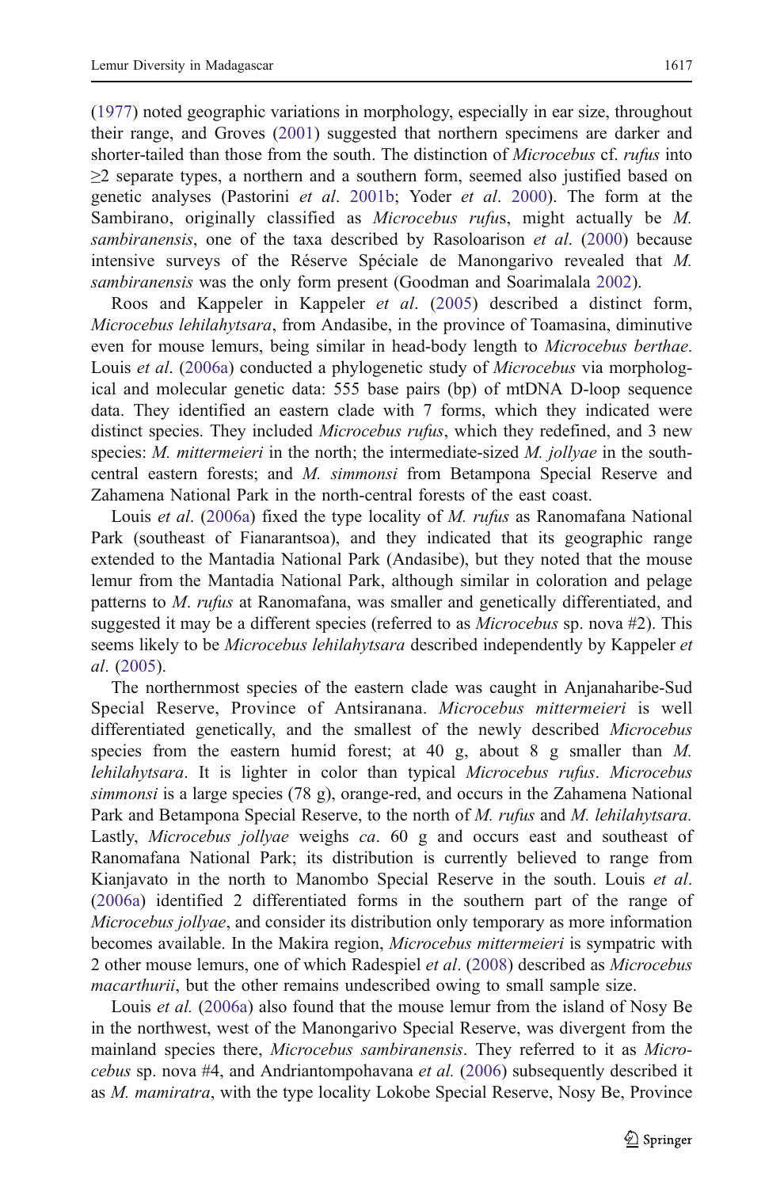(1977) noted geographic variations in morphology, especially in ear size, throughout their range, and Groves (2001) suggested that northern specimens are darker and shorter-tailed than those from the south. The distinction of *Microcebus* cf. *rufus* into ≥2 separate types, a northern and a southern form, seemed also justified based on genetic analyses (Pastorini *et al*. 2001b; Yoder *et al*. 2000). The form at the Sambirano, originally classified as *Microcebus rufu*s, might actually be *M. sambiranensis*, one of the taxa described by Rasoloarison *et al*. (2000) because intensive surveys of the Réserve Spéciale de Manongarivo revealed that *M. sambiranensis* was the only form present (Goodman and Soarimalala 2002).

Roos and Kappeler in Kappeler *et al*. (2005) described a distinct form, *Microcebus lehilahytsara*, from Andasibe, in the province of Toamasina, diminutive even for mouse lemurs, being similar in head-body length to *Microcebus berthae*. Louis *et al*. (2006a) conducted a phylogenetic study of *Microcebus* via morphological and molecular genetic data: 555 base pairs (bp) of mtDNA D-loop sequence data. They identified an eastern clade with 7 forms, which they indicated were distinct species. They included *Microcebus rufus*, which they redefined, and 3 new species: *M. mittermeieri* in the north; the intermediate-sized *M. jollyae* in the south-central eastern forests; and *M. simmonsi* from Betampona Special Reserve and Zahamena National Park in the north-central forests of the east coast.

Louis *et al*. (2006a) fixed the type locality of *M. rufus* as Ranomafana National Park (southeast of Fianarantsoa), and they indicated that its geographic range extended to the Mantadia National Park (Andasibe), but they noted that the mouse lemur from the Mantadia National Park, although similar in coloration and pelage patterns to *M. rufus* at Ranomafana, was smaller and genetically differentiated, and suggested it may be a different species (referred to as *Microcebus* sp. nova #2). This seems likely to be *Microcebus lehilahytsara* described independently by Kappeler *et al*. (2005).

The northernmost species of the eastern clade was caught in Anjanaharibe-Sud Special Reserve, Province of Antsiranana. *Microcebus mittermeieri* is well differentiated genetically, and the smallest of the newly described *Microcebus* species from the eastern humid forest; at 40 g, about 8 g smaller than *M. lehilahytsara*. It is lighter in color than typical *Microcebus rufus*. *Microcebus simmonsi* is a large species (78 g), orange-red, and occurs in the Zahamena National Park and Betampona Special Reserve, to the north of *M. rufus* and *M. lehilahytsara.* Lastly, *Microcebus jollyae* weighs *ca*. 60 g and occurs east and southeast of Ranomafana National Park; its distribution is currently believed to range from Kianjavato in the north to Manombo Special Reserve in the south. Louis *et al*. (2006a) identified 2 differentiated forms in the southern part of the range of *Microcebus jollyae*, and consider its distribution only temporary as more information becomes available. In the Makira region, *Microcebus mittermeieri* is sympatric with 2 other mouse lemurs, one of which Radespiel *et al*. (2008) described as *Microcebus macarthurii*, but the other remains undescribed owing to small sample size.

Louis *et al.* (2006a) also found that the mouse lemur from the island of Nosy Be in the northwest, west of the Manongarivo Special Reserve, was divergent from the mainland species there, *Microcebus sambiranensis*. They referred to it as *Microcebus* sp. nova #4, and Andriantompohavana *et al.* (2006) subsequently described it as *M. mamiratra*, with the type locality Lokobe Special Reserve, Nosy Be, Province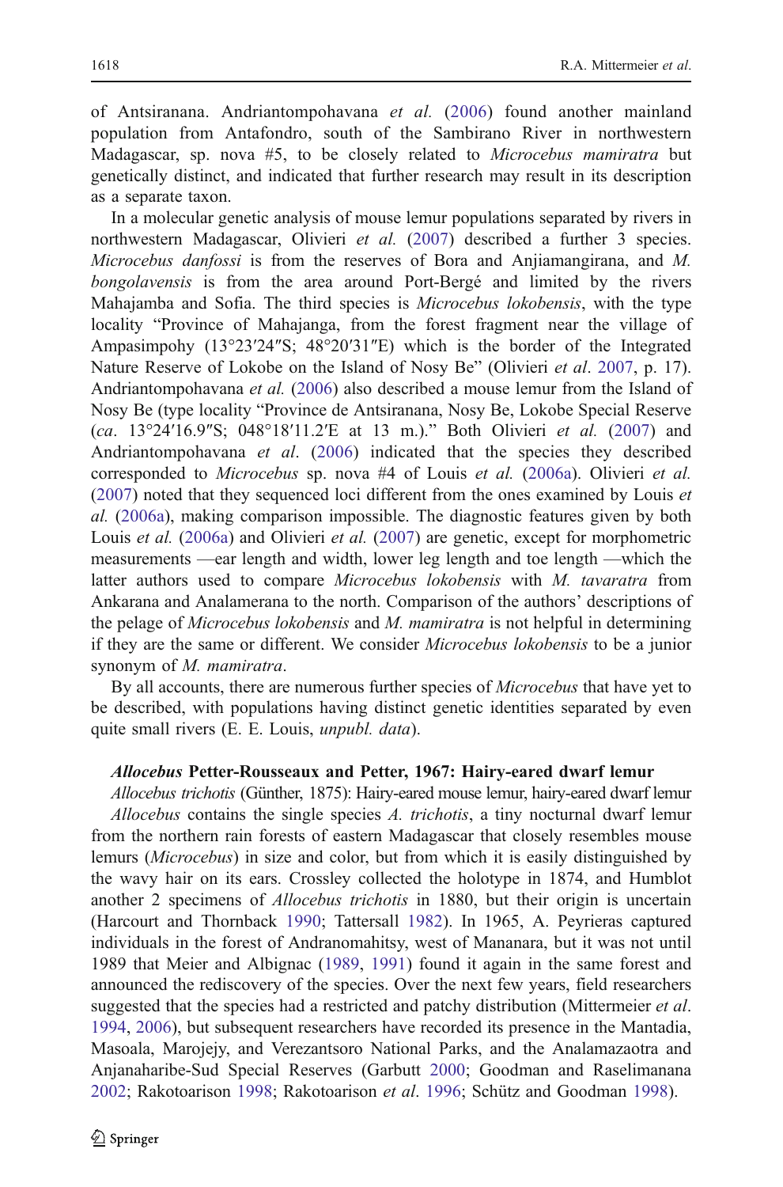of Antsiranana. Andriantompohavana *et al.* (2006) found another mainland population from Antafondro, south of the Sambirano River in northwestern Madagascar, sp. nova #5, to be closely related to *Microcebus mamiratra* but genetically distinct, and indicated that further research may result in its description as a separate taxon.

In a molecular genetic analysis of mouse lemur populations separated by rivers in northwestern Madagascar, Olivieri *et al.* (2007) described a further 3 species. *Microcebus danfossi* is from the reserves of Bora and Anjiamangirana, and *M. bongolavensis* is from the area around Port-Bergé and limited by the rivers Mahajamba and Sofia. The third species is *Microcebus lokobensis*, with the type locality "Province of Mahajanga, from the forest fragment near the village of Ampasimpohy (13°23′24″S; 48°20′31″E) which is the border of the Integrated Nature Reserve of Lokobe on the Island of Nosy Be" (Olivieri *et al*. 2007, p. 17). Andriantompohavana *et al.* (2006) also described a mouse lemur from the Island of Nosy Be (type locality "Province de Antsiranana, Nosy Be, Lokobe Special Reserve (*ca*. 13°24′16.9″S; 048°18′11.2′E at 13 m.)." Both Olivieri *et al.* (2007) and Andriantompohavana *et al*. (2006) indicated that the species they described corresponded to *Microcebus* sp. nova #4 of Louis *et al.* (2006a). Olivieri *et al.* (2007) noted that they sequenced loci different from the ones examined by Louis *et al.* (2006a), making comparison impossible. The diagnostic features given by both Louis *et al.* (2006a) and Olivieri *et al.* (2007) are genetic, except for morphometric measurements —ear length and width, lower leg length and toe length —which the latter authors used to compare *Microcebus lokobensis* with *M. tavaratra* from Ankarana and Analamerana to the north. Comparison of the authors' descriptions of the pelage of *Microcebus lokobensis* and *M. mamiratra* is not helpful in determining if they are the same or different. We consider *Microcebus lokobensis* to be a junior synonym of *M. mamiratra*.

By all accounts, there are numerous further species of *Microcebus* that have yet to be described, with populations having distinct genetic identities separated by even quite small rivers (E. E. Louis, *unpubl. data*).

#### ***Allocebus*** **Petter-Rousseaux and Petter, 1967: Hairy-eared dwarf lemur**

*Allocebus trichotis* (Günther, 1875): Hairy-eared mouse lemur, hairy-eared dwarf lemur

*Allocebus* contains the single species *A. trichotis*, a tiny nocturnal dwarf lemur from the northern rain forests of eastern Madagascar that closely resembles mouse lemurs (*Microcebus*) in size and color, but from which it is easily distinguished by the wavy hair on its ears. Crossley collected the holotype in 1874, and Humblot another 2 specimens of *Allocebus trichotis* in 1880, but their origin is uncertain (Harcourt and Thornback 1990; Tattersall 1982). In 1965, A. Peyrieras captured individuals in the forest of Andranomahitsy, west of Mananara, but it was not until 1989 that Meier and Albignac (1989, 1991) found it again in the same forest and announced the rediscovery of the species. Over the next few years, field researchers suggested that the species had a restricted and patchy distribution (Mittermeier *et al*. 1994, 2006), but subsequent researchers have recorded its presence in the Mantadia, Masoala, Marojejy, and Verezantsoro National Parks, and the Analamazaotra and Anjanaharibe-Sud Special Reserves (Garbutt 2000; Goodman and Raselimanana 2002; Rakotoarison 1998; Rakotoarison *et al*. 1996; Schütz and Goodman 1998).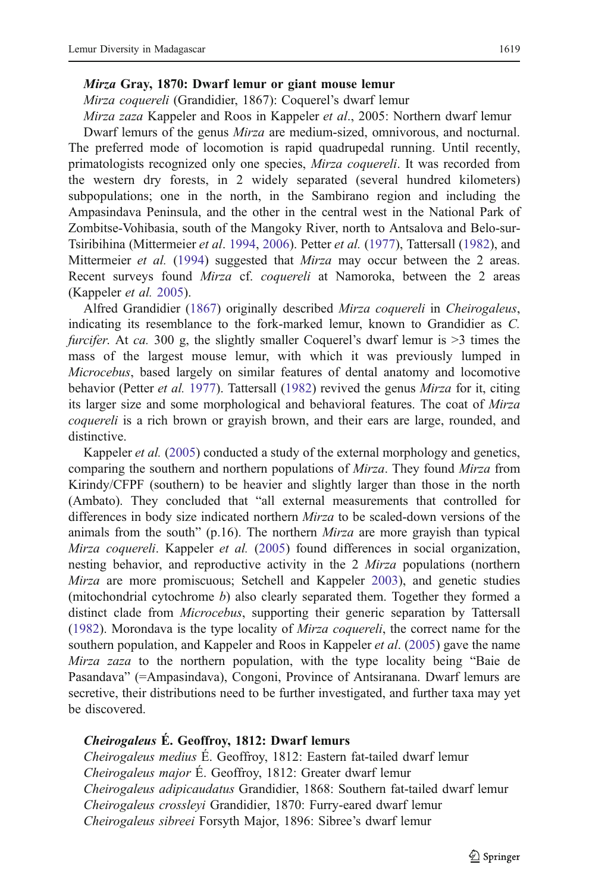**_Mirza_ Gray, 1870: Dwarf lemur or giant mouse lemur**

*Mirza coquereli* (Grandidier, 1867): Coquerel's dwarf lemur

*Mirza zaza* Kappeler and Roos in Kappeler *et al*., 2005: Northern dwarf lemur

Dwarf lemurs of the genus *Mirza* are medium-sized, omnivorous, and nocturnal. The preferred mode of locomotion is rapid quadrupedal running. Until recently, primatologists recognized only one species, *Mirza coquereli*. It was recorded from the western dry forests, in 2 widely separated (several hundred kilometers) subpopulations; one in the north, in the Sambirano region and including the Ampasindava Peninsula, and the other in the central west in the National Park of Zombitse-Vohibasia, south of the Mangoky River, north to Antsalova and Belo-sur-Tsiribihina (Mittermeier *et al*. 1994, 2006). Petter *et al.* (1977), Tattersall (1982), and Mittermeier *et al.* (1994) suggested that *Mirza* may occur between the 2 areas. Recent surveys found *Mirza* cf. *coquereli* at Namoroka, between the 2 areas (Kappeler *et al.* 2005).

Alfred Grandidier (1867) originally described *Mirza coquereli* in *Cheirogaleus*, indicating its resemblance to the fork-marked lemur, known to Grandidier as *C. furcifer*. At *ca.* 300 g, the slightly smaller Coquerel's dwarf lemur is >3 times the mass of the largest mouse lemur, with which it was previously lumped in *Microcebus*, based largely on similar features of dental anatomy and locomotive behavior (Petter *et al.* 1977). Tattersall (1982) revived the genus *Mirza* for it, citing its larger size and some morphological and behavioral features. The coat of *Mirza coquereli* is a rich brown or grayish brown, and their ears are large, rounded, and distinctive.

Kappeler *et al.* (2005) conducted a study of the external morphology and genetics, comparing the southern and northern populations of *Mirza*. They found *Mirza* from Kirindy/CFPF (southern) to be heavier and slightly larger than those in the north (Ambato). They concluded that "all external measurements that controlled for differences in body size indicated northern *Mirza* to be scaled-down versions of the animals from the south" (p.16). The northern *Mirza* are more grayish than typical *Mirza coquereli*. Kappeler *et al.* (2005) found differences in social organization, nesting behavior, and reproductive activity in the 2 *Mirza* populations (northern *Mirza* are more promiscuous; Setchell and Kappeler 2003), and genetic studies (mitochondrial cytochrome *b*) also clearly separated them. Together they formed a distinct clade from *Microcebus*, supporting their generic separation by Tattersall (1982). Morondava is the type locality of *Mirza coquereli*, the correct name for the southern population, and Kappeler and Roos in Kappeler *et al*. (2005) gave the name *Mirza zaza* to the northern population, with the type locality being "Baie de Pasandava" (=Ampasindava), Congoni, Province of Antsiranana. Dwarf lemurs are secretive, their distributions need to be further investigated, and further taxa may yet be discovered.

**_Cheirogaleus_ É. Geoffroy, 1812: Dwarf lemurs**

*Cheirogaleus medius* É. Geoffroy, 1812: Eastern fat-tailed dwarf lemur

*Cheirogaleus major* É. Geoffroy, 1812: Greater dwarf lemur

*Cheirogaleus adipicaudatus* Grandidier, 1868: Southern fat-tailed dwarf lemur

*Cheirogaleus crossleyi* Grandidier, 1870: Furry-eared dwarf lemur

*Cheirogaleus sibreei* Forsyth Major, 1896: Sibree's dwarf lemur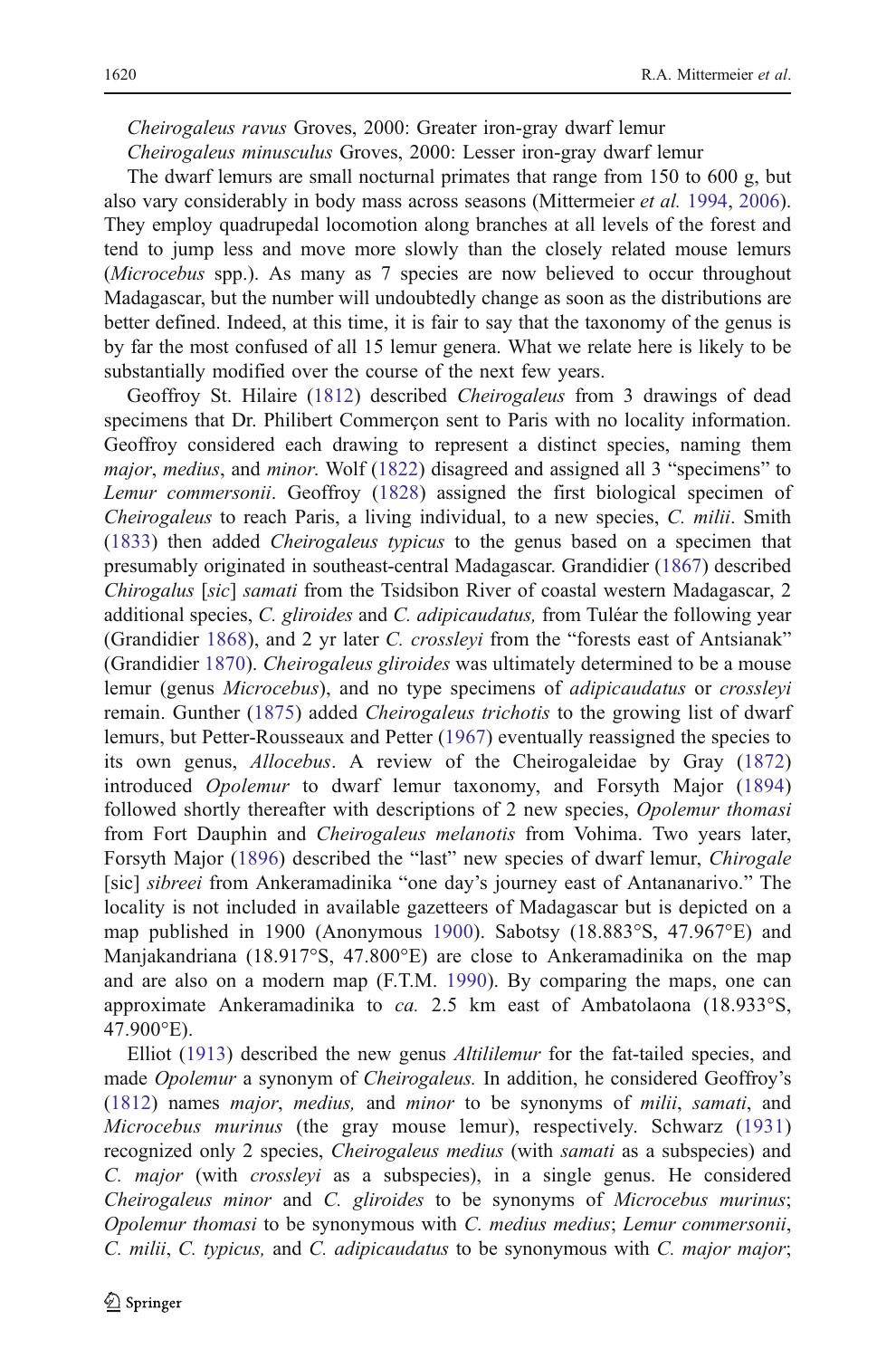*Cheirogaleus ravus* Groves, 2000: Greater iron-gray dwarf lemur

*Cheirogaleus minusculus* Groves, 2000: Lesser iron-gray dwarf lemur

The dwarf lemurs are small nocturnal primates that range from 150 to 600 g, but also vary considerably in body mass across seasons (Mittermeier *et al.* 1994, 2006). They employ quadrupedal locomotion along branches at all levels of the forest and tend to jump less and move more slowly than the closely related mouse lemurs (*Microcebus* spp.). As many as 7 species are now believed to occur throughout Madagascar, but the number will undoubtedly change as soon as the distributions are better defined. Indeed, at this time, it is fair to say that the taxonomy of the genus is by far the most confused of all 15 lemur genera. What we relate here is likely to be substantially modified over the course of the next few years.

Geoffroy St. Hilaire (1812) described *Cheirogaleus* from 3 drawings of dead specimens that Dr. Philibert Commerçon sent to Paris with no locality information. Geoffroy considered each drawing to represent a distinct species, naming them *major*, *medius*, and *minor*. Wolf (1822) disagreed and assigned all 3 "specimens" to *Lemur commersonii*. Geoffroy (1828) assigned the first biological specimen of *Cheirogaleus* to reach Paris, a living individual, to a new species, *C. milii*. Smith (1833) then added *Cheirogaleus typicus* to the genus based on a specimen that presumably originated in southeast-central Madagascar. Grandidier (1867) described *Chirogalus* [*sic*] *samati* from the Tsidsibon River of coastal western Madagascar, 2 additional species, *C. gliroides* and *C. adipicaudatus,* from Tuléar the following year (Grandidier 1868), and 2 yr later *C. crossleyi* from the "forests east of Antsianak" (Grandidier 1870). *Cheirogaleus gliroides* was ultimately determined to be a mouse lemur (genus *Microcebus*), and no type specimens of *adipicaudatus* or *crossleyi* remain. Gunther (1875) added *Cheirogaleus trichotis* to the growing list of dwarf lemurs, but Petter-Rousseaux and Petter (1967) eventually reassigned the species to its own genus, *Allocebus*. A review of the Cheirogaleidae by Gray (1872) introduced *Opolemur* to dwarf lemur taxonomy, and Forsyth Major (1894) followed shortly thereafter with descriptions of 2 new species, *Opolemur thomasi* from Fort Dauphin and *Cheirogaleus melanotis* from Vohima. Two years later, Forsyth Major (1896) described the "last" new species of dwarf lemur, *Chirogale* [sic] *sibreei* from Ankeramadinika "one day's journey east of Antananarivo." The locality is not included in available gazetteers of Madagascar but is depicted on a map published in 1900 (Anonymous 1900). Sabotsy (18.883°S, 47.967°E) and Manjakandriana (18.917°S, 47.800°E) are close to Ankeramadinika on the map and are also on a modern map (F.T.M. 1990). By comparing the maps, one can approximate Ankeramadinika to *ca.* 2.5 km east of Ambatolaona (18.933°S, 47.900°E).

Elliot (1913) described the new genus *Altililemur* for the fat-tailed species, and made *Opolemur* a synonym of *Cheirogaleus.* In addition, he considered Geoffroy's (1812) names *major*, *medius,* and *minor* to be synonyms of *milii*, *samati*, and *Microcebus murinus* (the gray mouse lemur), respectively. Schwarz (1931) recognized only 2 species, *Cheirogaleus medius* (with *samati* as a subspecies) and *C. major* (with *crossleyi* as a subspecies), in a single genus. He considered *Cheirogaleus minor* and *C. gliroides* to be synonyms of *Microcebus murinus*; *Opolemur thomasi* to be synonymous with *C. medius medius*; *Lemur commersonii*, *C. milii*, *C. typicus,* and *C. adipicaudatus* to be synonymous with *C. major major*;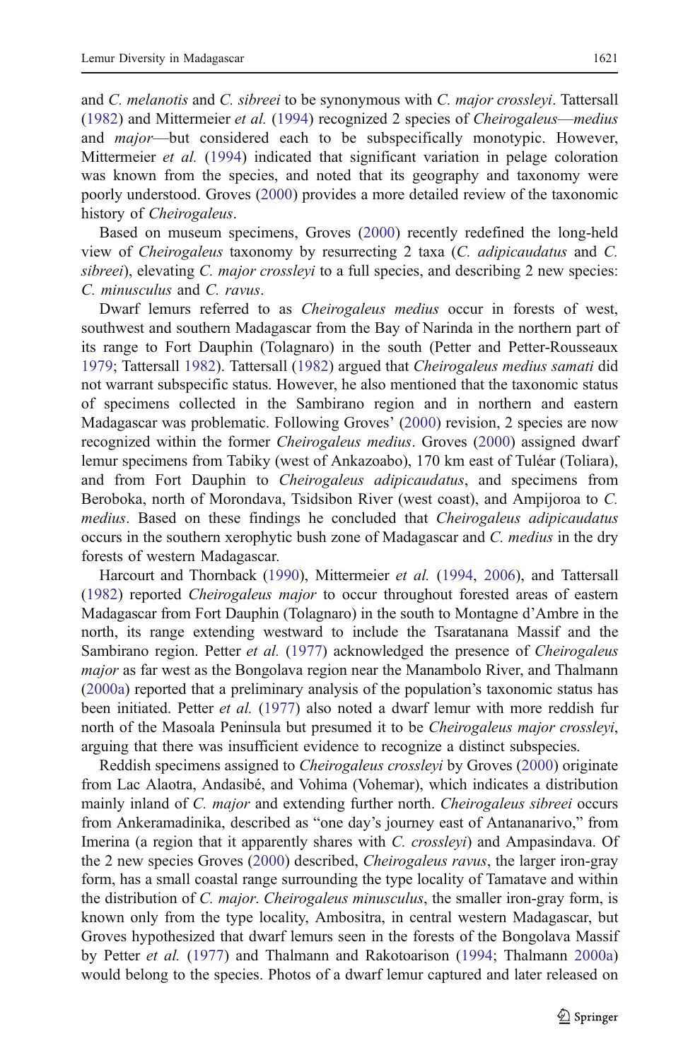and *C. melanotis* and *C. sibreei* to be synonymous with *C. major crossleyi*. Tattersall (1982) and Mittermeier *et al.* (1994) recognized 2 species of *Cheirogaleus*—*medius* and *major*—but considered each to be subspecifically monotypic. However, Mittermeier *et al.* (1994) indicated that significant variation in pelage coloration was known from the species, and noted that its geography and taxonomy were poorly understood. Groves (2000) provides a more detailed review of the taxonomic history of *Cheirogaleus*.

Based on museum specimens, Groves (2000) recently redefined the long-held view of *Cheirogaleus* taxonomy by resurrecting 2 taxa (*C. adipicaudatus* and *C. sibreei*), elevating *C. major crossleyi* to a full species, and describing 2 new species: *C. minusculus* and *C. ravus*.

Dwarf lemurs referred to as *Cheirogaleus medius* occur in forests of west, southwest and southern Madagascar from the Bay of Narinda in the northern part of its range to Fort Dauphin (Tolagnaro) in the south (Petter and Petter-Rousseaux 1979; Tattersall 1982). Tattersall (1982) argued that *Cheirogaleus medius samati* did not warrant subspecific status. However, he also mentioned that the taxonomic status of specimens collected in the Sambirano region and in northern and eastern Madagascar was problematic. Following Groves' (2000) revision, 2 species are now recognized within the former *Cheirogaleus medius*. Groves (2000) assigned dwarf lemur specimens from Tabiky (west of Ankazoabo), 170 km east of Tuléar (Toliara), and from Fort Dauphin to *Cheirogaleus adipicaudatus*, and specimens from Beroboka, north of Morondava, Tsidsibon River (west coast), and Ampijoroa to *C. medius*. Based on these findings he concluded that *Cheirogaleus adipicaudatus* occurs in the southern xerophytic bush zone of Madagascar and *C. medius* in the dry forests of western Madagascar.

Harcourt and Thornback (1990), Mittermeier *et al.* (1994, 2006), and Tattersall (1982) reported *Cheirogaleus major* to occur throughout forested areas of eastern Madagascar from Fort Dauphin (Tolagnaro) in the south to Montagne d'Ambre in the north, its range extending westward to include the Tsaratanana Massif and the Sambirano region. Petter *et al.* (1977) acknowledged the presence of *Cheirogaleus major* as far west as the Bongolava region near the Manambolo River, and Thalmann (2000a) reported that a preliminary analysis of the population's taxonomic status has been initiated. Petter *et al.* (1977) also noted a dwarf lemur with more reddish fur north of the Masoala Peninsula but presumed it to be *Cheirogaleus major crossleyi*, arguing that there was insufficient evidence to recognize a distinct subspecies.

Reddish specimens assigned to *Cheirogaleus crossleyi* by Groves (2000) originate from Lac Alaotra, Andasibé, and Vohima (Vohemar), which indicates a distribution mainly inland of *C. major* and extending further north. *Cheirogaleus sibreei* occurs from Ankeramadinika, described as "one day's journey east of Antananarivo," from Imerina (a region that it apparently shares with *C. crossleyi*) and Ampasindava. Of the 2 new species Groves (2000) described, *Cheirogaleus ravus*, the larger iron-gray form, has a small coastal range surrounding the type locality of Tamatave and within the distribution of *C. major*. *Cheirogaleus minusculus*, the smaller iron-gray form, is known only from the type locality, Ambositra, in central western Madagascar, but Groves hypothesized that dwarf lemurs seen in the forests of the Bongolava Massif by Petter *et al.* (1977) and Thalmann and Rakotoarison (1994; Thalmann 2000a) would belong to the species. Photos of a dwarf lemur captured and later released on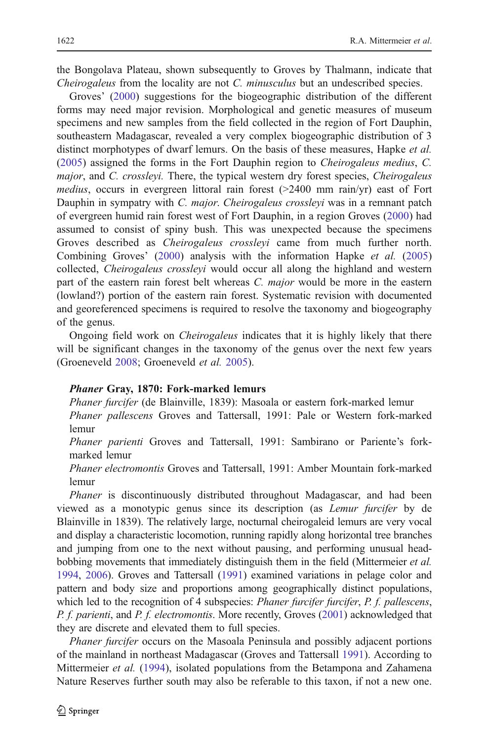the Bongolava Plateau, shown subsequently to Groves by Thalmann, indicate that *Cheirogaleus* from the locality are not *C. minusculus* but an undescribed species.

Groves' (2000) suggestions for the biogeographic distribution of the different forms may need major revision. Morphological and genetic measures of museum specimens and new samples from the field collected in the region of Fort Dauphin, southeastern Madagascar, revealed a very complex biogeographic distribution of 3 distinct morphotypes of dwarf lemurs. On the basis of these measures, Hapke *et al.* (2005) assigned the forms in the Fort Dauphin region to *Cheirogaleus medius*, *C. major*, and *C. crossleyi.* There, the typical western dry forest species, *Cheirogaleus medius*, occurs in evergreen littoral rain forest (>2400 mm rain/yr) east of Fort Dauphin in sympatry with *C. major*. *Cheirogaleus crossleyi* was in a remnant patch of evergreen humid rain forest west of Fort Dauphin, in a region Groves (2000) had assumed to consist of spiny bush. This was unexpected because the specimens Groves described as *Cheirogaleus crossleyi* came from much further north. Combining Groves' (2000) analysis with the information Hapke *et al.* (2005) collected, *Cheirogaleus crossleyi* would occur all along the highland and western part of the eastern rain forest belt whereas *C. major* would be more in the eastern (lowland?) portion of the eastern rain forest. Systematic revision with documented and georeferenced specimens is required to resolve the taxonomy and biogeography of the genus.

Ongoing field work on *Cheirogaleus* indicates that it is highly likely that there will be significant changes in the taxonomy of the genus over the next few years (Groeneveld 2008; Groeneveld *et al.* 2005).

***Phaner* Gray, 1870: Fork-marked lemurs**

*Phaner furcifer* (de Blainville, 1839): Masoala or eastern fork-marked lemur

*Phaner pallescens* Groves and Tattersall, 1991: Pale or Western fork-marked lemur

*Phaner parienti* Groves and Tattersall, 1991: Sambirano or Pariente's fork-marked lemur

*Phaner electromontis* Groves and Tattersall, 1991: Amber Mountain fork-marked lemur

*Phaner* is discontinuously distributed throughout Madagascar, and had been viewed as a monotypic genus since its description (as *Lemur furcifer* by de Blainville in 1839). The relatively large, nocturnal cheirogaleid lemurs are very vocal and display a characteristic locomotion, running rapidly along horizontal tree branches and jumping from one to the next without pausing, and performing unusual head-bobbing movements that immediately distinguish them in the field (Mittermeier *et al.* 1994, 2006). Groves and Tattersall (1991) examined variations in pelage color and pattern and body size and proportions among geographically distinct populations, which led to the recognition of 4 subspecies: *Phaner furcifer furcifer*, *P. f. pallescens*, *P. f. parienti*, and *P. f. electromontis*. More recently, Groves (2001) acknowledged that they are discrete and elevated them to full species.

*Phaner furcifer* occurs on the Masoala Peninsula and possibly adjacent portions of the mainland in northeast Madagascar (Groves and Tattersall 1991). According to Mittermeier *et al.* (1994), isolated populations from the Betampona and Zahamena Nature Reserves further south may also be referable to this taxon, if not a new one.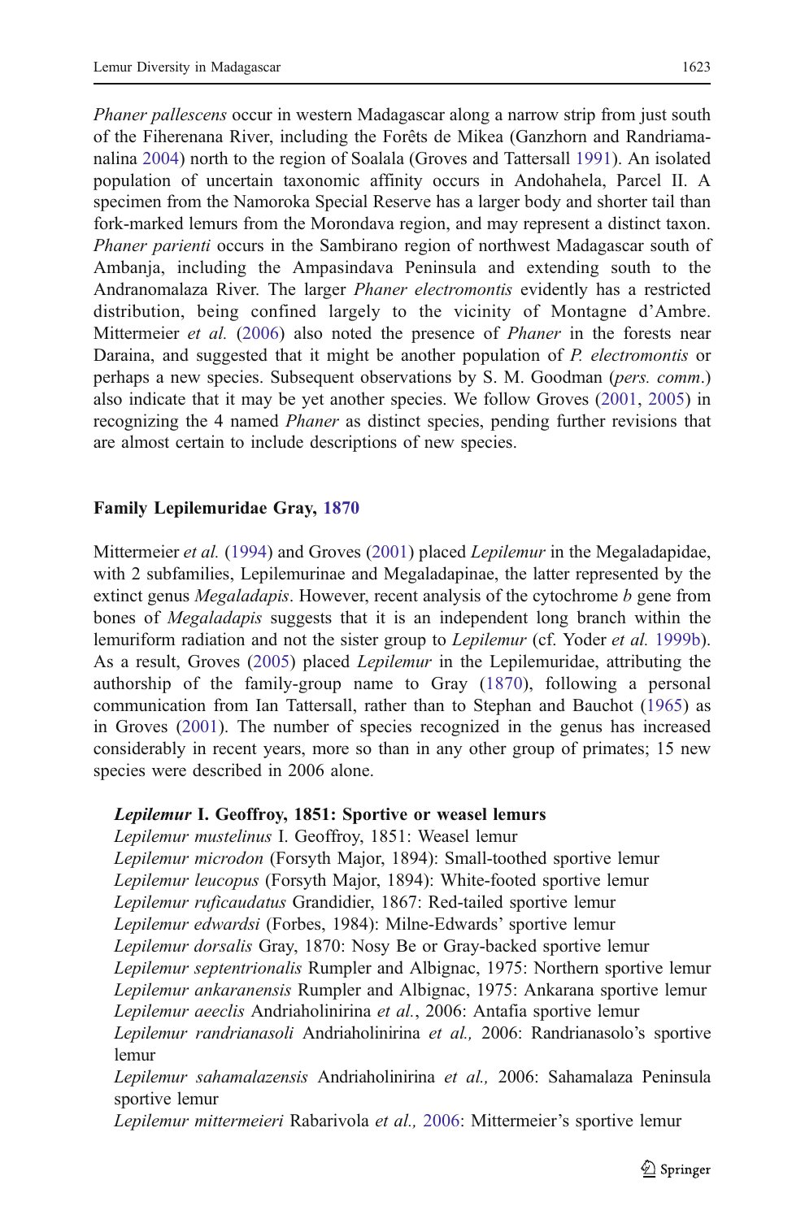*Phaner pallescens* occur in western Madagascar along a narrow strip from just south of the Fiherenana River, including the Forêts de Mikea (Ganzhorn and Randriamanalina 2004) north to the region of Soalala (Groves and Tattersall 1991). An isolated population of uncertain taxonomic affinity occurs in Andohahela, Parcel II. A specimen from the Namoroka Special Reserve has a larger body and shorter tail than fork-marked lemurs from the Morondava region, and may represent a distinct taxon. *Phaner parienti* occurs in the Sambirano region of northwest Madagascar south of Ambanja, including the Ampasindava Peninsula and extending south to the Andranomalaza River. The larger *Phaner electromontis* evidently has a restricted distribution, being confined largely to the vicinity of Montagne d'Ambre. Mittermeier *et al.* (2006) also noted the presence of *Phaner* in the forests near Daraina, and suggested that it might be another population of *P. electromontis* or perhaps a new species. Subsequent observations by S. M. Goodman (*pers. comm.*) also indicate that it may be yet another species. We follow Groves (2001, 2005) in recognizing the 4 named *Phaner* as distinct species, pending further revisions that are almost certain to include descriptions of new species.

## Family Lepilemuridae Gray, 1870

Mittermeier *et al.* (1994) and Groves (2001) placed *Lepilemur* in the Megaladapidae, with 2 subfamilies, Lepilemurinae and Megaladapinae, the latter represented by the extinct genus *Megaladapis*. However, recent analysis of the cytochrome *b* gene from bones of *Megaladapis* suggests that it is an independent long branch within the lemuriform radiation and not the sister group to *Lepilemur* (cf. Yoder *et al.* 1999b). As a result, Groves (2005) placed *Lepilemur* in the Lepilemuridae, attributing the authorship of the family-group name to Gray (1870), following a personal communication from Ian Tattersall, rather than to Stephan and Bauchot (1965) as in Groves (2001). The number of species recognized in the genus has increased considerably in recent years, more so than in any other group of primates; 15 new species were described in 2006 alone.

***Lepilemur*** **I. Geoffroy, 1851: Sportive or weasel lemurs**

*Lepilemur mustelinus* I. Geoffroy, 1851: Weasel lemur
*Lepilemur microdon* (Forsyth Major, 1894): Small-toothed sportive lemur
*Lepilemur leucopus* (Forsyth Major, 1894): White-footed sportive lemur
*Lepilemur ruficaudatus* Grandidier, 1867: Red-tailed sportive lemur
*Lepilemur edwardsi* (Forbes, 1984): Milne-Edwards' sportive lemur
*Lepilemur dorsalis* Gray, 1870: Nosy Be or Gray-backed sportive lemur
*Lepilemur septentrionalis* Rumpler and Albignac, 1975: Northern sportive lemur
*Lepilemur ankaranensis* Rumpler and Albignac, 1975: Ankarana sportive lemur
*Lepilemur aeeclis* Andriaholinirina *et al.*, 2006: Antafia sportive lemur
*Lepilemur randrianasoli* Andriaholinirina *et al.,* 2006: Randrianasolo's sportive lemur
*Lepilemur sahamalazensis* Andriaholinirina *et al.,* 2006: Sahamalaza Peninsula sportive lemur
*Lepilemur mittermeieri* Rabarivola *et al.,* 2006: Mittermeier's sportive lemur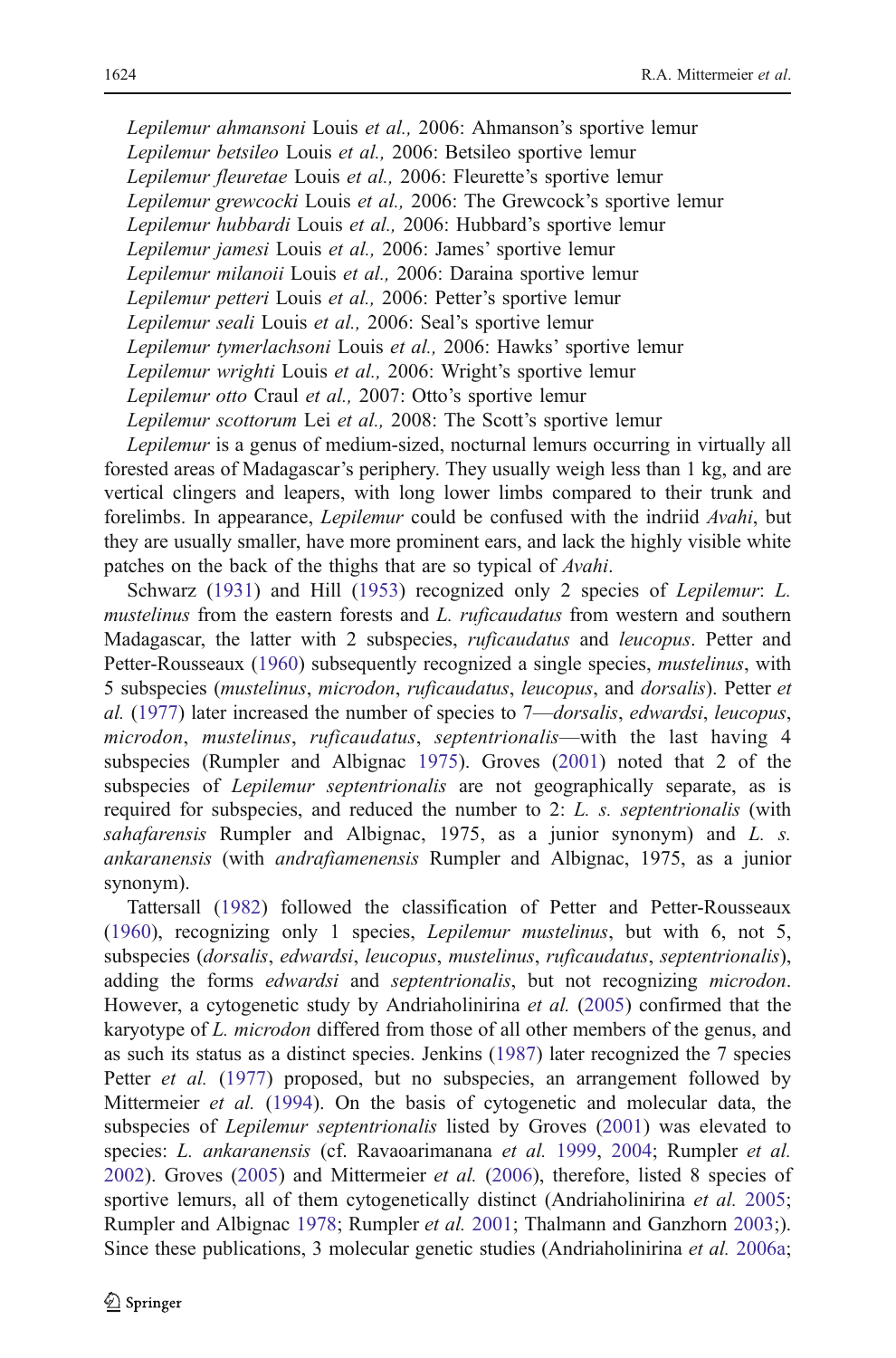*Lepilemur ahmansoni* Louis *et al.,* 2006: Ahmanson's sportive lemur
*Lepilemur betsileo* Louis *et al.,* 2006: Betsileo sportive lemur
*Lepilemur fleuretae* Louis *et al.,* 2006: Fleurette's sportive lemur
*Lepilemur grewcocki* Louis *et al.,* 2006: The Grewcock's sportive lemur
*Lepilemur hubbardi* Louis *et al.,* 2006: Hubbard's sportive lemur
*Lepilemur jamesi* Louis *et al.,* 2006: James' sportive lemur
*Lepilemur milanoii* Louis *et al.,* 2006: Daraina sportive lemur
*Lepilemur petteri* Louis *et al.,* 2006: Petter's sportive lemur
*Lepilemur seali* Louis *et al.,* 2006: Seal's sportive lemur
*Lepilemur tymerlachsoni* Louis *et al.,* 2006: Hawks' sportive lemur
*Lepilemur wrighti* Louis *et al.,* 2006: Wright's sportive lemur
*Lepilemur otto* Craul *et al.,* 2007: Otto's sportive lemur
*Lepilemur scottorum* Lei *et al.,* 2008: The Scott's sportive lemur

*Lepilemur* is a genus of medium-sized, nocturnal lemurs occurring in virtually all forested areas of Madagascar's periphery. They usually weigh less than 1 kg, and are vertical clingers and leapers, with long lower limbs compared to their trunk and forelimbs. In appearance, *Lepilemur* could be confused with the indriid *Avahi*, but they are usually smaller, have more prominent ears, and lack the highly visible white patches on the back of the thighs that are so typical of *Avahi*.

Schwarz (1931) and Hill (1953) recognized only 2 species of *Lepilemur*: *L. mustelinus* from the eastern forests and *L. ruficaudatus* from western and southern Madagascar, the latter with 2 subspecies, *ruficaudatus* and *leucopus*. Petter and Petter-Rousseaux (1960) subsequently recognized a single species, *mustelinus*, with 5 subspecies (*mustelinus*, *microdon*, *ruficaudatus*, *leucopus*, and *dorsalis*). Petter *et al.* (1977) later increased the number of species to 7—*dorsalis*, *edwardsi*, *leucopus*, *microdon*, *mustelinus*, *ruficaudatus*, *septentrionalis*—with the last having 4 subspecies (Rumpler and Albignac 1975). Groves (2001) noted that 2 of the subspecies of *Lepilemur septentrionalis* are not geographically separate, as is required for subspecies, and reduced the number to 2: *L. s. septentrionalis* (with *sahafarensis* Rumpler and Albignac, 1975, as a junior synonym) and *L. s. ankaranensis* (with *andrafiamenensis* Rumpler and Albignac, 1975, as a junior synonym).

Tattersall (1982) followed the classification of Petter and Petter-Rousseaux (1960), recognizing only 1 species, *Lepilemur mustelinus*, but with 6, not 5, subspecies (*dorsalis*, *edwardsi*, *leucopus*, *mustelinus*, *ruficaudatus*, *septentrionalis*), adding the forms *edwardsi* and *septentrionalis*, but not recognizing *microdon*. However, a cytogenetic study by Andriaholinirina *et al.* (2005) confirmed that the karyotype of *L. microdon* differed from those of all other members of the genus, and as such its status as a distinct species. Jenkins (1987) later recognized the 7 species Petter *et al.* (1977) proposed, but no subspecies, an arrangement followed by Mittermeier *et al.* (1994). On the basis of cytogenetic and molecular data, the subspecies of *Lepilemur septentrionalis* listed by Groves (2001) was elevated to species: *L. ankaranensis* (cf. Ravaoarimanana *et al.* 1999, 2004; Rumpler *et al.* 2002). Groves (2005) and Mittermeier *et al.* (2006), therefore, listed 8 species of sportive lemurs, all of them cytogenetically distinct (Andriaholinirina *et al.* 2005; Rumpler and Albignac 1978; Rumpler *et al.* 2001; Thalmann and Ganzhorn 2003;). Since these publications, 3 molecular genetic studies (Andriaholinirina *et al.* 2006a;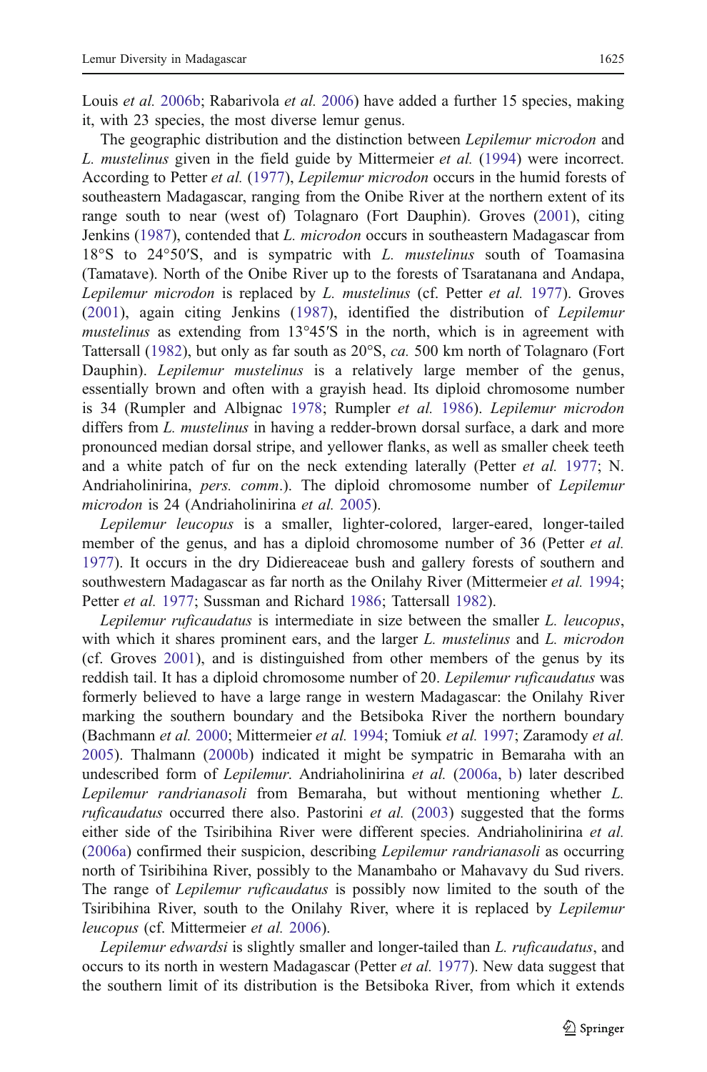Louis *et al.* 2006b; Rabarivola *et al.* 2006) have added a further 15 species, making it, with 23 species, the most diverse lemur genus.

The geographic distribution and the distinction between *Lepilemur microdon* and *L. mustelinus* given in the field guide by Mittermeier *et al.* (1994) were incorrect. According to Petter *et al.* (1977), *Lepilemur microdon* occurs in the humid forests of southeastern Madagascar, ranging from the Onibe River at the northern extent of its range south to near (west of) Tolagnaro (Fort Dauphin). Groves (2001), citing Jenkins (1987), contended that *L. microdon* occurs in southeastern Madagascar from 18°S to 24°50′S, and is sympatric with *L. mustelinus* south of Toamasina (Tamatave). North of the Onibe River up to the forests of Tsaratanana and Andapa, *Lepilemur microdon* is replaced by *L. mustelinus* (cf. Petter *et al.* 1977). Groves (2001), again citing Jenkins (1987), identified the distribution of *Lepilemur mustelinus* as extending from 13°45′S in the north, which is in agreement with Tattersall (1982), but only as far south as 20°S, *ca.* 500 km north of Tolagnaro (Fort Dauphin). *Lepilemur mustelinus* is a relatively large member of the genus, essentially brown and often with a grayish head. Its diploid chromosome number is 34 (Rumpler and Albignac 1978; Rumpler *et al.* 1986). *Lepilemur microdon* differs from *L. mustelinus* in having a redder-brown dorsal surface, a dark and more pronounced median dorsal stripe, and yellower flanks, as well as smaller cheek teeth and a white patch of fur on the neck extending laterally (Petter *et al.* 1977; N. Andriaholinirina, *pers. comm.*). The diploid chromosome number of *Lepilemur microdon* is 24 (Andriaholinirina *et al.* 2005).

*Lepilemur leucopus* is a smaller, lighter-colored, larger-eared, longer-tailed member of the genus, and has a diploid chromosome number of 36 (Petter *et al.* 1977). It occurs in the dry Didiereaceae bush and gallery forests of southern and southwestern Madagascar as far north as the Onilahy River (Mittermeier *et al.* 1994; Petter *et al.* 1977; Sussman and Richard 1986; Tattersall 1982).

*Lepilemur ruficaudatus* is intermediate in size between the smaller *L. leucopus*, with which it shares prominent ears, and the larger *L. mustelinus* and *L. microdon* (cf. Groves 2001), and is distinguished from other members of the genus by its reddish tail. It has a diploid chromosome number of 20. *Lepilemur ruficaudatus* was formerly believed to have a large range in western Madagascar: the Onilahy River marking the southern boundary and the Betsiboka River the northern boundary (Bachmann *et al.* 2000; Mittermeier *et al.* 1994; Tomiuk *et al.* 1997; Zaramody *et al.* 2005). Thalmann (2000b) indicated it might be sympatric in Bemaraha with an undescribed form of *Lepilemur*. Andriaholinirina *et al.* (2006a, b) later described *Lepilemur randrianasoli* from Bemaraha, but without mentioning whether *L. ruficaudatus* occurred there also. Pastorini *et al.* (2003) suggested that the forms either side of the Tsiribihina River were different species. Andriaholinirina *et al.* (2006a) confirmed their suspicion, describing *Lepilemur randrianasoli* as occurring north of Tsiribihina River, possibly to the Manambaho or Mahavavy du Sud rivers. The range of *Lepilemur ruficaudatus* is possibly now limited to the south of the Tsiribihina River, south to the Onilahy River, where it is replaced by *Lepilemur leucopus* (cf. Mittermeier *et al.* 2006).

*Lepilemur edwardsi* is slightly smaller and longer-tailed than *L. ruficaudatus*, and occurs to its north in western Madagascar (Petter *et al.* 1977). New data suggest that the southern limit of its distribution is the Betsiboka River, from which it extends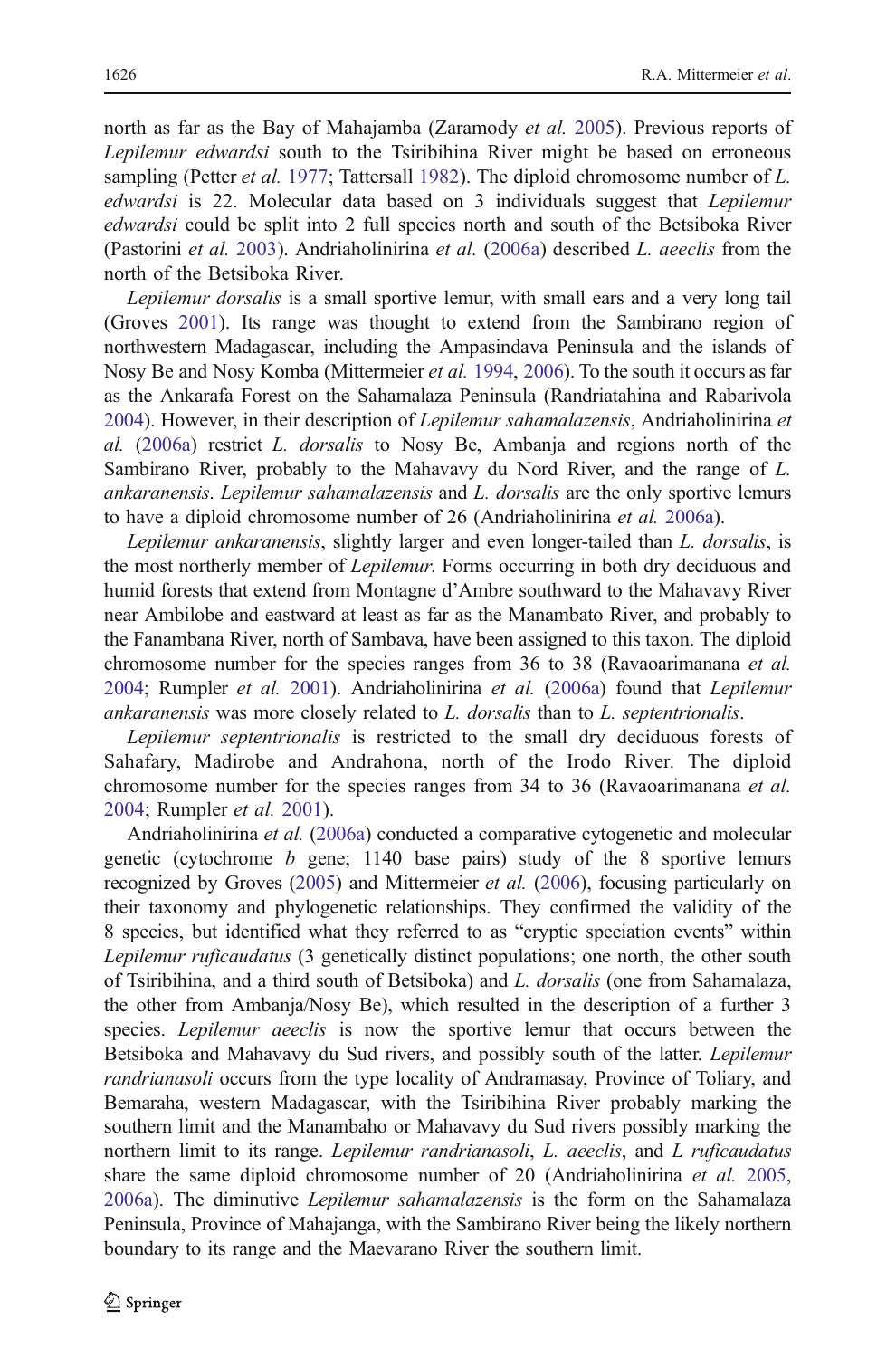north as far as the Bay of Mahajamba (Zaramody *et al.* 2005). Previous reports of *Lepilemur edwardsi* south to the Tsiribihina River might be based on erroneous sampling (Petter *et al.* 1977; Tattersall 1982). The diploid chromosome number of *L. edwardsi* is 22. Molecular data based on 3 individuals suggest that *Lepilemur edwardsi* could be split into 2 full species north and south of the Betsiboka River (Pastorini *et al.* 2003). Andriaholinirina *et al.* (2006a) described *L. aeeclis* from the north of the Betsiboka River.

*Lepilemur dorsalis* is a small sportive lemur, with small ears and a very long tail (Groves 2001). Its range was thought to extend from the Sambirano region of northwestern Madagascar, including the Ampasindava Peninsula and the islands of Nosy Be and Nosy Komba (Mittermeier *et al.* 1994, 2006). To the south it occurs as far as the Ankarafa Forest on the Sahamalaza Peninsula (Randriatahina and Rabarivola 2004). However, in their description of *Lepilemur sahamalazensis*, Andriaholinirina *et al.* (2006a) restrict *L. dorsalis* to Nosy Be, Ambanja and regions north of the Sambirano River, probably to the Mahavavy du Nord River, and the range of *L. ankaranensis*. *Lepilemur sahamalazensis* and *L. dorsalis* are the only sportive lemurs to have a diploid chromosome number of 26 (Andriaholinirina *et al.* 2006a).

*Lepilemur ankaranensis*, slightly larger and even longer-tailed than *L. dorsalis*, is the most northerly member of *Lepilemur*. Forms occurring in both dry deciduous and humid forests that extend from Montagne d'Ambre southward to the Mahavavy River near Ambilobe and eastward at least as far as the Manambato River, and probably to the Fanambana River, north of Sambava, have been assigned to this taxon. The diploid chromosome number for the species ranges from 36 to 38 (Ravaoarimanana *et al.* 2004; Rumpler *et al.* 2001). Andriaholinirina *et al.* (2006a) found that *Lepilemur ankaranensis* was more closely related to *L. dorsalis* than to *L. septentrionalis*.

*Lepilemur septentrionalis* is restricted to the small dry deciduous forests of Sahafary, Madirobe and Andrahona, north of the Irodo River. The diploid chromosome number for the species ranges from 34 to 36 (Ravaoarimanana *et al.* 2004; Rumpler *et al.* 2001).

Andriaholinirina *et al.* (2006a) conducted a comparative cytogenetic and molecular genetic (cytochrome *b* gene; 1140 base pairs) study of the 8 sportive lemurs recognized by Groves (2005) and Mittermeier *et al.* (2006), focusing particularly on their taxonomy and phylogenetic relationships. They confirmed the validity of the 8 species, but identified what they referred to as "cryptic speciation events" within *Lepilemur ruficaudatus* (3 genetically distinct populations; one north, the other south of Tsiribihina, and a third south of Betsiboka) and *L. dorsalis* (one from Sahamalaza, the other from Ambanja/Nosy Be), which resulted in the description of a further 3 species. *Lepilemur aeeclis* is now the sportive lemur that occurs between the Betsiboka and Mahavavy du Sud rivers, and possibly south of the latter. *Lepilemur randrianasoli* occurs from the type locality of Andramasay, Province of Toliary, and Bemaraha, western Madagascar, with the Tsiribihina River probably marking the southern limit and the Manambaho or Mahavavy du Sud rivers possibly marking the northern limit to its range. *Lepilemur randrianasoli*, *L. aeeclis*, and *L ruficaudatus* share the same diploid chromosome number of 20 (Andriaholinirina *et al.* 2005, 2006a). The diminutive *Lepilemur sahamalazensis* is the form on the Sahamalaza Peninsula, Province of Mahajanga, with the Sambirano River being the likely northern boundary to its range and the Maevarano River the southern limit.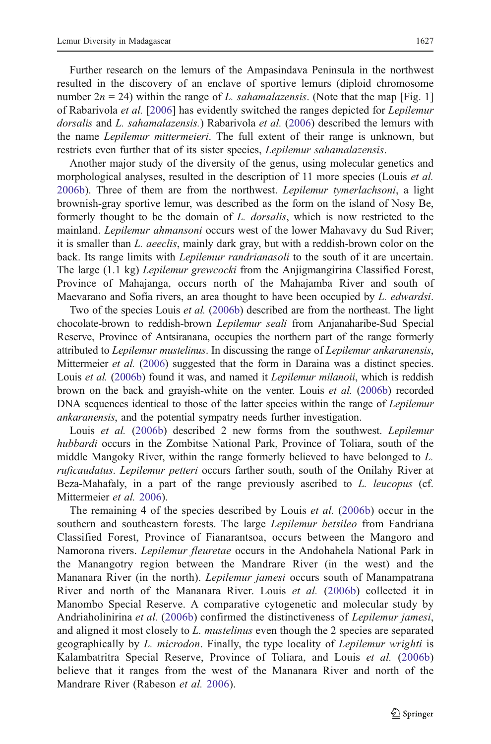Further research on the lemurs of the Ampasindava Peninsula in the northwest resulted in the discovery of an enclave of sportive lemurs (diploid chromosome number $2n = 24$) within the range of *L. sahamalazensis*. (Note that the map [Fig. 1] of Rabarivola *et al.* [2006] has evidently switched the ranges depicted for *Lepilemur dorsalis* and *L. sahamalazensis.*) Rabarivola *et al.* (2006) described the lemurs with the name *Lepilemur mittermeieri*. The full extent of their range is unknown, but restricts even further that of its sister species, *Lepilemur sahamalazensis*.

Another major study of the diversity of the genus, using molecular genetics and morphological analyses, resulted in the description of 11 more species (Louis *et al.* 2006b). Three of them are from the northwest. *Lepilemur tymerlachsoni*, a light brownish-gray sportive lemur, was described as the form on the island of Nosy Be, formerly thought to be the domain of *L. dorsalis*, which is now restricted to the mainland. *Lepilemur ahmansoni* occurs west of the lower Mahavavy du Sud River; it is smaller than *L. aeeclis*, mainly dark gray, but with a reddish-brown color on the back. Its range limits with *Lepilemur randrianasoli* to the south of it are uncertain. The large (1.1 kg) *Lepilemur grewcocki* from the Anjigmangirina Classified Forest, Province of Mahajanga, occurs north of the Mahajamba River and south of Maevarano and Sofia rivers, an area thought to have been occupied by *L. edwardsi*.

Two of the species Louis *et al.* (2006b) described are from the northeast. The light chocolate-brown to reddish-brown *Lepilemur seali* from Anjanaharibe-Sud Special Reserve, Province of Antsiranana, occupies the northern part of the range formerly attributed to *Lepilemur mustelinus*. In discussing the range of *Lepilemur ankaranensis*, Mittermeier *et al.* (2006) suggested that the form in Daraina was a distinct species. Louis *et al.* (2006b) found it was, and named it *Lepilemur milanoii*, which is reddish brown on the back and grayish-white on the venter. Louis *et al.* (2006b) recorded DNA sequences identical to those of the latter species within the range of *Lepilemur ankaranensis*, and the potential sympatry needs further investigation.

Louis *et al.* (2006b) described 2 new forms from the southwest. *Lepilemur hubbardi* occurs in the Zombitse National Park, Province of Toliara, south of the middle Mangoky River, within the range formerly believed to have belonged to *L. ruficaudatus*. *Lepilemur petteri* occurs farther south, south of the Onilahy River at Beza-Mahafaly, in a part of the range previously ascribed to *L. leucopus* (cf. Mittermeier *et al.* 2006).

The remaining 4 of the species described by Louis *et al.* (2006b) occur in the southern and southeastern forests. The large *Lepilemur betsileo* from Fandriana Classified Forest, Province of Fianarantsoa, occurs between the Mangoro and Namorona rivers. *Lepilemur fleuretae* occurs in the Andohahela National Park in the Manangotry region between the Mandrare River (in the west) and the Mananara River (in the north). *Lepilemur jamesi* occurs south of Manampatrana River and north of the Mananara River. Louis *et al.* (2006b) collected it in Manombo Special Reserve. A comparative cytogenetic and molecular study by Andriaholinirina *et al.* (2006b) confirmed the distinctiveness of *Lepilemur jamesi*, and aligned it most closely to *L. mustelinus* even though the 2 species are separated geographically by *L. microdon*. Finally, the type locality of *Lepilemur wrighti* is Kalambatritra Special Reserve, Province of Toliara, and Louis *et al.* (2006b) believe that it ranges from the west of the Mananara River and north of the Mandrare River (Rabeson *et al.* 2006).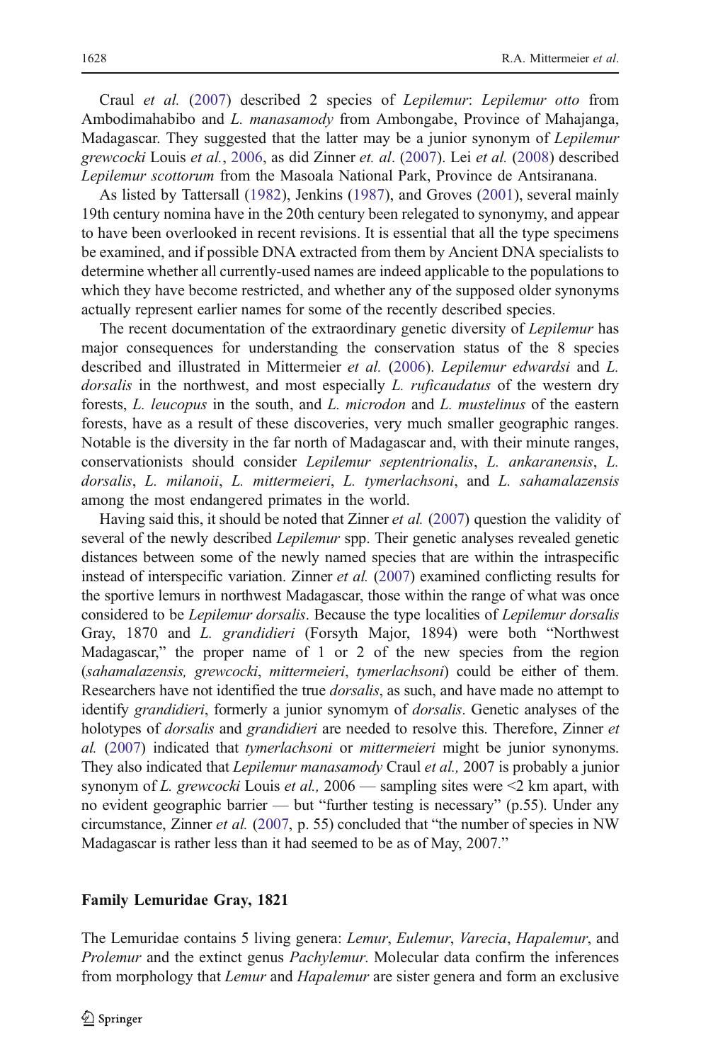Craul *et al.* (2007) described 2 species of *Lepilemur*: *Lepilemur otto* from Ambodimahabibo and *L. manasamody* from Ambongabe, Province of Mahajanga, Madagascar. They suggested that the latter may be a junior synonym of *Lepilemur grewcocki* Louis *et al.*, 2006, as did Zinner *et. al*. (2007). Lei *et al.* (2008) described *Lepilemur scottorum* from the Masoala National Park, Province de Antsiranana.

As listed by Tattersall (1982), Jenkins (1987), and Groves (2001), several mainly 19th century nomina have in the 20th century been relegated to synonymy, and appear to have been overlooked in recent revisions. It is essential that all the type specimens be examined, and if possible DNA extracted from them by Ancient DNA specialists to determine whether all currently-used names are indeed applicable to the populations to which they have become restricted, and whether any of the supposed older synonyms actually represent earlier names for some of the recently described species.

The recent documentation of the extraordinary genetic diversity of *Lepilemur* has major consequences for understanding the conservation status of the 8 species described and illustrated in Mittermeier *et al.* (2006). *Lepilemur edwardsi* and *L. dorsalis* in the northwest, and most especially *L. ruficaudatus* of the western dry forests, *L. leucopus* in the south, and *L. microdon* and *L. mustelinus* of the eastern forests, have as a result of these discoveries, very much smaller geographic ranges. Notable is the diversity in the far north of Madagascar and, with their minute ranges, conservationists should consider *Lepilemur septentrionalis*, *L. ankaranensis*, *L. dorsalis*, *L. milanoii*, *L. mittermeieri*, *L. tymerlachsoni*, and *L. sahamalazensis* among the most endangered primates in the world.

Having said this, it should be noted that Zinner *et al.* (2007) question the validity of several of the newly described *Lepilemur* spp. Their genetic analyses revealed genetic distances between some of the newly named species that are within the intraspecific instead of interspecific variation. Zinner *et al.* (2007) examined conflicting results for the sportive lemurs in northwest Madagascar, those within the range of what was once considered to be *Lepilemur dorsalis*. Because the type localities of *Lepilemur dorsalis* Gray, 1870 and *L. grandidieri* (Forsyth Major, 1894) were both "Northwest Madagascar," the proper name of 1 or 2 of the new species from the region (*sahamalazensis, grewcocki*, *mittermeieri*, *tymerlachsoni*) could be either of them. Researchers have not identified the true *dorsalis*, as such, and have made no attempt to identify *grandidieri*, formerly a junior synonym of *dorsalis*. Genetic analyses of the holotypes of *dorsalis* and *grandidieri* are needed to resolve this. Therefore, Zinner *et al.* (2007) indicated that *tymerlachsoni* or *mittermeieri* might be junior synonyms. They also indicated that *Lepilemur manasamody* Craul *et al.,* 2007 is probably a junior synonym of *L. grewcocki* Louis *et al.,* 2006 — sampling sites were <2 km apart, with no evident geographic barrier — but "further testing is necessary" (p.55). Under any circumstance, Zinner *et al.* (2007, p. 55) concluded that "the number of species in NW Madagascar is rather less than it had seemed to be as of May, 2007."

#### Family Lemuridae Gray, 1821

The Lemuridae contains 5 living genera: *Lemur*, *Eulemur*, *Varecia*, *Hapalemur*, and *Prolemur* and the extinct genus *Pachylemur*. Molecular data confirm the inferences from morphology that *Lemur* and *Hapalemur* are sister genera and form an exclusive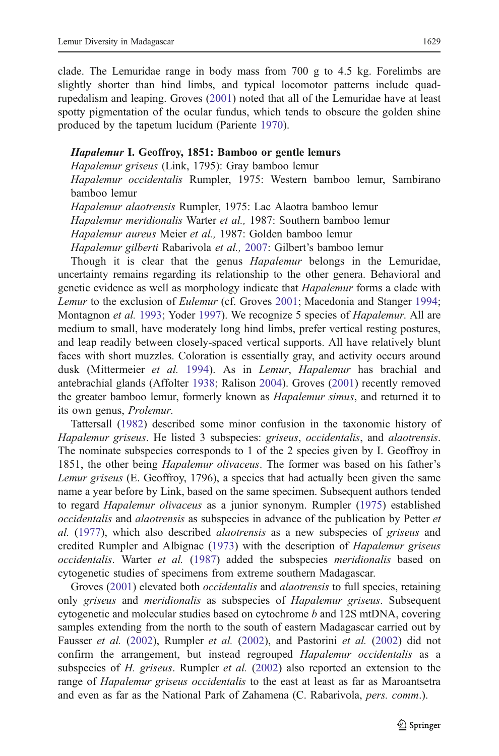clade. The Lemuridae range in body mass from 700 g to 4.5 kg. Forelimbs are slightly shorter than hind limbs, and typical locomotor patterns include quadrupedalism and leaping. Groves (2001) noted that all of the Lemuridae have at least spotty pigmentation of the ocular fundus, which tends to obscure the golden shine produced by the tapetum lucidum (Pariente 1970).

***Hapalemur* I. Geoffroy, 1851: Bamboo or gentle lemurs**

*Hapalemur griseus* (Link, 1795): Gray bamboo lemur

*Hapalemur occidentalis* Rumpler, 1975: Western bamboo lemur, Sambirano bamboo lemur

*Hapalemur alaotrensis* Rumpler, 1975: Lac Alaotra bamboo lemur

*Hapalemur meridionalis* Warter *et al.,* 1987: Southern bamboo lemur

*Hapalemur aureus* Meier *et al.,* 1987: Golden bamboo lemur

*Hapalemur gilberti* Rabarivola *et al.,* 2007: Gilbert's bamboo lemur

Though it is clear that the genus *Hapalemur* belongs in the Lemuridae, uncertainty remains regarding its relationship to the other genera. Behavioral and genetic evidence as well as morphology indicate that *Hapalemur* forms a clade with *Lemur* to the exclusion of *Eulemur* (cf. Groves 2001; Macedonia and Stanger 1994; Montagnon *et al.* 1993; Yoder 1997). We recognize 5 species of *Hapalemur*. All are medium to small, have moderately long hind limbs, prefer vertical resting postures, and leap readily between closely-spaced vertical supports. All have relatively blunt faces with short muzzles. Coloration is essentially gray, and activity occurs around dusk (Mittermeier *et al.* 1994). As in *Lemur*, *Hapalemur* has brachial and antebrachial glands (Affolter 1938; Ralison 2004). Groves (2001) recently removed the greater bamboo lemur, formerly known as *Hapalemur simus*, and returned it to its own genus, *Prolemur*.

Tattersall (1982) described some minor confusion in the taxonomic history of *Hapalemur griseus*. He listed 3 subspecies: *griseus*, *occidentalis*, and *alaotrensis*. The nominate subspecies corresponds to 1 of the 2 species given by I. Geoffroy in 1851, the other being *Hapalemur olivaceus*. The former was based on his father's *Lemur griseus* (E. Geoffroy, 1796), a species that had actually been given the same name a year before by Link, based on the same specimen. Subsequent authors tended to regard *Hapalemur olivaceus* as a junior synonym. Rumpler (1975) established *occidentalis* and *alaotrensis* as subspecies in advance of the publication by Petter *et al.* (1977), which also described *alaotrensis* as a new subspecies of *griseus* and credited Rumpler and Albignac (1973) with the description of *Hapalemur griseus occidentalis*. Warter *et al.* (1987) added the subspecies *meridionalis* based on cytogenetic studies of specimens from extreme southern Madagascar.

Groves (2001) elevated both *occidentalis* and *alaotrensis* to full species, retaining only *griseus* and *meridionalis* as subspecies of *Hapalemur griseus*. Subsequent cytogenetic and molecular studies based on cytochrome *b* and 12S mtDNA, covering samples extending from the north to the south of eastern Madagascar carried out by Fausser *et al.* (2002), Rumpler *et al.* (2002), and Pastorini *et al.* (2002) did not confirm the arrangement, but instead regrouped *Hapalemur occidentalis* as a subspecies of *H. griseus*. Rumpler *et al.* (2002) also reported an extension to the range of *Hapalemur griseus occidentalis* to the east at least as far as Maroantsetra and even as far as the National Park of Zahamena (C. Rabarivola, *pers. comm.*).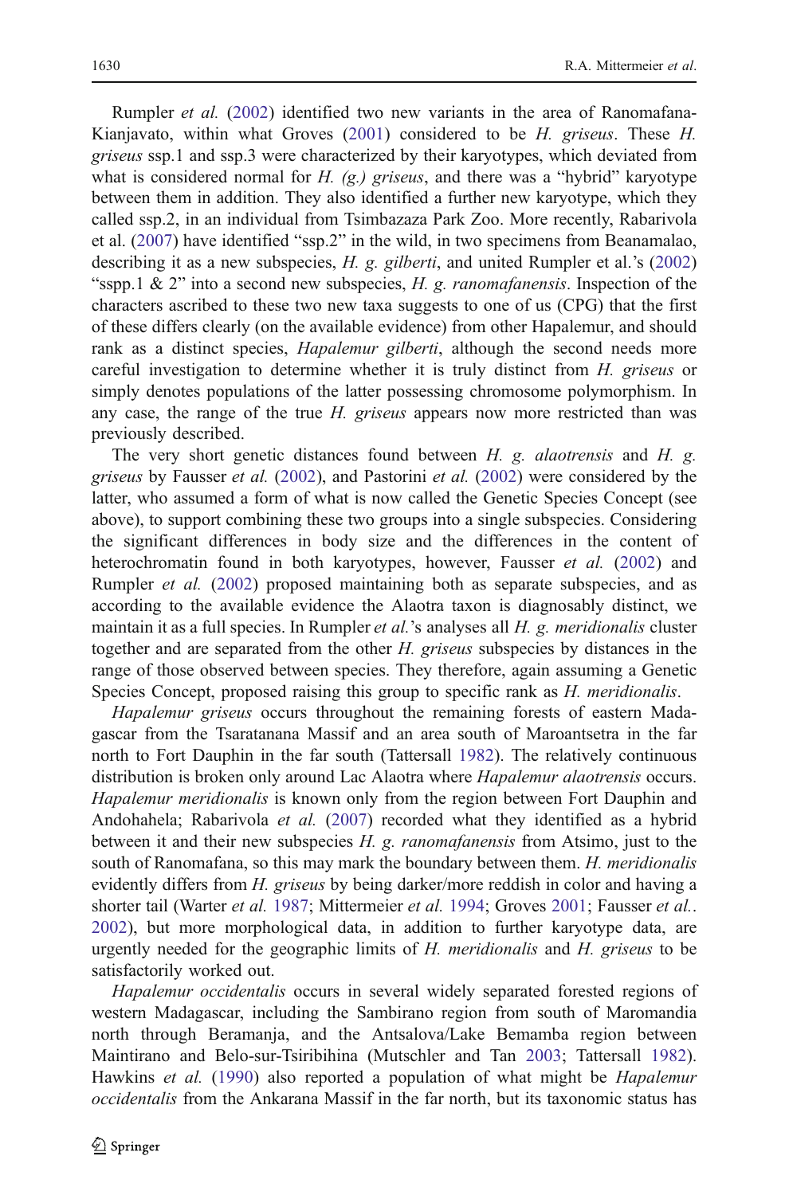Rumpler *et al.* (2002) identified two new variants in the area of Ranomafana-Kianjavato, within what Groves (2001) considered to be *H. griseus*. These *H. griseus* ssp.1 and ssp.3 were characterized by their karyotypes, which deviated from what is considered normal for *H. (g.) griseus*, and there was a "hybrid" karyotype between them in addition. They also identified a further new karyotype, which they called ssp.2, in an individual from Tsimbazaza Park Zoo. More recently, Rabarivola et al. (2007) have identified "ssp.2" in the wild, in two specimens from Beanamalao, describing it as a new subspecies, *H. g. gilberti*, and united Rumpler et al.'s (2002) "sspp.1 & 2" into a second new subspecies, *H. g. ranomafanensis*. Inspection of the characters ascribed to these two new taxa suggests to one of us (CPG) that the first of these differs clearly (on the available evidence) from other Hapalemur, and should rank as a distinct species, *Hapalemur gilberti*, although the second needs more careful investigation to determine whether it is truly distinct from *H. griseus* or simply denotes populations of the latter possessing chromosome polymorphism. In any case, the range of the true *H. griseus* appears now more restricted than was previously described.

The very short genetic distances found between *H. g. alaotrensis* and *H. g. griseus* by Fausser *et al.* (2002), and Pastorini *et al.* (2002) were considered by the latter, who assumed a form of what is now called the Genetic Species Concept (see above), to support combining these two groups into a single subspecies. Considering the significant differences in body size and the differences in the content of heterochromatin found in both karyotypes, however, Fausser *et al.* (2002) and Rumpler *et al.* (2002) proposed maintaining both as separate subspecies, and as according to the available evidence the Alaotra taxon is diagnosably distinct, we maintain it as a full species. In Rumpler *et al.*'s analyses all *H. g. meridionalis* cluster together and are separated from the other *H. griseus* subspecies by distances in the range of those observed between species. They therefore, again assuming a Genetic Species Concept, proposed raising this group to specific rank as *H. meridionalis*.

*Hapalemur griseus* occurs throughout the remaining forests of eastern Madagascar from the Tsaratanana Massif and an area south of Maroantsetra in the far north to Fort Dauphin in the far south (Tattersall 1982). The relatively continuous distribution is broken only around Lac Alaotra where *Hapalemur alaotrensis* occurs. *Hapalemur meridionalis* is known only from the region between Fort Dauphin and Andohahela; Rabarivola *et al.* (2007) recorded what they identified as a hybrid between it and their new subspecies *H. g. ranomafanensis* from Atsimo, just to the south of Ranomafana, so this may mark the boundary between them. *H. meridionalis* evidently differs from *H. griseus* by being darker/more reddish in color and having a shorter tail (Warter *et al.* 1987; Mittermeier *et al.* 1994; Groves 2001; Fausser *et al.*. 2002), but more morphological data, in addition to further karyotype data, are urgently needed for the geographic limits of *H. meridionalis* and *H. griseus* to be satisfactorily worked out.

*Hapalemur occidentalis* occurs in several widely separated forested regions of western Madagascar, including the Sambirano region from south of Maromandia north through Beramanja, and the Antsalova/Lake Bemamba region between Maintirano and Belo-sur-Tsiribihina (Mutschler and Tan 2003; Tattersall 1982). Hawkins *et al.* (1990) also reported a population of what might be *Hapalemur occidentalis* from the Ankarana Massif in the far north, but its taxonomic status has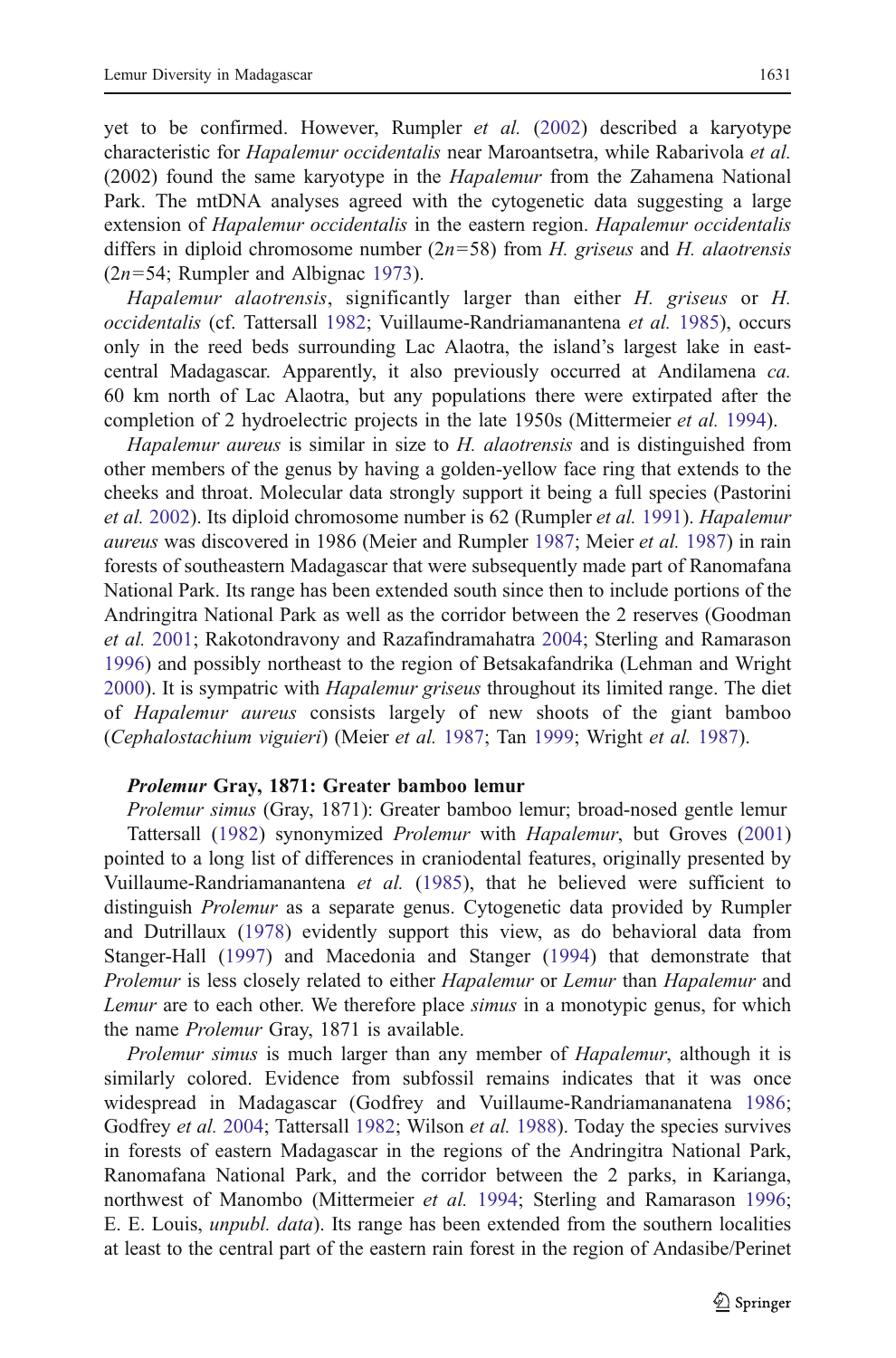yet to be confirmed. However, Rumpler *et al.* (2002) described a karyotype characteristic for *Hapalemur occidentalis* near Maroantsetra, while Rabarivola *et al.* (2002) found the same karyotype in the *Hapalemur* from the Zahamena National Park. The mtDNA analyses agreed with the cytogenetic data suggesting a large extension of *Hapalemur occidentalis* in the eastern region. *Hapalemur occidentalis* differs in diploid chromosome number ($2n=58$) from *H. griseus* and *H. alaotrensis* ($2n=54$; Rumpler and Albignac 1973).

*Hapalemur alaotrensis*, significantly larger than either *H. griseus* or *H. occidentalis* (cf. Tattersall 1982; Vuillaume-Randriamanantena *et al.* 1985), occurs only in the reed beds surrounding Lac Alaotra, the island's largest lake in east-central Madagascar. Apparently, it also previously occurred at Andilamena *ca.* 60 km north of Lac Alaotra, but any populations there were extirpated after the completion of 2 hydroelectric projects in the late 1950s (Mittermeier *et al.* 1994).

*Hapalemur aureus* is similar in size to *H. alaotrensis* and is distinguished from other members of the genus by having a golden-yellow face ring that extends to the cheeks and throat. Molecular data strongly support it being a full species (Pastorini *et al.* 2002). Its diploid chromosome number is 62 (Rumpler *et al.* 1991). *Hapalemur aureus* was discovered in 1986 (Meier and Rumpler 1987; Meier *et al.* 1987) in rain forests of southeastern Madagascar that were subsequently made part of Ranomafana National Park. Its range has been extended south since then to include portions of the Andringitra National Park as well as the corridor between the 2 reserves (Goodman *et al.* 2001; Rakotondravony and Razafindramahatra 2004; Sterling and Ramarason 1996) and possibly northeast to the region of Betsakafandrika (Lehman and Wright 2000). It is sympatric with *Hapalemur griseus* throughout its limited range. The diet of *Hapalemur aureus* consists largely of new shoots of the giant bamboo (*Cephalostachium viguieri*) (Meier *et al.* 1987; Tan 1999; Wright *et al.* 1987).

### *Prolemur* Gray, 1871: Greater bamboo lemur

*Prolemur simus* (Gray, 1871): Greater bamboo lemur; broad-nosed gentle lemur

Tattersall (1982) synonymized *Prolemur* with *Hapalemur*, but Groves (2001) pointed to a long list of differences in craniodental features, originally presented by Vuillaume-Randriamanantena *et al.* (1985), that he believed were sufficient to distinguish *Prolemur* as a separate genus. Cytogenetic data provided by Rumpler and Dutrillaux (1978) evidently support this view, as do behavioral data from Stanger-Hall (1997) and Macedonia and Stanger (1994) that demonstrate that *Prolemur* is less closely related to either *Hapalemur* or *Lemur* than *Hapalemur* and *Lemur* are to each other. We therefore place *simus* in a monotypic genus, for which the name *Prolemur* Gray, 1871 is available.

*Prolemur simus* is much larger than any member of *Hapalemur*, although it is similarly colored. Evidence from subfossil remains indicates that it was once widespread in Madagascar (Godfrey and Vuillaume-Randriamananatena 1986; Godfrey *et al.* 2004; Tattersall 1982; Wilson *et al.* 1988). Today the species survives in forests of eastern Madagascar in the regions of the Andringitra National Park, Ranomafana National Park, and the corridor between the 2 parks, in Karianga, northwest of Manombo (Mittermeier *et al.* 1994; Sterling and Ramarason 1996; E. E. Louis, *unpubl. data*). Its range has been extended from the southern localities at least to the central part of the eastern rain forest in the region of Andasibe/Perinet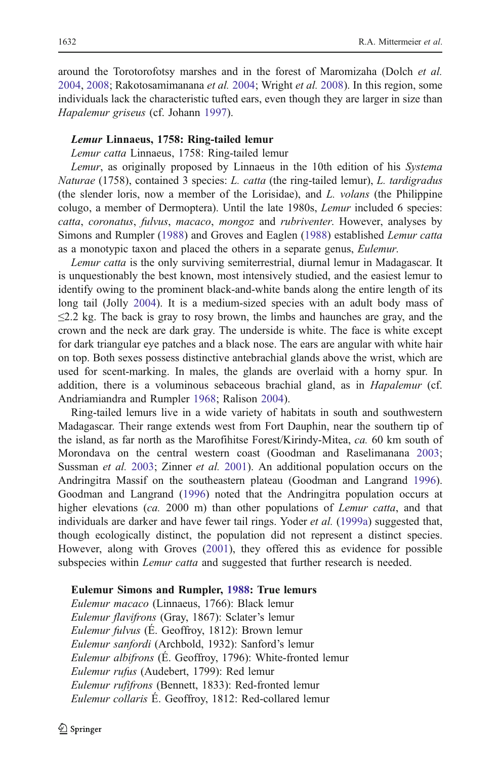around the Torotorofotsy marshes and in the forest of Maromizaha (Dolch *et al.* 2004, 2008; Rakotosamimanana *et al.* 2004; Wright *et al.* 2008). In this region, some individuals lack the characteristic tufted ears, even though they are larger in size than *Hapalemur griseus* (cf. Johann 1997).

***Lemur*** **Linnaeus, 1758: Ring-tailed lemur**

*Lemur catta* Linnaeus, 1758: Ring-tailed lemur

*Lemur*, as originally proposed by Linnaeus in the 10th edition of his *Systema Naturae* (1758), contained 3 species: *L. catta* (the ring-tailed lemur), *L. tardigradus* (the slender loris, now a member of the Lorisidae), and *L. volans* (the Philippine colugo, a member of Dermoptera). Until the late 1980s, *Lemur* included 6 species: *catta*, *coronatus*, *fulvus*, *macaco*, *mongoz* and *rubriventer*. However, analyses by Simons and Rumpler (1988) and Groves and Eaglen (1988) established *Lemur catta* as a monotypic taxon and placed the others in a separate genus, *Eulemur*.

*Lemur catta* is the only surviving semiterrestrial, diurnal lemur in Madagascar. It is unquestionably the best known, most intensively studied, and the easiest lemur to identify owing to the prominent black-and-white bands along the entire length of its long tail (Jolly 2004). It is a medium-sized species with an adult body mass of ≤2.2 kg. The back is gray to rosy brown, the limbs and haunches are gray, and the crown and the neck are dark gray. The underside is white. The face is white except for dark triangular eye patches and a black nose. The ears are angular with white hair on top. Both sexes possess distinctive antebrachial glands above the wrist, which are used for scent-marking. In males, the glands are overlaid with a horny spur. In addition, there is a voluminous sebaceous brachial gland, as in *Hapalemur* (cf. Andriamiandra and Rumpler 1968; Ralison 2004).

Ring-tailed lemurs live in a wide variety of habitats in south and southwestern Madagascar. Their range extends west from Fort Dauphin, near the southern tip of the island, as far north as the Marofihitse Forest/Kirindy-Mitea, *ca.* 60 km south of Morondava on the central western coast (Goodman and Raselimanana 2003; Sussman *et al.* 2003; Zinner *et al.* 2001). An additional population occurs on the Andringitra Massif on the southeastern plateau (Goodman and Langrand 1996). Goodman and Langrand (1996) noted that the Andringitra population occurs at higher elevations (*ca.* 2000 m) than other populations of *Lemur catta*, and that individuals are darker and have fewer tail rings. Yoder *et al.* (1999a) suggested that, though ecologically distinct, the population did not represent a distinct species. However, along with Groves (2001), they offered this as evidence for possible subspecies within *Lemur catta* and suggested that further research is needed.

**Eulemur Simons and Rumpler, 1988: True lemurs**

*Eulemur macaco* (Linnaeus, 1766): Black lemur
*Eulemur flavifrons* (Gray, 1867): Sclater's lemur
*Eulemur fulvus* (É. Geoffroy, 1812): Brown lemur
*Eulemur sanfordi* (Archbold, 1932): Sanford's lemur
*Eulemur albifrons* (É. Geoffroy, 1796): White-fronted lemur
*Eulemur rufus* (Audebert, 1799): Red lemur
*Eulemur rufifrons* (Bennett, 1833): Red-fronted lemur
*Eulemur collaris* É. Geoffroy, 1812: Red-collared lemur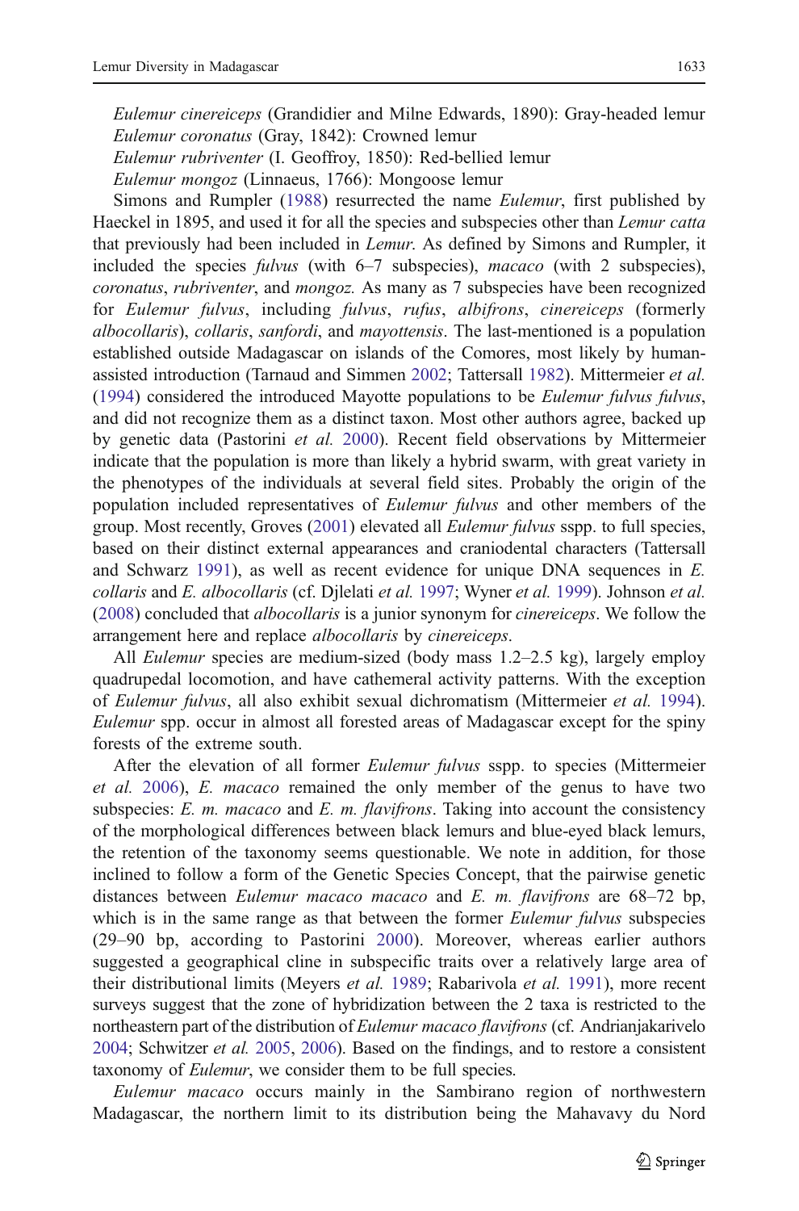*Eulemur cinereiceps* (Grandidier and Milne Edwards, 1890): Gray-headed lemur
*Eulemur coronatus* (Gray, 1842): Crowned lemur
*Eulemur rubriventer* (I. Geoffroy, 1850): Red-bellied lemur
*Eulemur mongoz* (Linnaeus, 1766): Mongoose lemur

Simons and Rumpler (1988) resurrected the name *Eulemur*, first published by Haeckel in 1895, and used it for all the species and subspecies other than *Lemur catta* that previously had been included in *Lemur*. As defined by Simons and Rumpler, it included the species *fulvus* (with 6–7 subspecies), *macaco* (with 2 subspecies), *coronatus*, *rubriventer*, and *mongoz.* As many as 7 subspecies have been recognized for *Eulemur fulvus*, including *fulvus*, *rufus*, *albifrons*, *cinereiceps* (formerly *albocollaris*), *collaris*, *sanfordi*, and *mayottensis*. The last-mentioned is a population established outside Madagascar on islands of the Comores, most likely by human-assisted introduction (Tarnaud and Simmen 2002; Tattersall 1982). Mittermeier *et al.* (1994) considered the introduced Mayotte populations to be *Eulemur fulvus fulvus*, and did not recognize them as a distinct taxon. Most other authors agree, backed up by genetic data (Pastorini *et al.* 2000). Recent field observations by Mittermeier indicate that the population is more than likely a hybrid swarm, with great variety in the phenotypes of the individuals at several field sites. Probably the origin of the population included representatives of *Eulemur fulvus* and other members of the group. Most recently, Groves (2001) elevated all *Eulemur fulvus* sspp. to full species, based on their distinct external appearances and craniodental characters (Tattersall and Schwarz 1991), as well as recent evidence for unique DNA sequences in *E. collaris* and *E. albocollaris* (cf. Djlelati *et al.* 1997; Wyner *et al.* 1999). Johnson *et al.* (2008) concluded that *albocollaris* is a junior synonym for *cinereiceps*. We follow the arrangement here and replace *albocollaris* by *cinereiceps*.

All *Eulemur* species are medium-sized (body mass 1.2–2.5 kg), largely employ quadrupedal locomotion, and have cathemeral activity patterns. With the exception of *Eulemur fulvus*, all also exhibit sexual dichromatism (Mittermeier *et al.* 1994). *Eulemur* spp. occur in almost all forested areas of Madagascar except for the spiny forests of the extreme south.

After the elevation of all former *Eulemur fulvus* sspp. to species (Mittermeier *et al.* 2006), *E. macaco* remained the only member of the genus to have two subspecies: *E. m. macaco* and *E. m. flavifrons*. Taking into account the consistency of the morphological differences between black lemurs and blue-eyed black lemurs, the retention of the taxonomy seems questionable. We note in addition, for those inclined to follow a form of the Genetic Species Concept, that the pairwise genetic distances between *Eulemur macaco macaco* and *E. m. flavifrons* are 68–72 bp, which is in the same range as that between the former *Eulemur fulvus* subspecies (29–90 bp, according to Pastorini 2000). Moreover, whereas earlier authors suggested a geographical cline in subspecific traits over a relatively large area of their distributional limits (Meyers *et al.* 1989; Rabarivola *et al.* 1991), more recent surveys suggest that the zone of hybridization between the 2 taxa is restricted to the northeastern part of the distribution of *Eulemur macaco flavifrons* (cf. Andrianjakarivelo 2004; Schwitzer *et al.* 2005, 2006). Based on the findings, and to restore a consistent taxonomy of *Eulemur*, we consider them to be full species.

*Eulemur macaco* occurs mainly in the Sambirano region of northwestern Madagascar, the northern limit to its distribution being the Mahavavy du Nord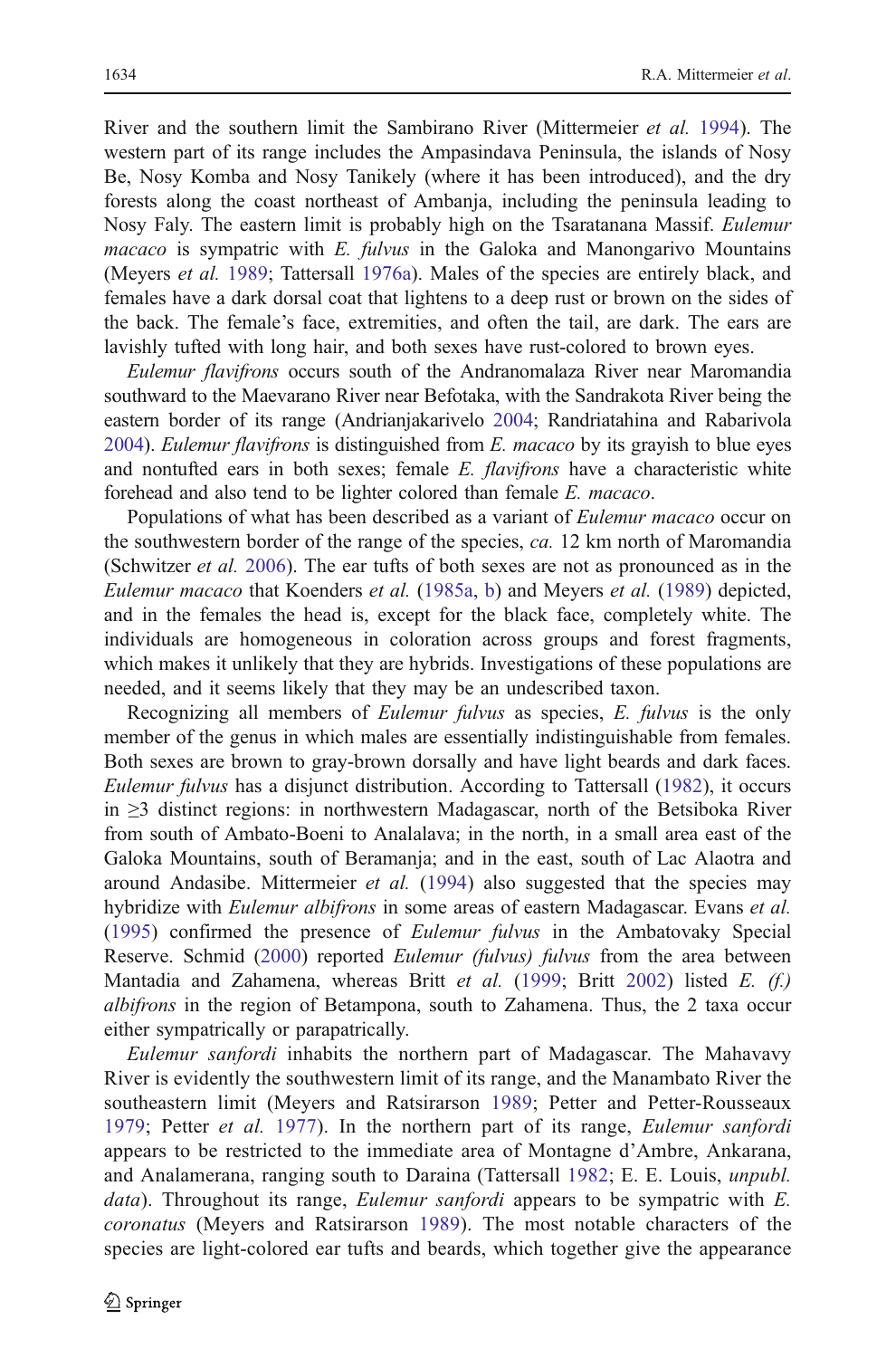River and the southern limit the Sambirano River (Mittermeier *et al.* 1994). The western part of its range includes the Ampasindava Peninsula, the islands of Nosy Be, Nosy Komba and Nosy Tanikely (where it has been introduced), and the dry forests along the coast northeast of Ambanja, including the peninsula leading to Nosy Faly. The eastern limit is probably high on the Tsaratanana Massif. *Eulemur macaco* is sympatric with *E. fulvus* in the Galoka and Manongarivo Mountains (Meyers *et al.* 1989; Tattersall 1976a). Males of the species are entirely black, and females have a dark dorsal coat that lightens to a deep rust or brown on the sides of the back. The female's face, extremities, and often the tail, are dark. The ears are lavishly tufted with long hair, and both sexes have rust-colored to brown eyes.

*Eulemur flavifrons* occurs south of the Andranomalaza River near Maromandia southward to the Maevarano River near Befotaka, with the Sandrakota River being the eastern border of its range (Andrianjakarivelo 2004; Randriatahina and Rabarivola 2004). *Eulemur flavifrons* is distinguished from *E. macaco* by its grayish to blue eyes and nontufted ears in both sexes; female *E. flavifrons* have a characteristic white forehead and also tend to be lighter colored than female *E. macaco*.

Populations of what has been described as a variant of *Eulemur macaco* occur on the southwestern border of the range of the species, *ca.* 12 km north of Maromandia (Schwitzer *et al.* 2006). The ear tufts of both sexes are not as pronounced as in the *Eulemur macaco* that Koenders *et al.* (1985a, b) and Meyers *et al.* (1989) depicted, and in the females the head is, except for the black face, completely white. The individuals are homogeneous in coloration across groups and forest fragments, which makes it unlikely that they are hybrids. Investigations of these populations are needed, and it seems likely that they may be an undescribed taxon.

Recognizing all members of *Eulemur fulvus* as species, *E. fulvus* is the only member of the genus in which males are essentially indistinguishable from females. Both sexes are brown to gray-brown dorsally and have light beards and dark faces. *Eulemur fulvus* has a disjunct distribution. According to Tattersall (1982), it occurs in ≥3 distinct regions: in northwestern Madagascar, north of the Betsiboka River from south of Ambato-Boeni to Analalava; in the north, in a small area east of the Galoka Mountains, south of Beramanja; and in the east, south of Lac Alaotra and around Andasibe. Mittermeier *et al.* (1994) also suggested that the species may hybridize with *Eulemur albifrons* in some areas of eastern Madagascar. Evans *et al.* (1995) confirmed the presence of *Eulemur fulvus* in the Ambatovaky Special Reserve. Schmid (2000) reported *Eulemur (fulvus) fulvus* from the area between Mantadia and Zahamena, whereas Britt *et al.* (1999; Britt 2002) listed *E. (f.) albifrons* in the region of Betampona, south to Zahamena. Thus, the 2 taxa occur either sympatrically or parapatrically.

*Eulemur sanfordi* inhabits the northern part of Madagascar. The Mahavavy River is evidently the southwestern limit of its range, and the Manambato River the southeastern limit (Meyers and Ratsirarson 1989; Petter and Petter-Rousseaux 1979; Petter *et al.* 1977). In the northern part of its range, *Eulemur sanfordi* appears to be restricted to the immediate area of Montagne d'Ambre, Ankarana, and Analamerana, ranging south to Daraina (Tattersall 1982; E. E. Louis, *unpubl. data*). Throughout its range, *Eulemur sanfordi* appears to be sympatric with *E. coronatus* (Meyers and Ratsirarson 1989). The most notable characters of the species are light-colored ear tufts and beards, which together give the appearance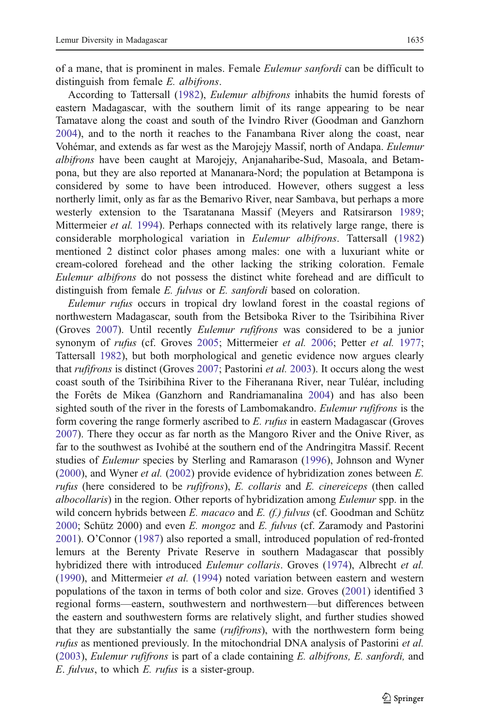of a mane, that is prominent in males. Female *Eulemur sanfordi* can be difficult to distinguish from female *E. albifrons*.

According to Tattersall (1982), *Eulemur albifrons* inhabits the humid forests of eastern Madagascar, with the southern limit of its range appearing to be near Tamatave along the coast and south of the Ivindro River (Goodman and Ganzhorn 2004), and to the north it reaches to the Fanambana River along the coast, near Vohémar, and extends as far west as the Marojejy Massif, north of Andapa. *Eulemur albifrons* have been caught at Marojejy, Anjanaharibe-Sud, Masoala, and Betampona, but they are also reported at Mananara-Nord; the population at Betampona is considered by some to have been introduced. However, others suggest a less northerly limit, only as far as the Bemarivo River, near Sambava, but perhaps a more westerly extension to the Tsaratanana Massif (Meyers and Ratsirarson 1989; Mittermeier *et al.* 1994). Perhaps connected with its relatively large range, there is considerable morphological variation in *Eulemur albifrons*. Tattersall (1982) mentioned 2 distinct color phases among males: one with a luxuriant white or cream-colored forehead and the other lacking the striking coloration. Female *Eulemur albifrons* do not possess the distinct white forehead and are difficult to distinguish from female *E. fulvus* or *E. sanfordi* based on coloration.

*Eulemur rufus* occurs in tropical dry lowland forest in the coastal regions of northwestern Madagascar, south from the Betsiboka River to the Tsiribihina River (Groves 2007). Until recently *Eulemur rufifrons* was considered to be a junior synonym of *rufus* (cf. Groves 2005; Mittermeier *et al.* 2006; Petter *et al.* 1977; Tattersall 1982), but both morphological and genetic evidence now argues clearly that *rufifrons* is distinct (Groves 2007; Pastorini *et al.* 2003). It occurs along the west coast south of the Tsiribihina River to the Fiheranana River, near Tuléar, including the Forêts de Mikea (Ganzhorn and Randriamanalina 2004) and has also been sighted south of the river in the forests of Lambomakandro. *Eulemur rufifrons* is the form covering the range formerly ascribed to *E. rufus* in eastern Madagascar (Groves 2007). There they occur as far north as the Mangoro River and the Onive River, as far to the southwest as Ivohibé at the southern end of the Andringitra Massif. Recent studies of *Eulemur* species by Sterling and Ramarason (1996), Johnson and Wyner (2000), and Wyner *et al.* (2002) provide evidence of hybridization zones between *E. rufus* (here considered to be *rufifrons*), *E. collaris* and *E. cinereiceps* (then called *albocollaris*) in the region. Other reports of hybridization among *Eulemur* spp. in the wild concern hybrids between *E. macaco* and *E. (f.) fulvus* (cf. Goodman and Schütz 2000; Schütz 2000) and even *E. mongoz* and *E. fulvus* (cf. Zaramody and Pastorini 2001). O'Connor (1987) also reported a small, introduced population of red-fronted lemurs at the Berenty Private Reserve in southern Madagascar that possibly hybridized there with introduced *Eulemur collaris*. Groves (1974), Albrecht *et al.* (1990), and Mittermeier *et al.* (1994) noted variation between eastern and western populations of the taxon in terms of both color and size. Groves (2001) identified 3 regional forms—eastern, southwestern and northwestern—but differences between the eastern and southwestern forms are relatively slight, and further studies showed that they are substantially the same (*rufifrons*), with the northwestern form being *rufus* as mentioned previously. In the mitochondrial DNA analysis of Pastorini *et al.* (2003), *Eulemur rufifrons* is part of a clade containing *E. albifrons, E. sanfordi,* and *E. fulvus*, to which *E. rufus* is a sister-group.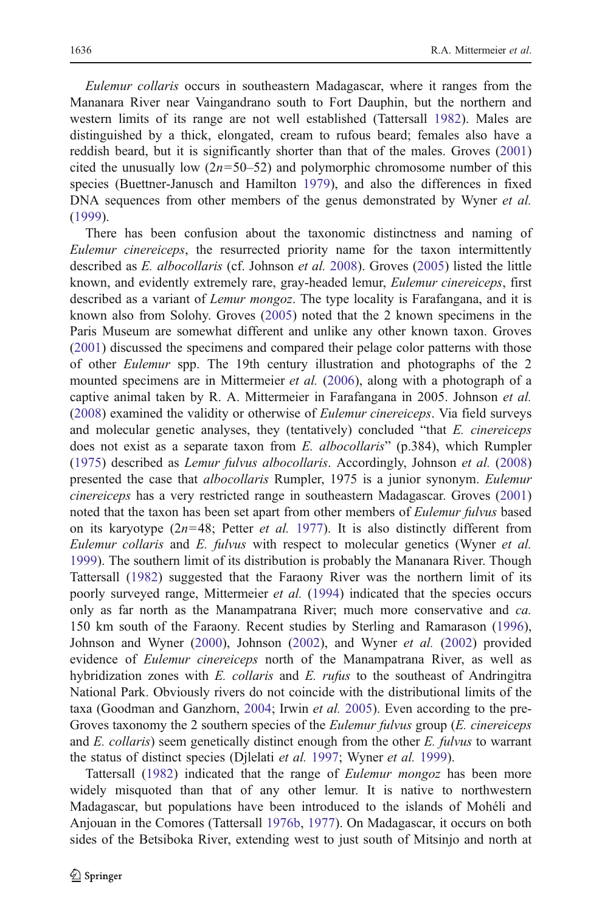*Eulemur collaris* occurs in southeastern Madagascar, where it ranges from the Mananara River near Vaingandrano south to Fort Dauphin, but the northern and western limits of its range are not well established (Tattersall 1982). Males are distinguished by a thick, elongated, cream to rufous beard; females also have a reddish beard, but it is significantly shorter than that of the males. Groves (2001) cited the unusually low ($2n=50$–$52$) and polymorphic chromosome number of this species (Buettner-Janusch and Hamilton 1979), and also the differences in fixed DNA sequences from other members of the genus demonstrated by Wyner *et al.* (1999).

There has been confusion about the taxonomic distinctness and naming of *Eulemur cinereiceps*, the resurrected priority name for the taxon intermittently described as *E. albocollaris* (cf. Johnson *et al.* 2008). Groves (2005) listed the little known, and evidently extremely rare, gray-headed lemur, *Eulemur cinereiceps*, first described as a variant of *Lemur mongoz*. The type locality is Farafangana, and it is known also from Solohy. Groves (2005) noted that the 2 known specimens in the Paris Museum are somewhat different and unlike any other known taxon. Groves (2001) discussed the specimens and compared their pelage color patterns with those of other *Eulemur* spp. The 19th century illustration and photographs of the 2 mounted specimens are in Mittermeier *et al.* (2006), along with a photograph of a captive animal taken by R. A. Mittermeier in Farafangana in 2005. Johnson *et al.* (2008) examined the validity or otherwise of *Eulemur cinereiceps*. Via field surveys and molecular genetic analyses, they (tentatively) concluded "that *E. cinereiceps* does not exist as a separate taxon from *E. albocollaris*" (p.384), which Rumpler (1975) described as *Lemur fulvus albocollaris*. Accordingly, Johnson *et al.* (2008) presented the case that *albocollaris* Rumpler, 1975 is a junior synonym. *Eulemur cinereiceps* has a very restricted range in southeastern Madagascar. Groves (2001) noted that the taxon has been set apart from other members of *Eulemur fulvus* based on its karyotype ($2n=48$; Petter *et al.* 1977). It is also distinctly different from *Eulemur collaris* and *E. fulvus* with respect to molecular genetics (Wyner *et al.* 1999). The southern limit of its distribution is probably the Mananara River. Though Tattersall (1982) suggested that the Faraony River was the northern limit of its poorly surveyed range, Mittermeier *et al.* (1994) indicated that the species occurs only as far north as the Manampatrana River; much more conservative and *ca.* 150 km south of the Faraony. Recent studies by Sterling and Ramarason (1996), Johnson and Wyner (2000), Johnson (2002), and Wyner *et al.* (2002) provided evidence of *Eulemur cinereiceps* north of the Manampatrana River, as well as hybridization zones with *E. collaris* and *E. rufus* to the southeast of Andringitra National Park. Obviously rivers do not coincide with the distributional limits of the taxa (Goodman and Ganzhorn, 2004; Irwin *et al.* 2005). Even according to the pre-Groves taxonomy the 2 southern species of the *Eulemur fulvus* group (*E. cinereiceps* and *E. collaris*) seem genetically distinct enough from the other *E. fulvus* to warrant the status of distinct species (Djlelati *et al.* 1997; Wyner *et al.* 1999).

Tattersall (1982) indicated that the range of *Eulemur mongoz* has been more widely misquoted than that of any other lemur. It is native to northwestern Madagascar, but populations have been introduced to the islands of Mohéli and Anjouan in the Comores (Tattersall 1976b, 1977). On Madagascar, it occurs on both sides of the Betsiboka River, extending west to just south of Mitsinjo and north at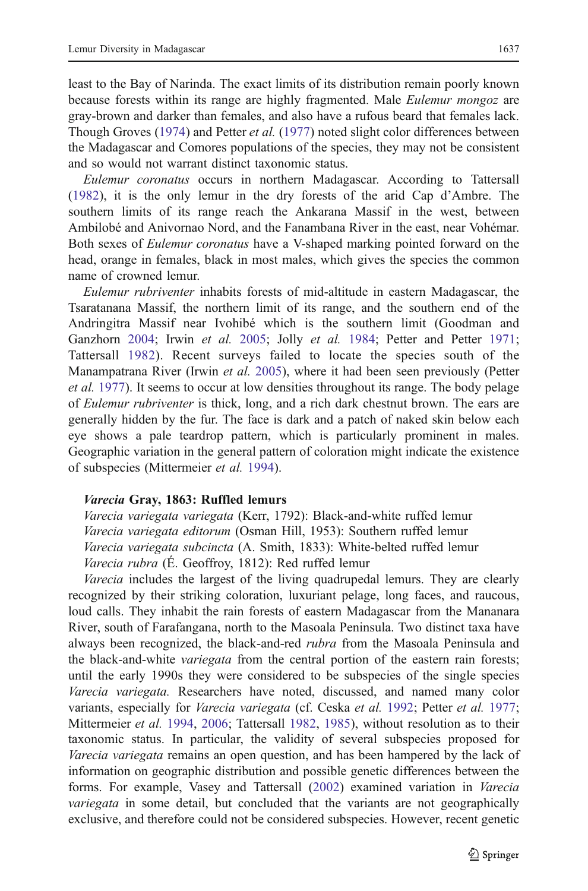least to the Bay of Narinda. The exact limits of its distribution remain poorly known because forests within its range are highly fragmented. Male *Eulemur mongoz* are gray-brown and darker than females, and also have a rufous beard that females lack. Though Groves (1974) and Petter *et al.* (1977) noted slight color differences between the Madagascar and Comores populations of the species, they may not be consistent and so would not warrant distinct taxonomic status.

*Eulemur coronatus* occurs in northern Madagascar. According to Tattersall (1982), it is the only lemur in the dry forests of the arid Cap d'Ambre. The southern limits of its range reach the Ankarana Massif in the west, between Ambilobé and Anivornao Nord, and the Fanambana River in the east, near Vohémar. Both sexes of *Eulemur coronatus* have a V-shaped marking pointed forward on the head, orange in females, black in most males, which gives the species the common name of crowned lemur.

*Eulemur rubriventer* inhabits forests of mid-altitude in eastern Madagascar, the Tsaratanana Massif, the northern limit of its range, and the southern end of the Andringitra Massif near Ivohibé which is the southern limit (Goodman and Ganzhorn 2004; Irwin *et al.* 2005; Jolly *et al.* 1984; Petter and Petter 1971; Tattersall 1982). Recent surveys failed to locate the species south of the Manampatrana River (Irwin *et al.* 2005), where it had been seen previously (Petter *et al.* 1977). It seems to occur at low densities throughout its range. The body pelage of *Eulemur rubriventer* is thick, long, and a rich dark chestnut brown. The ears are generally hidden by the fur. The face is dark and a patch of naked skin below each eye shows a pale teardrop pattern, which is particularly prominent in males. Geographic variation in the general pattern of coloration might indicate the existence of subspecies (Mittermeier *et al.* 1994).

### ***Varecia*** **Gray, 1863: Ruffled lemurs**

*Varecia variegata variegata* (Kerr, 1792): Black-and-white ruffed lemur
*Varecia variegata editorum* (Osman Hill, 1953): Southern ruffed lemur
*Varecia variegata subcincta* (A. Smith, 1833): White-belted ruffed lemur
*Varecia rubra* (É. Geoffroy, 1812): Red ruffed lemur

*Varecia* includes the largest of the living quadrupedal lemurs. They are clearly recognized by their striking coloration, luxuriant pelage, long faces, and raucous, loud calls. They inhabit the rain forests of eastern Madagascar from the Mananara River, south of Farafangana, north to the Masoala Peninsula. Two distinct taxa have always been recognized, the black-and-red *rubra* from the Masoala Peninsula and the black-and-white *variegata* from the central portion of the eastern rain forests; until the early 1990s they were considered to be subspecies of the single species *Varecia variegata.* Researchers have noted, discussed, and named many color variants, especially for *Varecia variegata* (cf. Ceska *et al.* 1992; Petter *et al.* 1977; Mittermeier *et al.* 1994, 2006; Tattersall 1982, 1985), without resolution as to their taxonomic status. In particular, the validity of several subspecies proposed for *Varecia variegata* remains an open question, and has been hampered by the lack of information on geographic distribution and possible genetic differences between the forms. For example, Vasey and Tattersall (2002) examined variation in *Varecia variegata* in some detail, but concluded that the variants are not geographically exclusive, and therefore could not be considered subspecies. However, recent genetic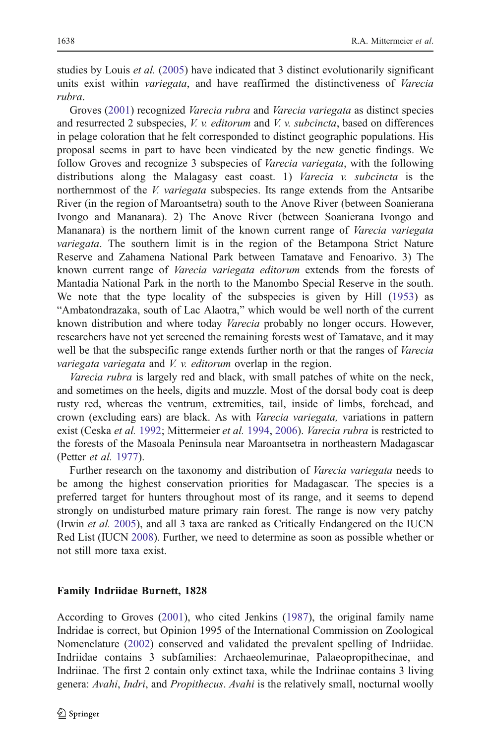studies by Louis *et al.* (2005) have indicated that 3 distinct evolutionarily significant units exist within *variegata*, and have reaffirmed the distinctiveness of *Varecia rubra*.

Groves (2001) recognized *Varecia rubra* and *Varecia variegata* as distinct species and resurrected 2 subspecies, *V. v. editorum* and *V. v. subcincta*, based on differences in pelage coloration that he felt corresponded to distinct geographic populations. His proposal seems in part to have been vindicated by the new genetic findings. We follow Groves and recognize 3 subspecies of *Varecia variegata*, with the following distributions along the Malagasy east coast. 1) *Varecia v. subcincta* is the northernmost of the *V. variegata* subspecies. Its range extends from the Antsaribe River (in the region of Maroantsetra) south to the Anove River (between Soanierana Ivongo and Mananara). 2) The Anove River (between Soanierana Ivongo and Mananara) is the northern limit of the known current range of *Varecia variegata variegata*. The southern limit is in the region of the Betampona Strict Nature Reserve and Zahamena National Park between Tamatave and Fenoarivo. 3) The known current range of *Varecia variegata editorum* extends from the forests of Mantadia National Park in the north to the Manombo Special Reserve in the south. We note that the type locality of the subspecies is given by Hill (1953) as "Ambatondrazaka, south of Lac Alaotra," which would be well north of the current known distribution and where today *Varecia* probably no longer occurs. However, researchers have not yet screened the remaining forests west of Tamatave, and it may well be that the subspecific range extends further north or that the ranges of *Varecia variegata variegata* and *V. v. editorum* overlap in the region.

*Varecia rubra* is largely red and black, with small patches of white on the neck, and sometimes on the heels, digits and muzzle. Most of the dorsal body coat is deep rusty red, whereas the ventrum, extremities, tail, inside of limbs, forehead, and crown (excluding ears) are black. As with *Varecia variegata,* variations in pattern exist (Ceska *et al.* 1992; Mittermeier *et al.* 1994, 2006). *Varecia rubra* is restricted to the forests of the Masoala Peninsula near Maroantsetra in northeastern Madagascar (Petter *et al.* 1977).

Further research on the taxonomy and distribution of *Varecia variegata* needs to be among the highest conservation priorities for Madagascar. The species is a preferred target for hunters throughout most of its range, and it seems to depend strongly on undisturbed mature primary rain forest. The range is now very patchy (Irwin *et al.* 2005), and all 3 taxa are ranked as Critically Endangered on the IUCN Red List (IUCN 2008). Further, we need to determine as soon as possible whether or not still more taxa exist.

## Family Indriidae Burnett, 1828

According to Groves (2001), who cited Jenkins (1987), the original family name Indridae is correct, but Opinion 1995 of the International Commission on Zoological Nomenclature (2002) conserved and validated the prevalent spelling of Indriidae. Indriidae contains 3 subfamilies: Archaeolemurinae, Palaeopropithecinae, and Indriinae. The first 2 contain only extinct taxa, while the Indriinae contains 3 living genera: *Avahi*, *Indri*, and *Propithecus*. *Avahi* is the relatively small, nocturnal woolly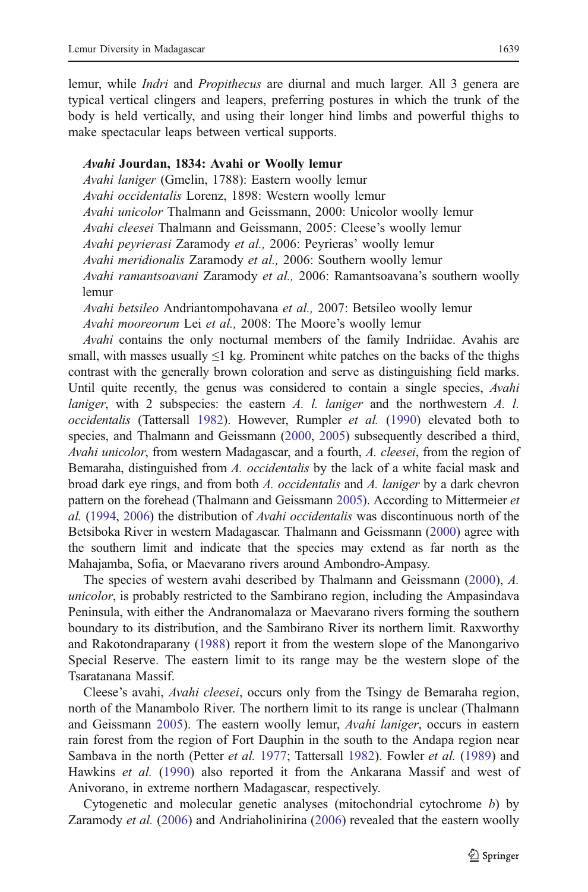lemur, while *Indri* and *Propithecus* are diurnal and much larger. All 3 genera are typical vertical clingers and leapers, preferring postures in which the trunk of the body is held vertically, and using their longer hind limbs and powerful thighs to make spectacular leaps between vertical supports.

***Avahi* Jourdan, 1834: Avahi or Woolly lemur**

*Avahi laniger* (Gmelin, 1788): Eastern woolly lemur
*Avahi occidentalis* Lorenz, 1898: Western woolly lemur
*Avahi unicolor* Thalmann and Geissmann, 2000: Unicolor woolly lemur
*Avahi cleesei* Thalmann and Geissmann, 2005: Cleese's woolly lemur
*Avahi peyrierasi* Zaramody *et al.,* 2006: Peyrieras' woolly lemur
*Avahi meridionalis* Zaramody *et al.,* 2006: Southern woolly lemur
*Avahi ramantsoavani* Zaramody *et al.,* 2006: Ramantsoavana's southern woolly lemur
*Avahi betsileo* Andriantompohavana *et al.,* 2007: Betsileo woolly lemur
*Avahi mooreorum* Lei *et al.,* 2008: The Moore's woolly lemur

*Avahi* contains the only nocturnal members of the family Indriidae. Avahis are small, with masses usually ≤1 kg. Prominent white patches on the backs of the thighs contrast with the generally brown coloration and serve as distinguishing field marks. Until quite recently, the genus was considered to contain a single species, *Avahi laniger*, with 2 subspecies: the eastern *A. l. laniger* and the northwestern *A. l. occidentalis* (Tattersall 1982). However, Rumpler *et al.* (1990) elevated both to species, and Thalmann and Geissmann (2000, 2005) subsequently described a third, *Avahi unicolor*, from western Madagascar, and a fourth, *A. cleesei*, from the region of Bemaraha, distinguished from *A. occidentalis* by the lack of a white facial mask and broad dark eye rings, and from both *A. occidentalis* and *A. laniger* by a dark chevron pattern on the forehead (Thalmann and Geissmann 2005). According to Mittermeier *et al.* (1994, 2006) the distribution of *Avahi occidentalis* was discontinuous north of the Betsiboka River in western Madagascar. Thalmann and Geissmann (2000) agree with the southern limit and indicate that the species may extend as far north as the Mahajamba, Sofia, or Maevarano rivers around Ambondro-Ampasy.

The species of western avahi described by Thalmann and Geissmann (2000), *A. unicolor*, is probably restricted to the Sambirano region, including the Ampasindava Peninsula, with either the Andranomalaza or Maevarano rivers forming the southern boundary to its distribution, and the Sambirano River its northern limit. Raxworthy and Rakotondraparany (1988) report it from the western slope of the Manongarivo Special Reserve. The eastern limit to its range may be the western slope of the Tsaratanana Massif.

Cleese's avahi, *Avahi cleesei*, occurs only from the Tsingy de Bemaraha region, north of the Manambolo River. The northern limit to its range is unclear (Thalmann and Geissmann 2005). The eastern woolly lemur, *Avahi laniger*, occurs in eastern rain forest from the region of Fort Dauphin in the south to the Andapa region near Sambava in the north (Petter *et al.* 1977; Tattersall 1982). Fowler *et al.* (1989) and Hawkins *et al.* (1990) also reported it from the Ankarana Massif and west of Anivorano, in extreme northern Madagascar, respectively.

Cytogenetic and molecular genetic analyses (mitochondrial cytochrome *b*) by Zaramody *et al.* (2006) and Andriaholinirina (2006) revealed that the eastern woolly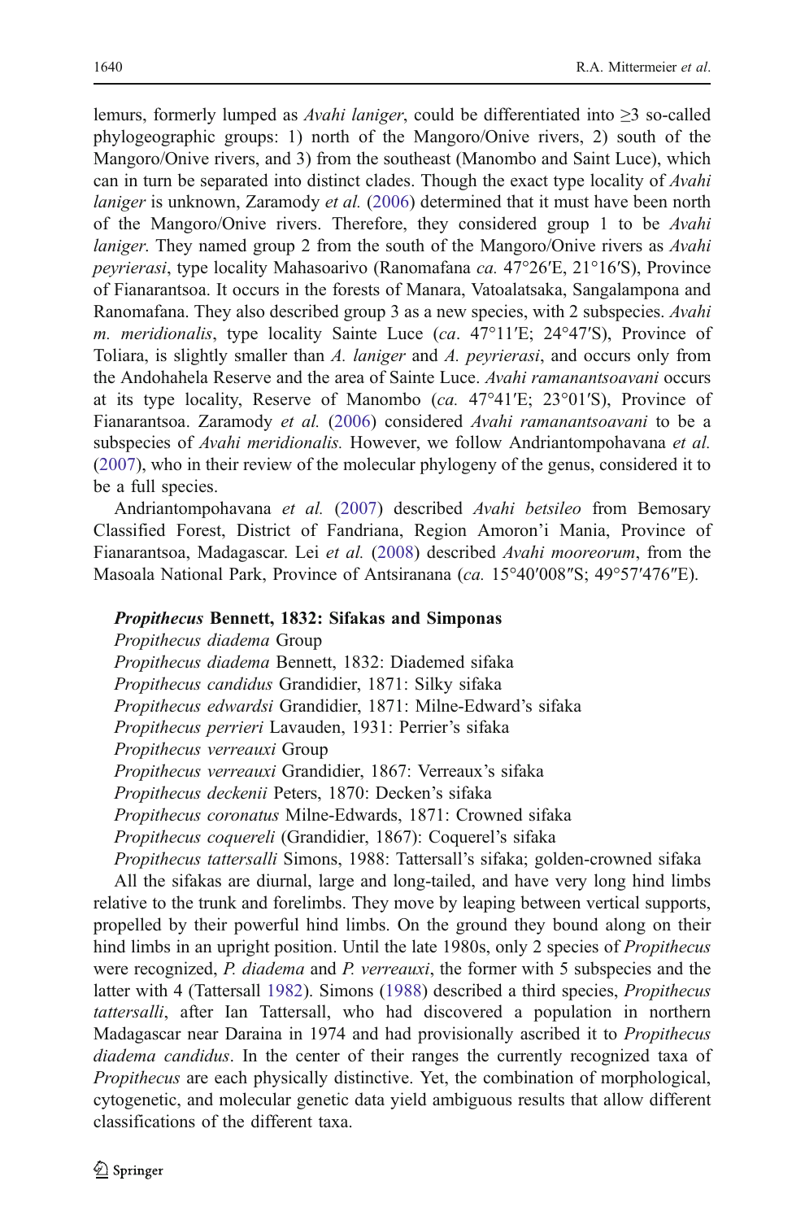lemurs, formerly lumped as *Avahi laniger*, could be differentiated into ≥3 so-called phylogeographic groups: 1) north of the Mangoro/Onive rivers, 2) south of the Mangoro/Onive rivers, and 3) from the southeast (Manombo and Saint Luce), which can in turn be separated into distinct clades. Though the exact type locality of *Avahi laniger* is unknown, Zaramody *et al.* (2006) determined that it must have been north of the Mangoro/Onive rivers. Therefore, they considered group 1 to be *Avahi laniger*. They named group 2 from the south of the Mangoro/Onive rivers as *Avahi peyrierasi*, type locality Mahasoarivo (Ranomafana *ca.* 47°26′E, 21°16′S), Province of Fianarantsoa. It occurs in the forests of Manara, Vatoalatsaka, Sangalampona and Ranomafana. They also described group 3 as a new species, with 2 subspecies. *Avahi m. meridionalis*, type locality Sainte Luce (*ca.* 47°11′E; 24°47′S), Province of Toliara, is slightly smaller than *A. laniger* and *A. peyrierasi*, and occurs only from the Andohahela Reserve and the area of Sainte Luce. *Avahi ramanantsoavani* occurs at its type locality, Reserve of Manombo (*ca.* 47°41′E; 23°01′S), Province of Fianarantsoa. Zaramody *et al.* (2006) considered *Avahi ramanantsoavani* to be a subspecies of *Avahi meridionalis.* However, we follow Andriantompohavana *et al.* (2007), who in their review of the molecular phylogeny of the genus, considered it to be a full species.

Andriantompohavana *et al.* (2007) described *Avahi betsileo* from Bemosary Classified Forest, District of Fandriana, Region Amoron'i Mania, Province of Fianarantsoa, Madagascar. Lei *et al.* (2008) described *Avahi mooreorum*, from the Masoala National Park, Province of Antsiranana (*ca.* 15°40′008″S; 49°57′476″E).

***Propithecus* Bennett, 1832: Sifakas and Simponas**

*Propithecus diadema* Group
*Propithecus diadema* Bennett, 1832: Diademed sifaka
*Propithecus candidus* Grandidier, 1871: Silky sifaka
*Propithecus edwardsi* Grandidier, 1871: Milne-Edward's sifaka
*Propithecus perrieri* Lavauden, 1931: Perrier's sifaka
*Propithecus verreauxi* Group
*Propithecus verreauxi* Grandidier, 1867: Verreaux's sifaka
*Propithecus deckenii* Peters, 1870: Decken's sifaka
*Propithecus coronatus* Milne-Edwards, 1871: Crowned sifaka
*Propithecus coquereli* (Grandidier, 1867): Coquerel's sifaka
*Propithecus tattersalli* Simons, 1988: Tattersall's sifaka; golden-crowned sifaka

All the sifakas are diurnal, large and long-tailed, and have very long hind limbs relative to the trunk and forelimbs. They move by leaping between vertical supports, propelled by their powerful hind limbs. On the ground they bound along on their hind limbs in an upright position. Until the late 1980s, only 2 species of *Propithecus* were recognized, *P. diadema* and *P. verreauxi*, the former with 5 subspecies and the latter with 4 (Tattersall 1982). Simons (1988) described a third species, *Propithecus tattersalli*, after Ian Tattersall, who had discovered a population in northern Madagascar near Daraina in 1974 and had provisionally ascribed it to *Propithecus diadema candidus*. In the center of their ranges the currently recognized taxa of *Propithecus* are each physically distinctive. Yet, the combination of morphological, cytogenetic, and molecular genetic data yield ambiguous results that allow different classifications of the different taxa.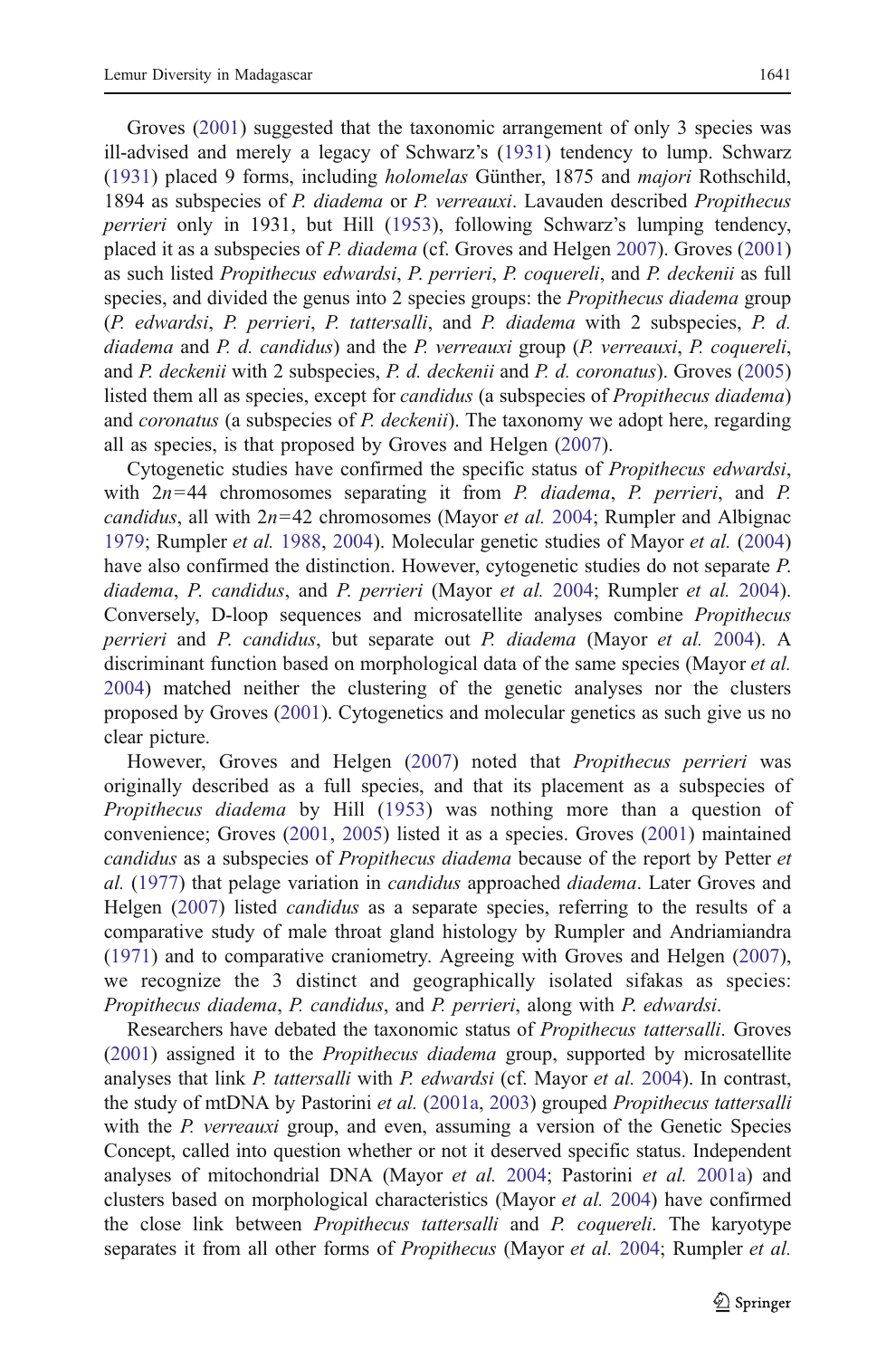Groves (2001) suggested that the taxonomic arrangement of only 3 species was ill-advised and merely a legacy of Schwarz's (1931) tendency to lump. Schwarz (1931) placed 9 forms, including *holomelas* Günther, 1875 and *majori* Rothschild, 1894 as subspecies of *P. diadema* or *P. verreauxi*. Lavauden described *Propithecus perrieri* only in 1931, but Hill (1953), following Schwarz's lumping tendency, placed it as a subspecies of *P. diadema* (cf. Groves and Helgen 2007). Groves (2001) as such listed *Propithecus edwardsi*, *P. perrieri*, *P. coquereli*, and *P. deckenii* as full species, and divided the genus into 2 species groups: the *Propithecus diadema* group (*P. edwardsi*, *P. perrieri*, *P. tattersalli*, and *P. diadema* with 2 subspecies, *P. d. diadema* and *P. d. candidus*) and the *P. verreauxi* group (*P. verreauxi*, *P. coquereli*, and *P. deckenii* with 2 subspecies, *P. d. deckenii* and *P. d. coronatus*). Groves (2005) listed them all as species, except for *candidus* (a subspecies of *Propithecus diadema*) and *coronatus* (a subspecies of *P. deckenii*). The taxonomy we adopt here, regarding all as species, is that proposed by Groves and Helgen (2007).

Cytogenetic studies have confirmed the specific status of *Propithecus edwardsi*, with $2n=44$ chromosomes separating it from *P. diadema*, *P. perrieri*, and *P. candidus*, all with $2n=42$ chromosomes (Mayor *et al.* 2004; Rumpler and Albignac 1979; Rumpler *et al.* 1988, 2004). Molecular genetic studies of Mayor *et al.* (2004) have also confirmed the distinction. However, cytogenetic studies do not separate *P. diadema*, *P. candidus*, and *P. perrieri* (Mayor *et al.* 2004; Rumpler *et al.* 2004). Conversely, D-loop sequences and microsatellite analyses combine *Propithecus perrieri* and *P. candidus*, but separate out *P. diadema* (Mayor *et al.* 2004). A discriminant function based on morphological data of the same species (Mayor *et al.* 2004) matched neither the clustering of the genetic analyses nor the clusters proposed by Groves (2001). Cytogenetics and molecular genetics as such give us no clear picture.

However, Groves and Helgen (2007) noted that *Propithecus perrieri* was originally described as a full species, and that its placement as a subspecies of *Propithecus diadema* by Hill (1953) was nothing more than a question of convenience; Groves (2001, 2005) listed it as a species. Groves (2001) maintained *candidus* as a subspecies of *Propithecus diadema* because of the report by Petter *et al.* (1977) that pelage variation in *candidus* approached *diadema*. Later Groves and Helgen (2007) listed *candidus* as a separate species, referring to the results of a comparative study of male throat gland histology by Rumpler and Andriamiandra (1971) and to comparative craniometry. Agreeing with Groves and Helgen (2007), we recognize the 3 distinct and geographically isolated sifakas as species: *Propithecus diadema*, *P. candidus*, and *P. perrieri*, along with *P. edwardsi*.

Researchers have debated the taxonomic status of *Propithecus tattersalli*. Groves (2001) assigned it to the *Propithecus diadema* group, supported by microsatellite analyses that link *P. tattersalli* with *P. edwardsi* (cf. Mayor *et al.* 2004). In contrast, the study of mtDNA by Pastorini *et al.* (2001a, 2003) grouped *Propithecus tattersalli* with the *P. verreauxi* group, and even, assuming a version of the Genetic Species Concept, called into question whether or not it deserved specific status. Independent analyses of mitochondrial DNA (Mayor *et al.* 2004; Pastorini *et al.* 2001a) and clusters based on morphological characteristics (Mayor *et al.* 2004) have confirmed the close link between *Propithecus tattersalli* and *P. coquereli*. The karyotype separates it from all other forms of *Propithecus* (Mayor *et al.* 2004; Rumpler *et al.*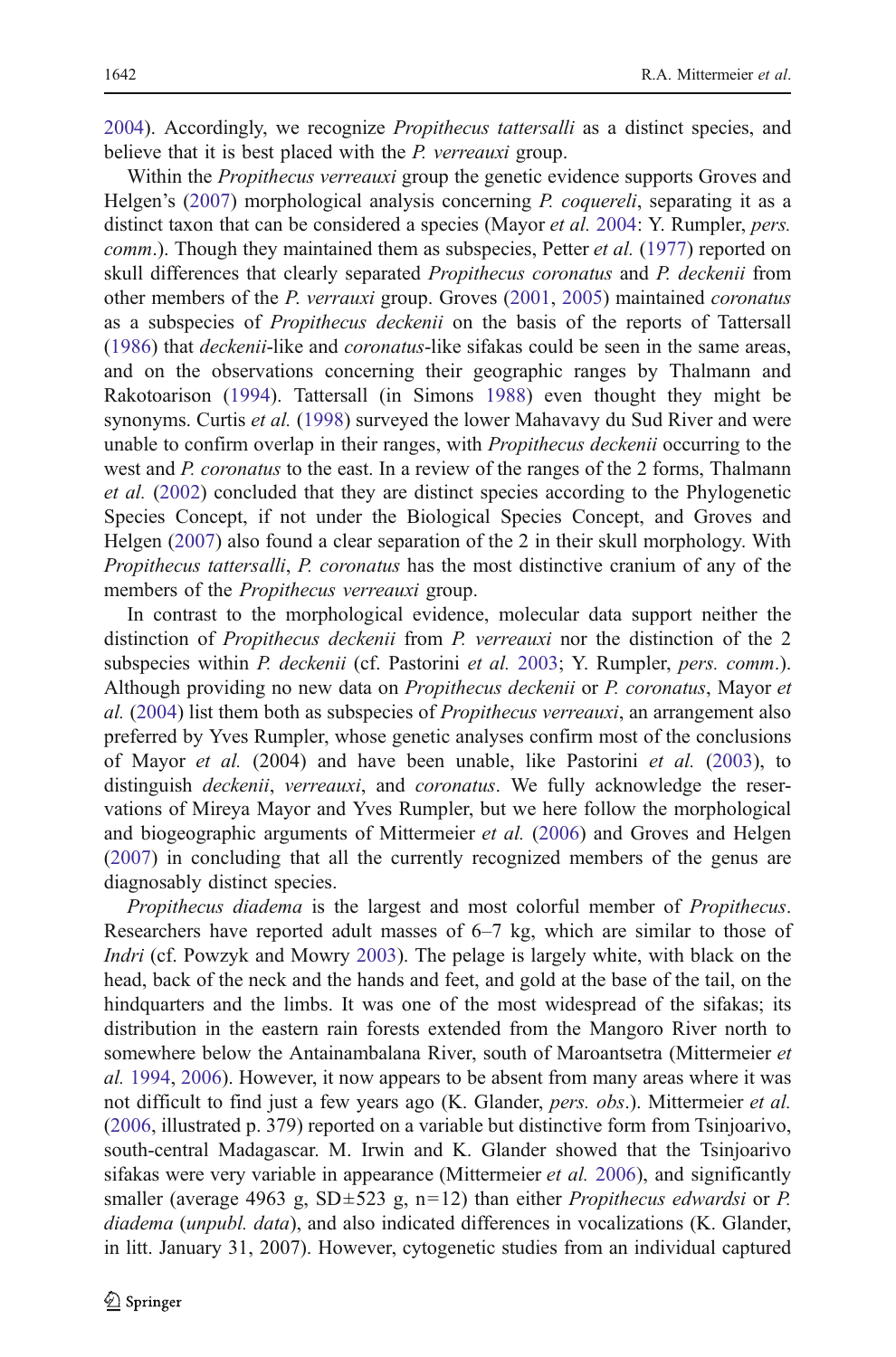2004). Accordingly, we recognize *Propithecus tattersalli* as a distinct species, and believe that it is best placed with the *P. verreauxi* group.

Within the *Propithecus verreauxi* group the genetic evidence supports Groves and Helgen's (2007) morphological analysis concerning *P. coquereli*, separating it as a distinct taxon that can be considered a species (Mayor *et al.* 2004: Y. Rumpler, *pers. comm.*). Though they maintained them as subspecies, Petter *et al.* (1977) reported on skull differences that clearly separated *Propithecus coronatus* and *P. deckenii* from other members of the *P. verrauxi* group. Groves (2001, 2005) maintained *coronatus* as a subspecies of *Propithecus deckenii* on the basis of the reports of Tattersall (1986) that *deckenii*-like and *coronatus*-like sifakas could be seen in the same areas, and on the observations concerning their geographic ranges by Thalmann and Rakotoarison (1994). Tattersall (in Simons 1988) even thought they might be synonyms. Curtis *et al.* (1998) surveyed the lower Mahavavy du Sud River and were unable to confirm overlap in their ranges, with *Propithecus deckenii* occurring to the west and *P. coronatus* to the east. In a review of the ranges of the 2 forms, Thalmann *et al.* (2002) concluded that they are distinct species according to the Phylogenetic Species Concept, if not under the Biological Species Concept, and Groves and Helgen (2007) also found a clear separation of the 2 in their skull morphology. With *Propithecus tattersalli*, *P. coronatus* has the most distinctive cranium of any of the members of the *Propithecus verreauxi* group.

In contrast to the morphological evidence, molecular data support neither the distinction of *Propithecus deckenii* from *P. verreauxi* nor the distinction of the 2 subspecies within *P. deckenii* (cf. Pastorini *et al.* 2003; Y. Rumpler, *pers. comm.*). Although providing no new data on *Propithecus deckenii* or *P. coronatus*, Mayor *et al.* (2004) list them both as subspecies of *Propithecus verreauxi*, an arrangement also preferred by Yves Rumpler, whose genetic analyses confirm most of the conclusions of Mayor *et al.* (2004) and have been unable, like Pastorini *et al.* (2003), to distinguish *deckenii*, *verreauxi*, and *coronatus*. We fully acknowledge the reservations of Mireya Mayor and Yves Rumpler, but we here follow the morphological and biogeographic arguments of Mittermeier *et al.* (2006) and Groves and Helgen (2007) in concluding that all the currently recognized members of the genus are diagnosably distinct species.

*Propithecus diadema* is the largest and most colorful member of *Propithecus*. Researchers have reported adult masses of 6–7 kg, which are similar to those of *Indri* (cf. Powzyk and Mowry 2003). The pelage is largely white, with black on the head, back of the neck and the hands and feet, and gold at the base of the tail, on the hindquarters and the limbs. It was one of the most widespread of the sifakas; its distribution in the eastern rain forests extended from the Mangoro River north to somewhere below the Antainambalana River, south of Maroantsetra (Mittermeier *et al.* 1994, 2006). However, it now appears to be absent from many areas where it was not difficult to find just a few years ago (K. Glander, *pers. obs.*). Mittermeier *et al.* (2006, illustrated p. 379) reported on a variable but distinctive form from Tsinjoarivo, south-central Madagascar. M. Irwin and K. Glander showed that the Tsinjoarivo sifakas were very variable in appearance (Mittermeier *et al.* 2006), and significantly smaller (average 4963 g, SD±523 g, n=12) than either *Propithecus edwardsi* or *P. diadema* (*unpubl. data*), and also indicated differences in vocalizations (K. Glander, in litt. January 31, 2007). However, cytogenetic studies from an individual captured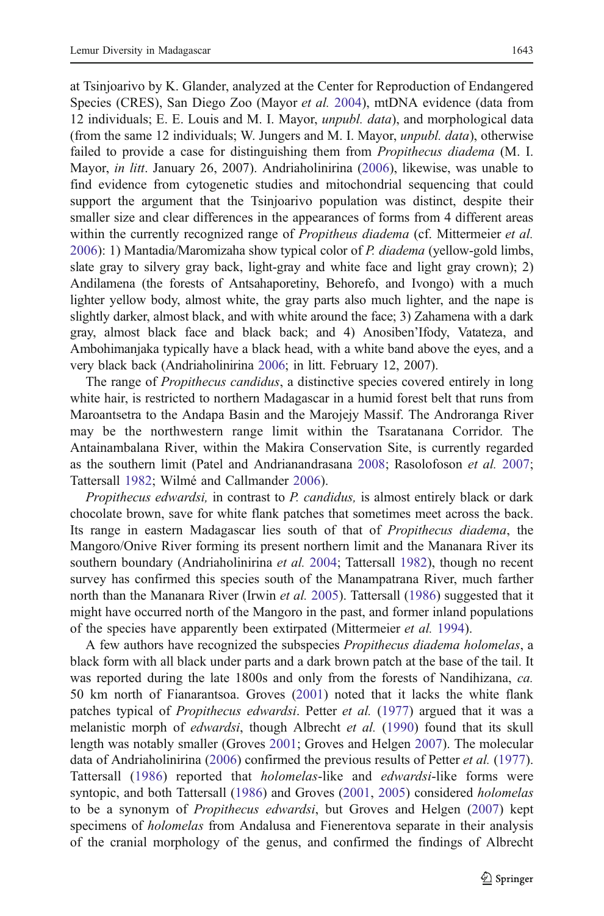at Tsinjoarivo by K. Glander, analyzed at the Center for Reproduction of Endangered Species (CRES), San Diego Zoo (Mayor *et al.* 2004), mtDNA evidence (data from 12 individuals; E. E. Louis and M. I. Mayor, *unpubl. data*), and morphological data (from the same 12 individuals; W. Jungers and M. I. Mayor, *unpubl. data*), otherwise failed to provide a case for distinguishing them from *Propithecus diadema* (M. I. Mayor, *in litt*. January 26, 2007). Andriaholinirina (2006), likewise, was unable to find evidence from cytogenetic studies and mitochondrial sequencing that could support the argument that the Tsinjoarivo population was distinct, despite their smaller size and clear differences in the appearances of forms from 4 different areas within the currently recognized range of *Propitheus diadema* (cf. Mittermeier *et al.* 2006): 1) Mantadia/Maromizaha show typical color of *P. diadema* (yellow-gold limbs, slate gray to silvery gray back, light-gray and white face and light gray crown); 2) Andilamena (the forests of Antsahaporetiny, Behorefo, and Ivongo) with a much lighter yellow body, almost white, the gray parts also much lighter, and the nape is slightly darker, almost black, and with white around the face; 3) Zahamena with a dark gray, almost black face and black back; and 4) Anosiben'Ifody, Vatateza, and Ambohimanjaka typically have a black head, with a white band above the eyes, and a very black back (Andriaholinirina 2006; in litt. February 12, 2007).

The range of *Propithecus candidus*, a distinctive species covered entirely in long white hair, is restricted to northern Madagascar in a humid forest belt that runs from Maroantsetra to the Andapa Basin and the Marojejy Massif. The Androranga River may be the northwestern range limit within the Tsaratanana Corridor. The Antainambalana River, within the Makira Conservation Site, is currently regarded as the southern limit (Patel and Andrianandrasana 2008; Rasolofoson *et al.* 2007; Tattersall 1982; Wilmé and Callmander 2006).

*Propithecus edwardsi,* in contrast to *P. candidus,* is almost entirely black or dark chocolate brown, save for white flank patches that sometimes meet across the back. Its range in eastern Madagascar lies south of that of *Propithecus diadema*, the Mangoro/Onive River forming its present northern limit and the Mananara River its southern boundary (Andriaholinirina *et al.* 2004; Tattersall 1982), though no recent survey has confirmed this species south of the Manampatrana River, much farther north than the Mananara River (Irwin *et al.* 2005). Tattersall (1986) suggested that it might have occurred north of the Mangoro in the past, and former inland populations of the species have apparently been extirpated (Mittermeier *et al.* 1994).

A few authors have recognized the subspecies *Propithecus diadema holomelas*, a black form with all black under parts and a dark brown patch at the base of the tail. It was reported during the late 1800s and only from the forests of Nandihizana, *ca.* 50 km north of Fianarantsoa. Groves (2001) noted that it lacks the white flank patches typical of *Propithecus edwardsi*. Petter *et al.* (1977) argued that it was a melanistic morph of *edwardsi*, though Albrecht *et al.* (1990) found that its skull length was notably smaller (Groves 2001; Groves and Helgen 2007). The molecular data of Andriaholinirina (2006) confirmed the previous results of Petter *et al.* (1977). Tattersall (1986) reported that *holomelas*-like and *edwardsi*-like forms were syntopic, and both Tattersall (1986) and Groves (2001, 2005) considered *holomelas* to be a synonym of *Propithecus edwardsi*, but Groves and Helgen (2007) kept specimens of *holomelas* from Andalusa and Fienerentova separate in their analysis of the cranial morphology of the genus, and confirmed the findings of Albrecht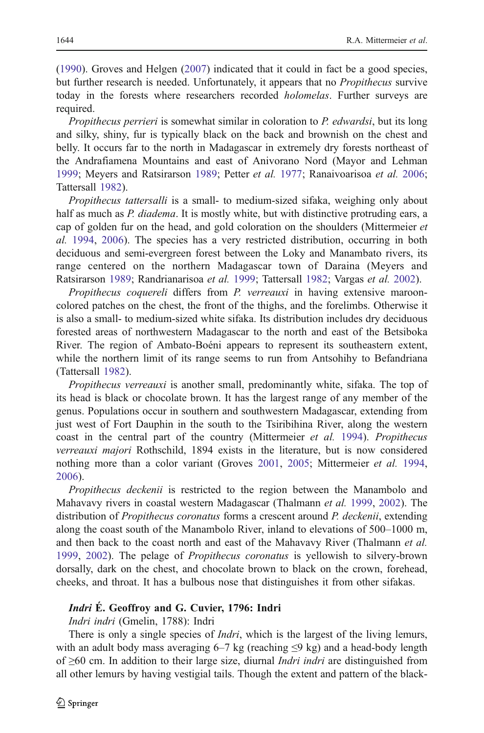(1990). Groves and Helgen (2007) indicated that it could in fact be a good species, but further research is needed. Unfortunately, it appears that no *Propithecus* survive today in the forests where researchers recorded *holomelas*. Further surveys are required.

*Propithecus perrieri* is somewhat similar in coloration to *P. edwardsi*, but its long and silky, shiny, fur is typically black on the back and brownish on the chest and belly. It occurs far to the north in Madagascar in extremely dry forests northeast of the Andrafiamena Mountains and east of Anivorano Nord (Mayor and Lehman 1999; Meyers and Ratsirarson 1989; Petter *et al.* 1977; Ranaivoarisoa *et al.* 2006; Tattersall 1982).

*Propithecus tattersalli* is a small- to medium-sized sifaka, weighing only about half as much as *P. diadema*. It is mostly white, but with distinctive protruding ears, a cap of golden fur on the head, and gold coloration on the shoulders (Mittermeier *et al.* 1994, 2006). The species has a very restricted distribution, occurring in both deciduous and semi-evergreen forest between the Loky and Manambato rivers, its range centered on the northern Madagascar town of Daraina (Meyers and Ratsirarson 1989; Randrianarisoa *et al.* 1999; Tattersall 1982; Vargas *et al.* 2002).

*Propithecus coquereli* differs from *P. verreauxi* in having extensive maroon-colored patches on the chest, the front of the thighs, and the forelimbs. Otherwise it is also a small- to medium-sized white sifaka. Its distribution includes dry deciduous forested areas of northwestern Madagascar to the north and east of the Betsiboka River. The region of Ambato-Boéni appears to represent its southeastern extent, while the northern limit of its range seems to run from Antsohihy to Befandriana (Tattersall 1982).

*Propithecus verreauxi* is another small, predominantly white, sifaka. The top of its head is black or chocolate brown. It has the largest range of any member of the genus. Populations occur in southern and southwestern Madagascar, extending from just west of Fort Dauphin in the south to the Tsiribihina River, along the western coast in the central part of the country (Mittermeier *et al.* 1994). *Propithecus verreauxi majori* Rothschild, 1894 exists in the literature, but is now considered nothing more than a color variant (Groves 2001, 2005; Mittermeier *et al.* 1994, 2006).

*Propithecus deckenii* is restricted to the region between the Manambolo and Mahavavy rivers in coastal western Madagascar (Thalmann *et al.* 1999, 2002). The distribution of *Propithecus coronatus* forms a crescent around *P. deckenii*, extending along the coast south of the Manambolo River, inland to elevations of 500–1000 m, and then back to the coast north and east of the Mahavavy River (Thalmann *et al.* 1999, 2002). The pelage of *Propithecus coronatus* is yellowish to silvery-brown dorsally, dark on the chest, and chocolate brown to black on the crown, forehead, cheeks, and throat. It has a bulbous nose that distinguishes it from other sifakas.

### ***Indri*** **É. Geoffroy and G. Cuvier, 1796: Indri**

*Indri indri* (Gmelin, 1788): Indri

There is only a single species of *Indri*, which is the largest of the living lemurs, with an adult body mass averaging 6–7 kg (reaching ≤9 kg) and a head-body length of ≥60 cm. In addition to their large size, diurnal *Indri indri* are distinguished from all other lemurs by having vestigial tails. Though the extent and pattern of the black-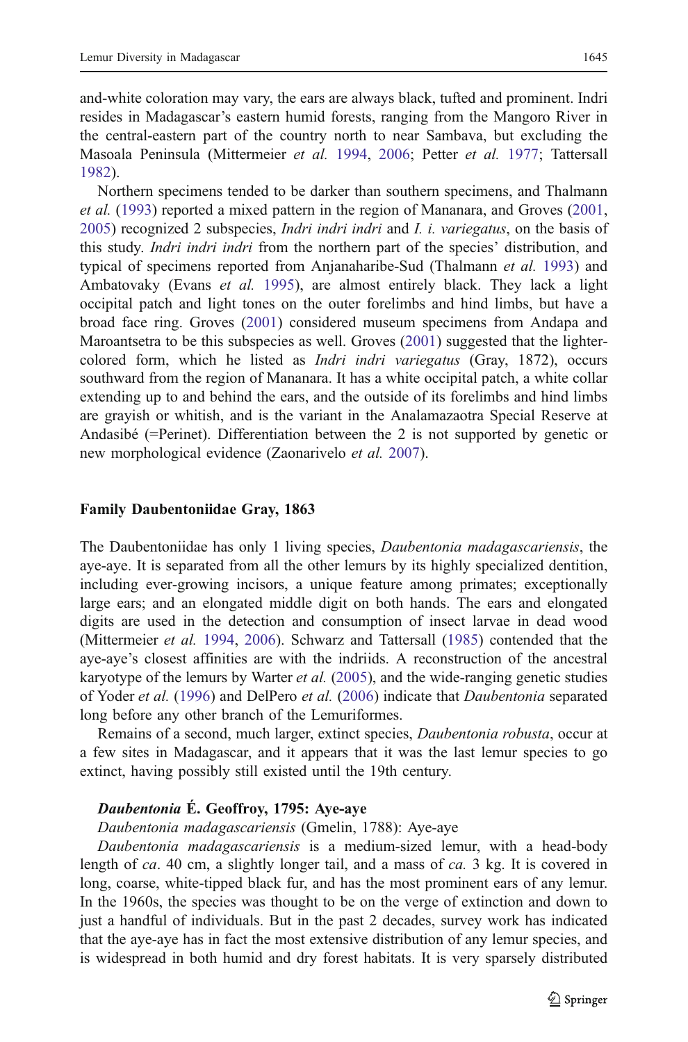and-white coloration may vary, the ears are always black, tufted and prominent. Indri resides in Madagascar's eastern humid forests, ranging from the Mangoro River in the central-eastern part of the country north to near Sambava, but excluding the Masoala Peninsula (Mittermeier *et al.* 1994, 2006; Petter *et al.* 1977; Tattersall 1982).

Northern specimens tended to be darker than southern specimens, and Thalmann *et al.* (1993) reported a mixed pattern in the region of Mananara, and Groves (2001, 2005) recognized 2 subspecies, *Indri indri indri* and *I. i. variegatus*, on the basis of this study. *Indri indri indri* from the northern part of the species' distribution, and typical of specimens reported from Anjanaharibe-Sud (Thalmann *et al.* 1993) and Ambatovaky (Evans *et al.* 1995), are almost entirely black. They lack a light occipital patch and light tones on the outer forelimbs and hind limbs, but have a broad face ring. Groves (2001) considered museum specimens from Andapa and Maroantsetra to be this subspecies as well. Groves (2001) suggested that the lighter-colored form, which he listed as *Indri indri variegatus* (Gray, 1872), occurs southward from the region of Mananara. It has a white occipital patch, a white collar extending up to and behind the ears, and the outside of its forelimbs and hind limbs are grayish or whitish, and is the variant in the Analamazaotra Special Reserve at Andasibé (=Perinet). Differentiation between the 2 is not supported by genetic or new morphological evidence (Zaonarivelo *et al.* 2007).

## Family Daubentoniidae Gray, 1863

The Daubentoniidae has only 1 living species, *Daubentonia madagascariensis*, the aye-aye. It is separated from all the other lemurs by its highly specialized dentition, including ever-growing incisors, a unique feature among primates; exceptionally large ears; and an elongated middle digit on both hands. The ears and elongated digits are used in the detection and consumption of insect larvae in dead wood (Mittermeier *et al.* 1994, 2006). Schwarz and Tattersall (1985) contended that the aye-aye's closest affinities are with the indriids. A reconstruction of the ancestral karyotype of the lemurs by Warter *et al.* (2005), and the wide-ranging genetic studies of Yoder *et al.* (1996) and DelPero *et al.* (2006) indicate that *Daubentonia* separated long before any other branch of the Lemuriformes.

Remains of a second, much larger, extinct species, *Daubentonia robusta*, occur at a few sites in Madagascar, and it appears that it was the last lemur species to go extinct, having possibly still existed until the 19th century.

### *Daubentonia* É. Geoffroy, 1795: Aye-aye

*Daubentonia madagascariensis* (Gmelin, 1788): Aye-aye

*Daubentonia madagascariensis* is a medium-sized lemur, with a head-body length of *ca*. 40 cm, a slightly longer tail, and a mass of *ca.* 3 kg. It is covered in long, coarse, white-tipped black fur, and has the most prominent ears of any lemur. In the 1960s, the species was thought to be on the verge of extinction and down to just a handful of individuals. But in the past 2 decades, survey work has indicated that the aye-aye has in fact the most extensive distribution of any lemur species, and is widespread in both humid and dry forest habitats. It is very sparsely distributed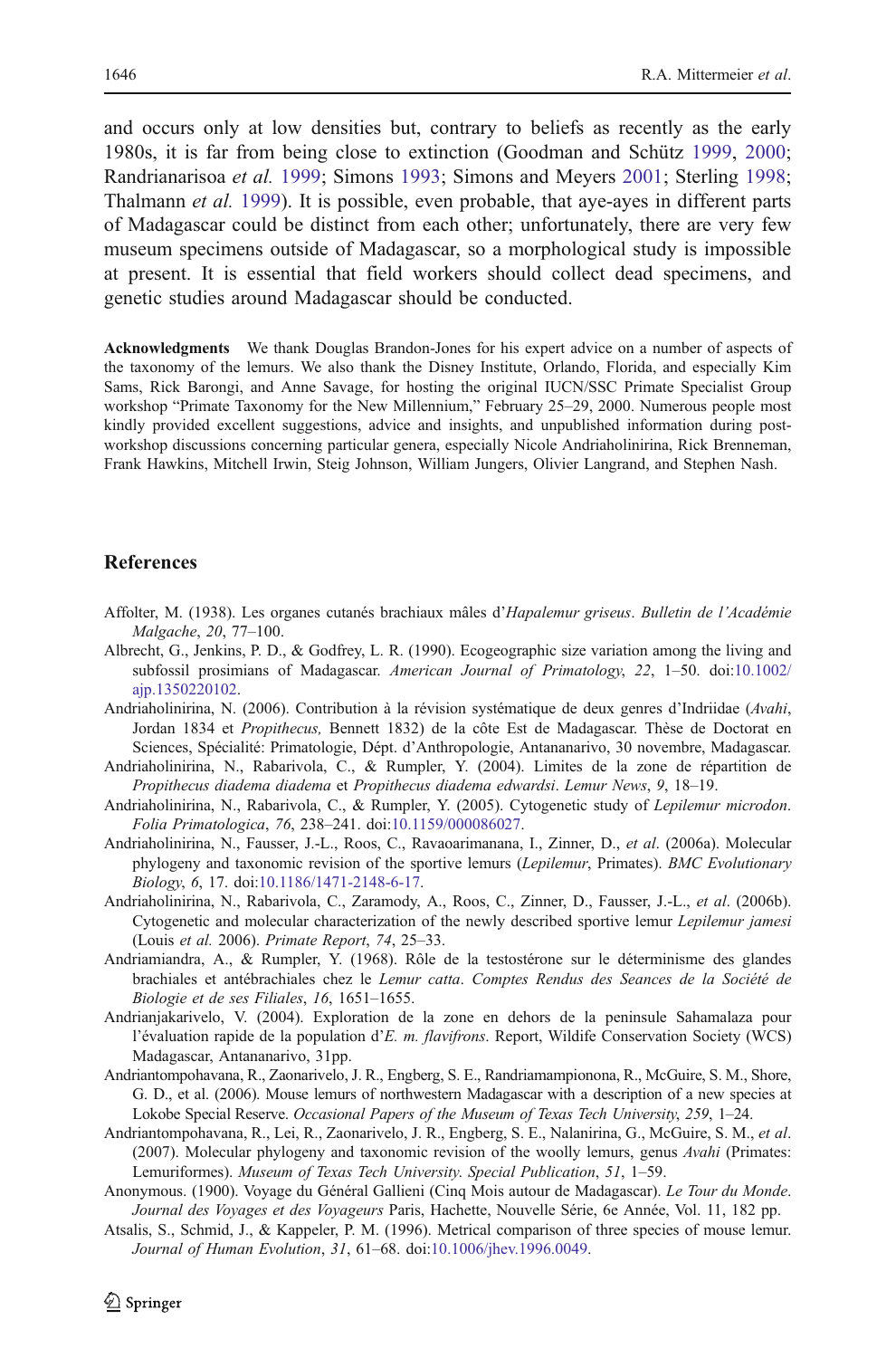and occurs only at low densities but, contrary to beliefs as recently as the early 1980s, it is far from being close to extinction (Goodman and Schütz 1999, 2000; Randrianarisoa *et al.* 1999; Simons 1993; Simons and Meyers 2001; Sterling 1998; Thalmann *et al.* 1999). It is possible, even probable, that aye-ayes in different parts of Madagascar could be distinct from each other; unfortunately, there are very few museum specimens outside of Madagascar, so a morphological study is impossible at present. It is essential that field workers should collect dead specimens, and genetic studies around Madagascar should be conducted.

**Acknowledgments** We thank Douglas Brandon-Jones for his expert advice on a number of aspects of the taxonomy of the lemurs. We also thank the Disney Institute, Orlando, Florida, and especially Kim Sams, Rick Barongi, and Anne Savage, for hosting the original IUCN/SSC Primate Specialist Group workshop "Primate Taxonomy for the New Millennium," February 25–29, 2000. Numerous people most kindly provided excellent suggestions, advice and insights, and unpublished information during post-workshop discussions concerning particular genera, especially Nicole Andriaholinirina, Rick Brenneman, Frank Hawkins, Mitchell Irwin, Steig Johnson, William Jungers, Olivier Langrand, and Stephen Nash.

## References

Affolter, M. (1938). Les organes cutanés brachiaux mâles d'*Hapalemur griseus*. *Bulletin de l'Académie Malgache*, *20*, 77–100.

Albrecht, G., Jenkins, P. D., & Godfrey, L. R. (1990). Ecogeographic size variation among the living and subfossil prosimians of Madagascar. *American Journal of Primatology*, *22*, 1–50. doi:10.1002/ajp.1350220102.

Andriaholinirina, N. (2006). Contribution à la révision systématique de deux genres d'Indriidae (*Avahi*, Jordan 1834 et *Propithecus,* Bennett 1832) de la côte Est de Madagascar. Thèse de Doctorat en Sciences, Spécialité: Primatologie, Dépt. d'Anthropologie, Antananarivo, 30 novembre, Madagascar.

Andriaholinirina, N., Rabarivola, C., & Rumpler, Y. (2004). Limites de la zone de répartition de *Propithecus diadema diadema* et *Propithecus diadema edwardsi*. *Lemur News*, *9*, 18–19.

Andriaholinirina, N., Rabarivola, C., & Rumpler, Y. (2005). Cytogenetic study of *Lepilemur microdon*. *Folia Primatologica*, *76*, 238–241. doi:10.1159/000086027.

Andriaholinirina, N., Fausser, J.-L., Roos, C., Ravaoarimanana, I., Zinner, D., *et al*. (2006a). Molecular phylogeny and taxonomic revision of the sportive lemurs (*Lepilemur*, Primates). *BMC Evolutionary Biology*, *6*, 17. doi:10.1186/1471-2148-6-17.

Andriaholinirina, N., Rabarivola, C., Zaramody, A., Roos, C., Zinner, D., Fausser, J.-L., *et al*. (2006b). Cytogenetic and molecular characterization of the newly described sportive lemur *Lepilemur jamesi* (Louis *et al.* 2006). *Primate Report*, *74*, 25–33.

Andriamiandra, A., & Rumpler, Y. (1968). Rôle de la testostérone sur le déterminisme des glandes brachiales et antébrachiales chez le *Lemur catta*. *Comptes Rendus des Seances de la Société de Biologie et de ses Filiales*, *16*, 1651–1655.

Andrianjakarivelo, V. (2004). Exploration de la zone en dehors de la peninsule Sahamalaza pour l'évaluation rapide de la population d'*E. m. flavifrons*. Report, Wildife Conservation Society (WCS) Madagascar, Antananarivo, 31pp.

Andriantompohavana, R., Zaonarivelo, J. R., Engberg, S. E., Randriamampionona, R., McGuire, S. M., Shore, G. D., et al. (2006). Mouse lemurs of northwestern Madagascar with a description of a new species at Lokobe Special Reserve. *Occasional Papers of the Museum of Texas Tech University*, *259*, 1–24.

Andriantompohavana, R., Lei, R., Zaonarivelo, J. R., Engberg, S. E., Nalanirina, G., McGuire, S. M., *et al*. (2007). Molecular phylogeny and taxonomic revision of the woolly lemurs, genus *Avahi* (Primates: Lemuriformes). *Museum of Texas Tech University. Special Publication*, *51*, 1–59.

Anonymous. (1900). Voyage du Général Gallieni (Cinq Mois autour de Madagascar). *Le Tour du Monde. Journal des Voyages et des Voyageurs* Paris, Hachette, Nouvelle Série, 6e Année, Vol. 11, 182 pp.

Atsalis, S., Schmid, J., & Kappeler, P. M. (1996). Metrical comparison of three species of mouse lemur. *Journal of Human Evolution*, *31*, 61–68. doi:10.1006/jhev.1996.0049.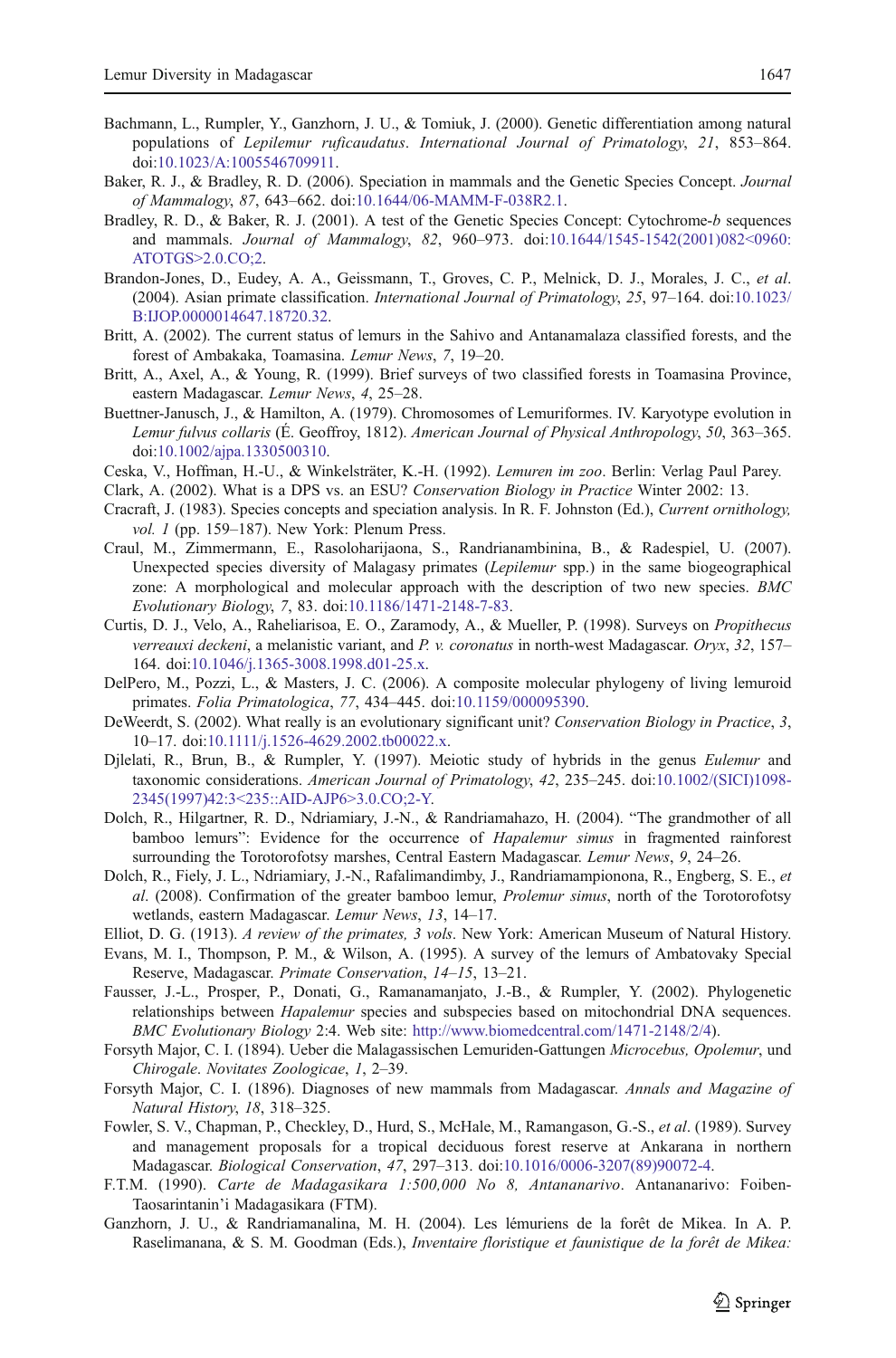Bachmann, L., Rumpler, Y., Ganzhorn, J. U., & Tomiuk, J. (2000). Genetic differentiation among natural populations of *Lepilemur ruficaudatus*. *International Journal of Primatology*, *21*, 853–864. doi:10.1023/A:1005546709911.

Baker, R. J., & Bradley, R. D. (2006). Speciation in mammals and the Genetic Species Concept. *Journal of Mammalogy*, *87*, 643–662. doi:10.1644/06-MAMM-F-038R2.1.

Bradley, R. D., & Baker, R. J. (2001). A test of the Genetic Species Concept: Cytochrome-*b* sequences and mammals. *Journal of Mammalogy*, *82*, 960–973. doi:10.1644/1545-1542(2001)082<0960:ATOTGS>2.0.CO;2.

Brandon-Jones, D., Eudey, A. A., Geissmann, T., Groves, C. P., Melnick, D. J., Morales, J. C., *et al*. (2004). Asian primate classification. *International Journal of Primatology*, *25*, 97–164. doi:10.1023/B:IJOP.0000014647.18720.32.

Britt, A. (2002). The current status of lemurs in the Sahivo and Antanamalaza classified forests, and the forest of Ambakaka, Toamasina. *Lemur News*, *7*, 19–20.

Britt, A., Axel, A., & Young, R. (1999). Brief surveys of two classified forests in Toamasina Province, eastern Madagascar. *Lemur News*, *4*, 25–28.

Buettner-Janusch, J., & Hamilton, A. (1979). Chromosomes of Lemuriformes. IV. Karyotype evolution in *Lemur fulvus collaris* (É. Geoffroy, 1812). *American Journal of Physical Anthropology*, *50*, 363–365. doi:10.1002/ajpa.1330500310.

Ceska, V., Hoffman, H.-U., & Winkelsträter, K.-H. (1992). *Lemuren im zoo*. Berlin: Verlag Paul Parey.

Clark, A. (2002). What is a DPS vs. an ESU? *Conservation Biology in Practice* Winter 2002: 13.

Cracraft, J. (1983). Species concepts and speciation analysis. In R. F. Johnston (Ed.), *Current ornithology, vol. 1* (pp. 159–187). New York: Plenum Press.

Craul, M., Zimmermann, E., Rasoloharijaona, S., Randrianambinina, B., & Radespiel, U. (2007). Unexpected species diversity of Malagasy primates (*Lepilemur* spp.) in the same biogeographical zone: A morphological and molecular approach with the description of two new species. *BMC Evolutionary Biology*, *7*, 83. doi:10.1186/1471-2148-7-83.

Curtis, D. J., Velo, A., Raheliarisoa, E. O., Zaramody, A., & Mueller, P. (1998). Surveys on *Propithecus verreauxi deckeni*, a melanistic variant, and *P. v. coronatus* in north-west Madagascar. *Oryx*, *32*, 157–164. doi:10.1046/j.1365-3008.1998.d01-25.x.

DelPero, M., Pozzi, L., & Masters, J. C. (2006). A composite molecular phylogeny of living lemuroid primates. *Folia Primatologica*, *77*, 434–445. doi:10.1159/000095390.

DeWeerdt, S. (2002). What really is an evolutionary significant unit? *Conservation Biology in Practice*, *3*, 10–17. doi:10.1111/j.1526-4629.2002.tb00022.x.

Djlelati, R., Brun, B., & Rumpler, Y. (1997). Meiotic study of hybrids in the genus *Eulemur* and taxonomic considerations. *American Journal of Primatology*, *42*, 235–245. doi:10.1002/(SICI)1098-2345(1997)42:3<235::AID-AJP6>3.0.CO;2-Y.

Dolch, R., Hilgartner, R. D., Ndriamiary, J.-N., & Randriamahazo, H. (2004). "The grandmother of all bamboo lemurs": Evidence for the occurrence of *Hapalemur simus* in fragmented rainforest surrounding the Torotorofotsy marshes, Central Eastern Madagascar. *Lemur News*, *9*, 24–26.

Dolch, R., Fiely, J. L., Ndriamiary, J.-N., Rafalimandimby, J., Randriampionona, R., Engberg, S. E., *et al*. (2008). Confirmation of the greater bamboo lemur, *Prolemur simus*, north of the Torotorofotsy wetlands, eastern Madagascar. *Lemur News*, *13*, 14–17.

Elliot, D. G. (1913). *A review of the primates, 3 vols*. New York: American Museum of Natural History.

Evans, M. I., Thompson, P. M., & Wilson, A. (1995). A survey of the lemurs of Ambatovaky Special Reserve, Madagascar. *Primate Conservation*, *14–15*, 13–21.

Fausser, J.-L., Prosper, P., Donati, G., Ramanamanjato, J.-B., & Rumpler, Y. (2002). Phylogenetic relationships between *Hapalemur* species and subspecies based on mitochondrial DNA sequences. *BMC Evolutionary Biology* 2:4. Web site: http://www.biomedcentral.com/1471-2148/2/4).

Forsyth Major, C. I. (1894). Ueber die Malagassischen Lemuriden-Gattungen *Microcebus, Opolemur*, und *Chirogale*. *Novitates Zoologicae*, *1*, 2–39.

Forsyth Major, C. I. (1896). Diagnoses of new mammals from Madagascar. *Annals and Magazine of Natural History*, *18*, 318–325.

Fowler, S. V., Chapman, P., Checkley, D., Hurd, S., McHale, M., Ramangason, G.-S., *et al*. (1989). Survey and management proposals for a tropical deciduous forest reserve at Ankarana in northern Madagascar. *Biological Conservation*, *47*, 297–313. doi:10.1016/0006-3207(89)90072-4.

F.T.M. (1990). *Carte de Madagasikara 1:500,000 No 8, Antananarivo*. Antananarivo: Foiben-Taosarintanin'i Madagasikara (FTM).

Ganzhorn, J. U., & Randriamanalina, M. H. (2004). Les lémuriens de la forêt de Mikea. In A. P. Raselimanana, & S. M. Goodman (Eds.), *Inventaire floristique et faunistique de la forêt de Mikea:*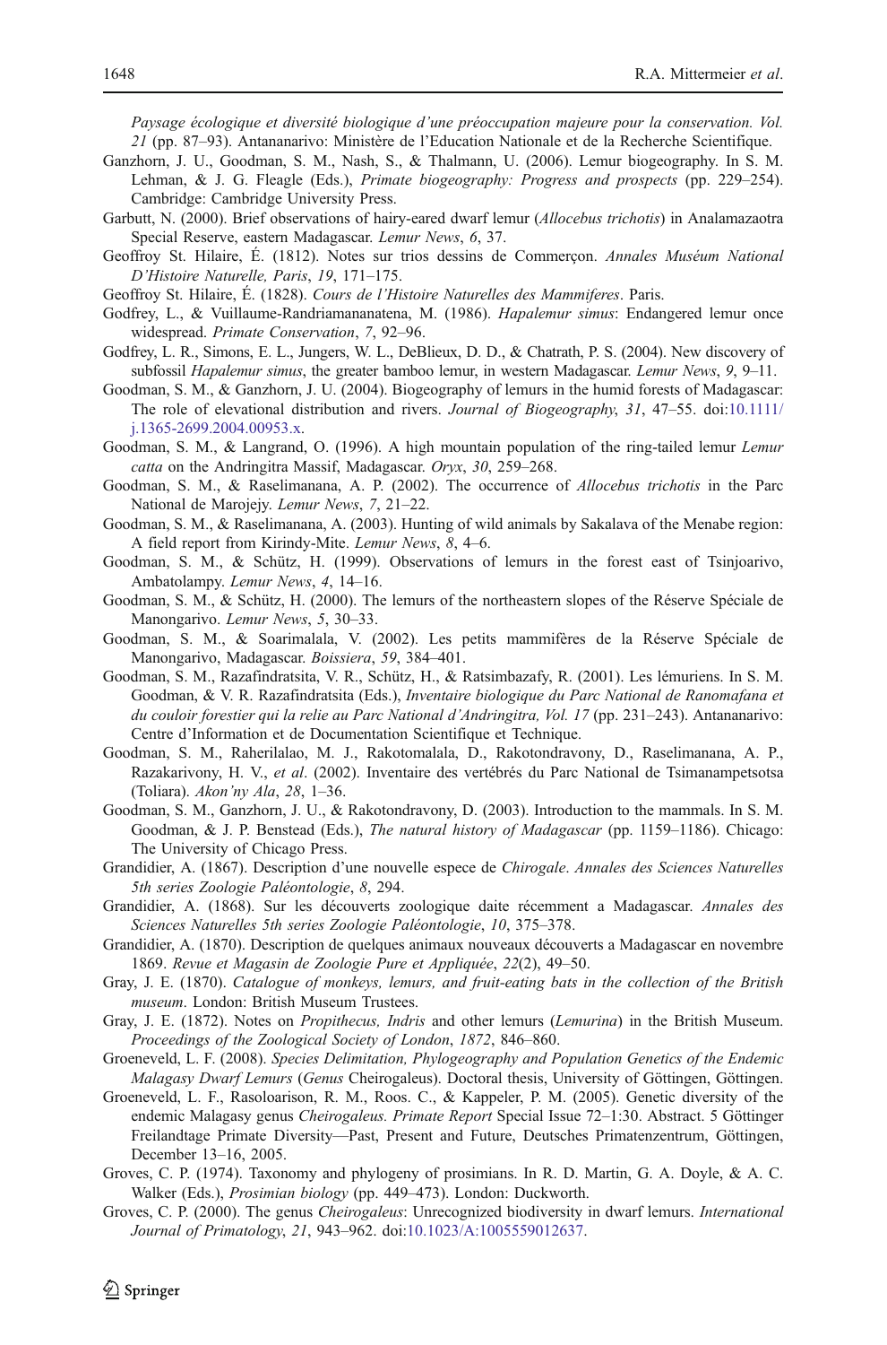*Paysage écologique et diversité biologique d'une préoccupation majeure pour la conservation. Vol. 21* (pp. 87–93). Antananarivo: Ministère de l'Education Nationale et de la Recherche Scientifique.

Ganzhorn, J. U., Goodman, S. M., Nash, S., & Thalmann, U. (2006). Lemur biogeography. In S. M. Lehman, & J. G. Fleagle (Eds.), *Primate biogeography: Progress and prospects* (pp. 229–254). Cambridge: Cambridge University Press.

Garbutt, N. (2000). Brief observations of hairy-eared dwarf lemur (*Allocebus trichotis*) in Analamazaotra Special Reserve, eastern Madagascar. *Lemur News*, *6*, 37.

Geoffroy St. Hilaire, É. (1812). Notes sur trios dessins de Commerçon. *Annales Muséum National D'Histoire Naturelle, Paris*, *19*, 171–175.

Geoffroy St. Hilaire, É. (1828). *Cours de l'Histoire Naturelles des Mammiferes*. Paris.

Godfrey, L., & Vuillaume-Randriamananatena, M. (1986). *Hapalemur simus*: Endangered lemur once widespread. *Primate Conservation*, *7*, 92–96.

Godfrey, L. R., Simons, E. L., Jungers, W. L., DeBlieux, D. D., & Chatrath, P. S. (2004). New discovery of subfossil *Hapalemur simus*, the greater bamboo lemur, in western Madagascar. *Lemur News*, *9*, 9–11.

Goodman, S. M., & Ganzhorn, J. U. (2004). Biogeography of lemurs in the humid forests of Madagascar: The role of elevational distribution and rivers. *Journal of Biogeography*, *31*, 47–55. doi:10.1111/j.1365-2699.2004.00953.x.

Goodman, S. M., & Langrand, O. (1996). A high mountain population of the ring-tailed lemur *Lemur catta* on the Andringitra Massif, Madagascar. *Oryx*, *30*, 259–268.

Goodman, S. M., & Raselimanana, A. P. (2002). The occurrence of *Allocebus trichotis* in the Parc National de Marojejy. *Lemur News*, *7*, 21–22.

Goodman, S. M., & Raselimanana, A. (2003). Hunting of wild animals by Sakalava of the Menabe region: A field report from Kirindy-Mite. *Lemur News*, *8*, 4–6.

Goodman, S. M., & Schütz, H. (1999). Observations of lemurs in the forest east of Tsinjoarivo, Ambatolampy. *Lemur News*, *4*, 14–16.

Goodman, S. M., & Schütz, H. (2000). The lemurs of the northeastern slopes of the Réserve Spéciale de Manongarivo. *Lemur News*, *5*, 30–33.

Goodman, S. M., & Soarimalala, V. (2002). Les petits mammifères de la Réserve Spéciale de Manongarivo, Madagascar. *Boissiera*, *59*, 384–401.

Goodman, S. M., Razafindratsita, V. R., Schütz, H., & Ratsimbazafy, R. (2001). Les lémuriens. In S. M. Goodman, & V. R. Razafindratsita (Eds.), *Inventaire biologique du Parc National de Ranomafana et du couloir forestier qui la relie au Parc National d'Andringitra, Vol. 17* (pp. 231–243). Antananarivo: Centre d'Information et de Documentation Scientifique et Technique.

Goodman, S. M., Raherilalao, M. J., Rakotomalala, D., Rakotondravony, D., Raselimanana, A. P., Razakarivony, H. V., *et al*. (2002). Inventaire des vertébrés du Parc National de Tsimanampetsotsa (Toliara). *Akon'ny Ala*, *28*, 1–36.

Goodman, S. M., Ganzhorn, J. U., & Rakotondravony, D. (2003). Introduction to the mammals. In S. M. Goodman, & J. P. Benstead (Eds.), *The natural history of Madagascar* (pp. 1159–1186). Chicago: The University of Chicago Press.

Grandidier, A. (1867). Description d'une nouvelle espece de *Chirogale*. *Annales des Sciences Naturelles 5th series Zoologie Paléontologie*, *8*, 294.

Grandidier, A. (1868). Sur les découverts zoologique daite récemment a Madagascar. *Annales des Sciences Naturelles 5th series Zoologie Paléontologie*, *10*, 375–378.

Grandidier, A. (1870). Description de quelques animaux nouveaux découverts a Madagascar en novembre 1869. *Revue et Magasin de Zoologie Pure et Appliquée*, *22*(2), 49–50.

Gray, J. E. (1870). *Catalogue of monkeys, lemurs, and fruit-eating bats in the collection of the British museum*. London: British Museum Trustees.

Gray, J. E. (1872). Notes on *Propithecus, Indris* and other lemurs (*Lemurina*) in the British Museum. *Proceedings of the Zoological Society of London*, *1872*, 846–860.

Groeneveld, L. F. (2008). *Species Delimitation, Phylogeography and Population Genetics of the Endemic Malagasy Dwarf Lemurs* (*Genus* Cheirogaleus). Doctoral thesis, University of Göttingen, Göttingen.

Groeneveld, L. F., Rasoloarison, R. M., Roos. C., & Kappeler, P. M. (2005). Genetic diversity of the endemic Malagasy genus *Cheirogaleus. Primate Report* Special Issue 72–1:30. Abstract. 5 Göttinger Freilandtage Primate Diversity—Past, Present and Future, Deutsches Primatenzentrum, Göttingen, December 13–16, 2005.

Groves, C. P. (1974). Taxonomy and phylogeny of prosimians. In R. D. Martin, G. A. Doyle, & A. C. Walker (Eds.), *Prosimian biology* (pp. 449–473). London: Duckworth.

Groves, C. P. (2000). The genus *Cheirogaleus*: Unrecognized biodiversity in dwarf lemurs. *International Journal of Primatology*, *21*, 943–962. doi:10.1023/A:1005559012637.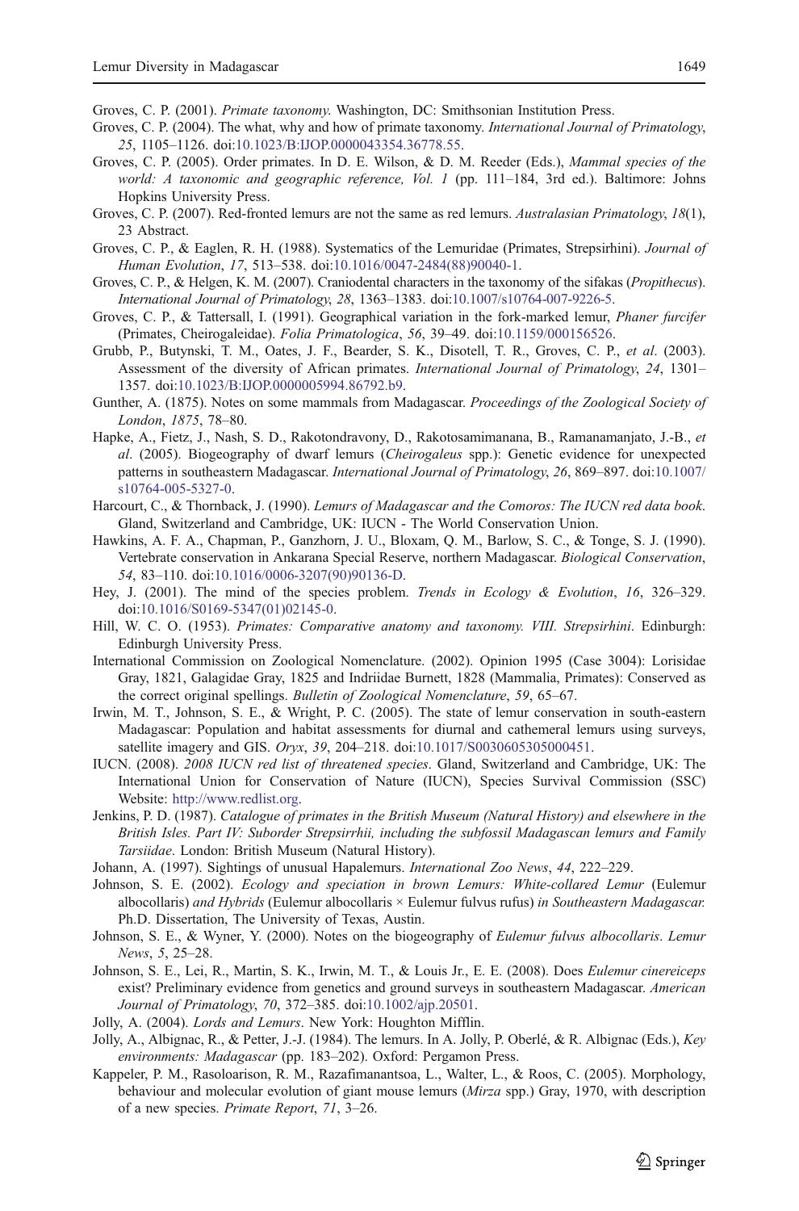Groves, C. P. (2001). *Primate taxonomy*. Washington, DC: Smithsonian Institution Press.

Groves, C. P. (2004). The what, why and how of primate taxonomy. *International Journal of Primatology*, *25*, 1105–1126. doi:10.1023/B:IJOP.0000043354.36778.55.

Groves, C. P. (2005). Order primates. In D. E. Wilson, & D. M. Reeder (Eds.), *Mammal species of the world: A taxonomic and geographic reference, Vol. 1* (pp. 111–184, 3rd ed.). Baltimore: Johns Hopkins University Press.

Groves, C. P. (2007). Red-fronted lemurs are not the same as red lemurs. *Australasian Primatology*, *18*(1), 23 Abstract.

Groves, C. P., & Eaglen, R. H. (1988). Systematics of the Lemuridae (Primates, Strepsirhini). *Journal of Human Evolution*, *17*, 513–538. doi:10.1016/0047-2484(88)90040-1.

Groves, C. P., & Helgen, K. M. (2007). Craniodental characters in the taxonomy of the sifakas (*Propithecus*). *International Journal of Primatology*, *28*, 1363–1383. doi:10.1007/s10764-007-9226-5.

Groves, C. P., & Tattersall, I. (1991). Geographical variation in the fork-marked lemur, *Phaner furcifer* (Primates, Cheirogaleidae). *Folia Primatologica*, *56*, 39–49. doi:10.1159/000156526.

Grubb, P., Butynski, T. M., Oates, J. F., Bearder, S. K., Disotell, T. R., Groves, C. P., *et al*. (2003). Assessment of the diversity of African primates. *International Journal of Primatology*, *24*, 1301–1357. doi:10.1023/B:IJOP.0000005994.86792.b9.

Gunther, A. (1875). Notes on some mammals from Madagascar. *Proceedings of the Zoological Society of London*, *1875*, 78–80.

Hapke, A., Fietz, J., Nash, S. D., Rakotondravony, D., Rakotosamimanana, B., Ramanamanjato, J.-B., *et al*. (2005). Biogeography of dwarf lemurs (*Cheirogaleus* spp.): Genetic evidence for unexpected patterns in southeastern Madagascar. *International Journal of Primatology*, *26*, 869–897. doi:10.1007/s10764-005-5327-0.

Harcourt, C., & Thornback, J. (1990). *Lemurs of Madagascar and the Comoros: The IUCN red data book*. Gland, Switzerland and Cambridge, UK: IUCN - The World Conservation Union.

Hawkins, A. F. A., Chapman, P., Ganzhorn, J. U., Bloxam, Q. M., Barlow, S. C., & Tonge, S. J. (1990). Vertebrate conservation in Ankarana Special Reserve, northern Madagascar. *Biological Conservation*, *54*, 83–110. doi:10.1016/0006-3207(90)90136-D.

Hey, J. (2001). The mind of the species problem. *Trends in Ecology & Evolution*, *16*, 326–329. doi:10.1016/S0169-5347(01)02145-0.

Hill, W. C. O. (1953). *Primates: Comparative anatomy and taxonomy. VIII. Strepsirhini*. Edinburgh: Edinburgh University Press.

International Commission on Zoological Nomenclature. (2002). Opinion 1995 (Case 3004): Lorisidae Gray, 1821, Galagidae Gray, 1825 and Indriidae Burnett, 1828 (Mammalia, Primates): Conserved as the correct original spellings. *Bulletin of Zoological Nomenclature*, *59*, 65–67.

Irwin, M. T., Johnson, S. E., & Wright, P. C. (2005). The state of lemur conservation in south-eastern Madagascar: Population and habitat assessments for diurnal and cathemeral lemurs using surveys, satellite imagery and GIS. *Oryx*, *39*, 204–218. doi:10.1017/S0030605305000451.

IUCN. (2008). *2008 IUCN red list of threatened species*. Gland, Switzerland and Cambridge, UK: The International Union for Conservation of Nature (IUCN), Species Survival Commission (SSC) Website: http://www.redlist.org.

Jenkins, P. D. (1987). *Catalogue of primates in the British Museum (Natural History) and elsewhere in the British Isles. Part IV: Suborder Strepsirrhii, including the subfossil Madagascan lemurs and Family Tarsiidae*. London: British Museum (Natural History).

Johann, A. (1997). Sightings of unusual Hapalemurs. *International Zoo News*, *44*, 222–229.

Johnson, S. E. (2002). *Ecology and speciation in brown Lemurs: White-collared Lemur* (Eulemur albocollaris) *and Hybrids* (Eulemur albocollaris × Eulemur fulvus rufus) *in Southeastern Madagascar.* Ph.D. Dissertation, The University of Texas, Austin.

Johnson, S. E., & Wyner, Y. (2000). Notes on the biogeography of *Eulemur fulvus albocollaris*. *Lemur News*, *5*, 25–28.

Johnson, S. E., Lei, R., Martin, S. K., Irwin, M. T., & Louis Jr., E. E. (2008). Does *Eulemur cinereiceps* exist? Preliminary evidence from genetics and ground surveys in southeastern Madagascar. *American Journal of Primatology*, *70*, 372–385. doi:10.1002/ajp.20501.

Jolly, A. (2004). *Lords and Lemurs*. New York: Houghton Mifflin.

Jolly, A., Albignac, R., & Petter, J.-J. (1984). The lemurs. In A. Jolly, P. Oberlé, & R. Albignac (Eds.), *Key environments: Madagascar* (pp. 183–202). Oxford: Pergamon Press.

Kappeler, P. M., Rasoloarison, R. M., Razafimanantsoa, L., Walter, L., & Roos, C. (2005). Morphology, behaviour and molecular evolution of giant mouse lemurs (*Mirza* spp.) Gray, 1970, with description of a new species. *Primate Report*, *71*, 3–26.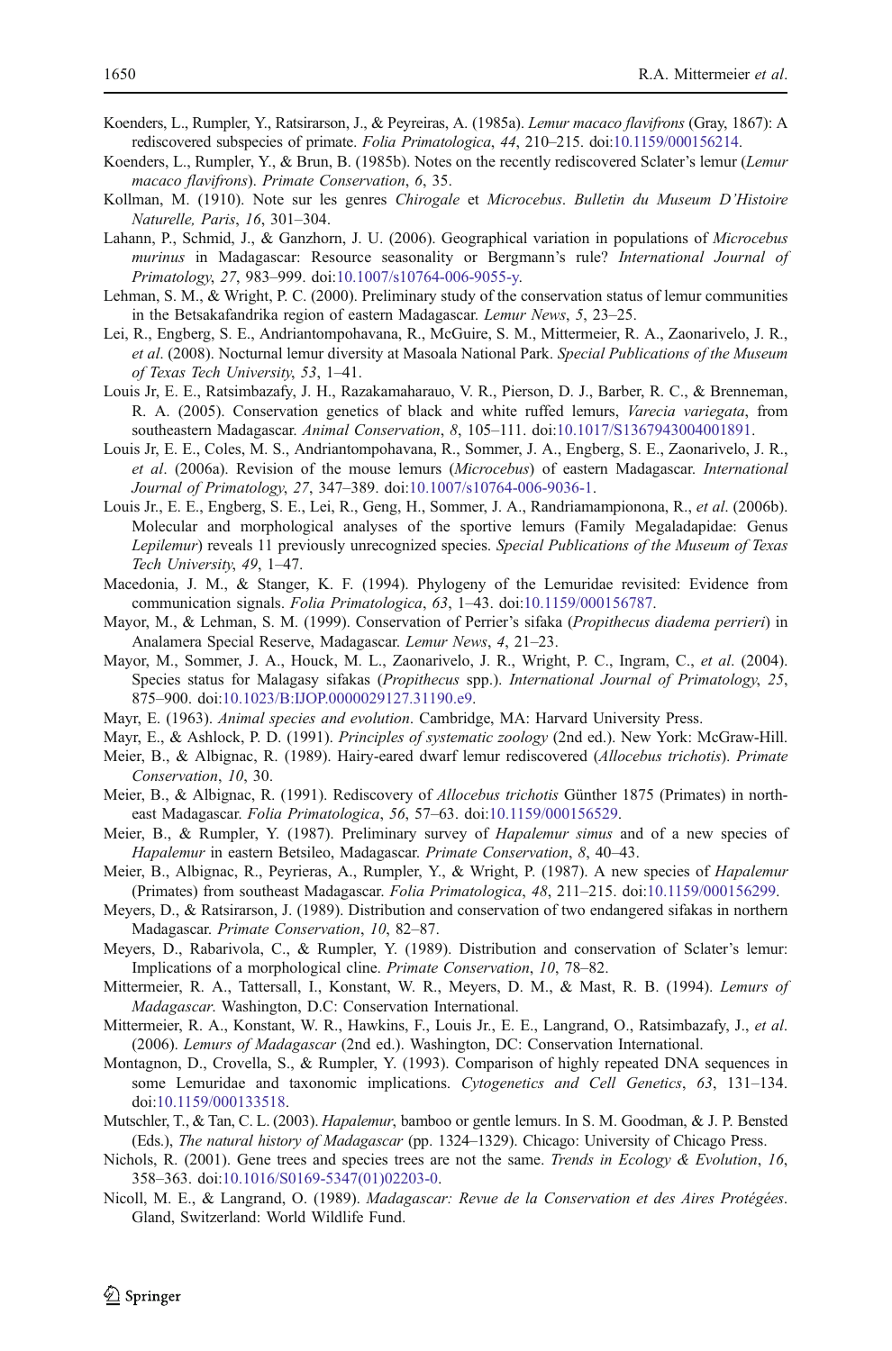Koenders, L., Rumpler, Y., Ratsirarson, J., & Peyreiras, A. (1985a). *Lemur macaco flavifrons* (Gray, 1867): A rediscovered subspecies of primate. *Folia Primatologica*, *44*, 210–215. doi:10.1159/000156214.

Koenders, L., Rumpler, Y., & Brun, B. (1985b). Notes on the recently rediscovered Sclater's lemur (*Lemur macaco flavifrons*). *Primate Conservation*, *6*, 35.

Kollman, M. (1910). Note sur les genres *Chirogale* et *Microcebus*. *Bulletin du Museum D'Histoire Naturelle, Paris*, *16*, 301–304.

Lahann, P., Schmid, J., & Ganzhorn, J. U. (2006). Geographical variation in populations of *Microcebus murinus* in Madagascar: Resource seasonality or Bergmann's rule? *International Journal of Primatology*, *27*, 983–999. doi:10.1007/s10764-006-9055-y.

Lehman, S. M., & Wright, P. C. (2000). Preliminary study of the conservation status of lemur communities in the Betsakafandrika region of eastern Madagascar. *Lemur News*, *5*, 23–25.

Lei, R., Engberg, S. E., Andriantompohavana, R., McGuire, S. M., Mittermeier, R. A., Zaonarivelo, J. R., *et al*. (2008). Nocturnal lemur diversity at Masoala National Park. *Special Publications of the Museum of Texas Tech University*, *53*, 1–41.

Louis Jr, E. E., Ratsimbazafy, J. H., Razakamaharauo, V. R., Pierson, D. J., Barber, R. C., & Brenneman, R. A. (2005). Conservation genetics of black and white ruffed lemurs, *Varecia variegata*, from southeastern Madagascar. *Animal Conservation*, *8*, 105–111. doi:10.1017/S1367943004001891.

Louis Jr, E. E., Coles, M. S., Andriantompohavana, R., Sommer, J. A., Engberg, S. E., Zaonarivelo, J. R., *et al*. (2006a). Revision of the mouse lemurs (*Microcebus*) of eastern Madagascar. *International Journal of Primatology*, *27*, 347–389. doi:10.1007/s10764-006-9036-1.

Louis Jr., E. E., Engberg, S. E., Lei, R., Geng, H., Sommer, J. A., Randriamampionona, R., *et al*. (2006b). Molecular and morphological analyses of the sportive lemurs (Family Megaladapidae: Genus *Lepilemur*) reveals 11 previously unrecognized species. *Special Publications of the Museum of Texas Tech University*, *49*, 1–47.

Macedonia, J. M., & Stanger, K. F. (1994). Phylogeny of the Lemuridae revisited: Evidence from communication signals. *Folia Primatologica*, *63*, 1–43. doi:10.1159/000156787.

Mayor, M., & Lehman, S. M. (1999). Conservation of Perrier's sifaka (*Propithecus diadema perrieri*) in Analamera Special Reserve, Madagascar. *Lemur News*, *4*, 21–23.

Mayor, M., Sommer, J. A., Houck, M. L., Zaonarivelo, J. R., Wright, P. C., Ingram, C., *et al*. (2004). Species status for Malagasy sifakas (*Propithecus* spp.). *International Journal of Primatology*, *25*, 875–900. doi:10.1023/B:IJOP.0000029127.31190.e9.

Mayr, E. (1963). *Animal species and evolution*. Cambridge, MA: Harvard University Press.

Mayr, E., & Ashlock, P. D. (1991). *Principles of systematic zoology* (2nd ed.). New York: McGraw-Hill.

Meier, B., & Albignac, R. (1989). Hairy-eared dwarf lemur rediscovered (*Allocebus trichotis*). *Primate Conservation*, *10*, 30.

Meier, B., & Albignac, R. (1991). Rediscovery of *Allocebus trichotis* Günther 1875 (Primates) in northeast Madagascar. *Folia Primatologica*, *56*, 57–63. doi:10.1159/000156529.

Meier, B., & Rumpler, Y. (1987). Preliminary survey of *Hapalemur simus* and of a new species of *Hapalemur* in eastern Betsileo, Madagascar. *Primate Conservation*, *8*, 40–43.

Meier, B., Albignac, R., Peyrieras, A., Rumpler, Y., & Wright, P. (1987). A new species of *Hapalemur* (Primates) from southeast Madagascar. *Folia Primatologica*, *48*, 211–215. doi:10.1159/000156299.

Meyers, D., & Ratsirarson, J. (1989). Distribution and conservation of two endangered sifakas in northern Madagascar. *Primate Conservation*, *10*, 82–87.

Meyers, D., Rabarivola, C., & Rumpler, Y. (1989). Distribution and conservation of Sclater's lemur: Implications of a morphological cline. *Primate Conservation*, *10*, 78–82.

Mittermeier, R. A., Tattersall, I., Konstant, W. R., Meyers, D. M., & Mast, R. B. (1994). *Lemurs of Madagascar*. Washington, D.C: Conservation International.

Mittermeier, R. A., Konstant, W. R., Hawkins, F., Louis Jr., E. E., Langrand, O., Ratsimbazafy, J., *et al*. (2006). *Lemurs of Madagascar* (2nd ed.). Washington, DC: Conservation International.

Montagnon, D., Crovella, S., & Rumpler, Y. (1993). Comparison of highly repeated DNA sequences in some Lemuridae and taxonomic implications. *Cytogenetics and Cell Genetics*, *63*, 131–134. doi:10.1159/000133518.

Mutschler, T., & Tan, C. L. (2003). *Hapalemur*, bamboo or gentle lemurs. In S. M. Goodman, & J. P. Bensted (Eds.), *The natural history of Madagascar* (pp. 1324–1329). Chicago: University of Chicago Press.

Nichols, R. (2001). Gene trees and species trees are not the same. *Trends in Ecology & Evolution*, *16*, 358–363. doi:10.1016/S0169-5347(01)02203-0.

Nicoll, M. E., & Langrand, O. (1989). *Madagascar: Revue de la Conservation et des Aires Protégées*. Gland, Switzerland: World Wildlife Fund.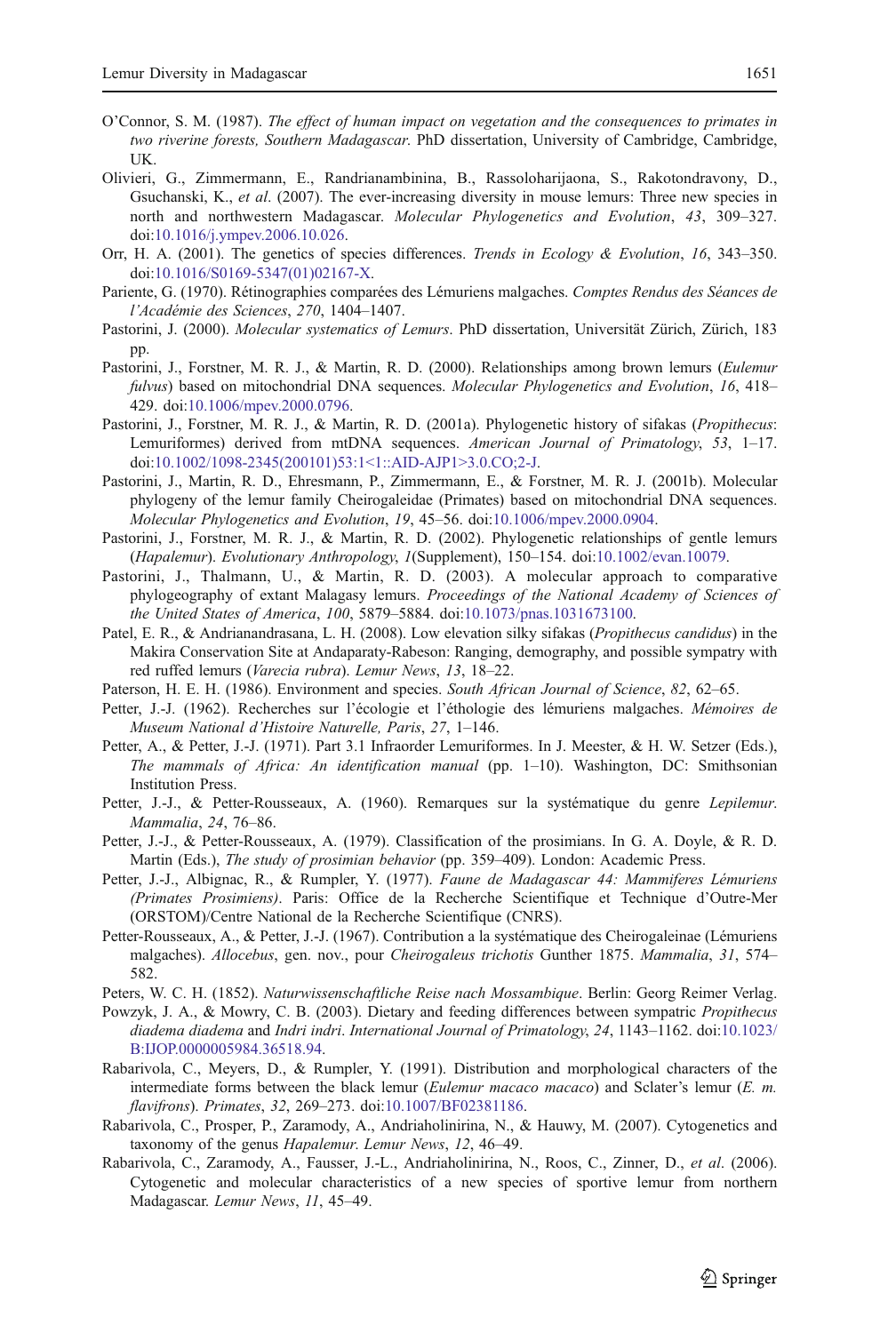O'Connor, S. M. (1987). *The effect of human impact on vegetation and the consequences to primates in two riverine forests, Southern Madagascar*. PhD dissertation, University of Cambridge, Cambridge, UK.

Olivieri, G., Zimmermann, E., Randrianambinina, B., Rassoloharijaona, S., Rakotondravony, D., Gsuchanski, K., *et al*. (2007). The ever-increasing diversity in mouse lemurs: Three new species in north and northwestern Madagascar. *Molecular Phylogenetics and Evolution*, *43*, 309–327. doi:10.1016/j.ympev.2006.10.026.

Orr, H. A. (2001). The genetics of species differences. *Trends in Ecology & Evolution*, *16*, 343–350. doi:10.1016/S0169-5347(01)02167-X.

Pariente, G. (1970). Rétinographies comparées des Lémuriens malgaches. *Comptes Rendus des Séances de l'Académie des Sciences*, *270*, 1404–1407.

Pastorini, J. (2000). *Molecular systematics of Lemurs*. PhD dissertation, Universität Zürich, Zürich, 183 pp.

Pastorini, J., Forstner, M. R. J., & Martin, R. D. (2000). Relationships among brown lemurs (*Eulemur fulvus*) based on mitochondrial DNA sequences. *Molecular Phylogenetics and Evolution*, *16*, 418–429. doi:10.1006/mpev.2000.0796.

Pastorini, J., Forstner, M. R. J., & Martin, R. D. (2001a). Phylogenetic history of sifakas (*Propithecus*: Lemuriformes) derived from mtDNA sequences. *American Journal of Primatology*, *53*, 1–17. doi:10.1002/1098-2345(200101)53:1<1::AID-AJP1>3.0.CO;2-J.

Pastorini, J., Martin, R. D., Ehresmann, P., Zimmermann, E., & Forstner, M. R. J. (2001b). Molecular phylogeny of the lemur family Cheirogaleidae (Primates) based on mitochondrial DNA sequences. *Molecular Phylogenetics and Evolution*, *19*, 45–56. doi:10.1006/mpev.2000.0904.

Pastorini, J., Forstner, M. R. J., & Martin, R. D. (2002). Phylogenetic relationships of gentle lemurs (*Hapalemur*). *Evolutionary Anthropology*, *1*(Supplement), 150–154. doi:10.1002/evan.10079.

Pastorini, J., Thalmann, U., & Martin, R. D. (2003). A molecular approach to comparative phylogeography of extant Malagasy lemurs. *Proceedings of the National Academy of Sciences of the United States of America*, *100*, 5879–5884. doi:10.1073/pnas.1031673100.

Patel, E. R., & Andrianandrasana, L. H. (2008). Low elevation silky sifakas (*Propithecus candidus*) in the Makira Conservation Site at Andaparaty-Rabeson: Ranging, demography, and possible sympatry with red ruffed lemurs (*Varecia rubra*). *Lemur News*, *13*, 18–22.

Paterson, H. E. H. (1986). Environment and species. *South African Journal of Science*, *82*, 62–65.

Petter, J.-J. (1962). Recherches sur l'écologie et l'éthologie des lémuriens malgaches. *Mémoires de Museum National d'Histoire Naturelle, Paris*, *27*, 1–146.

Petter, A., & Petter, J.-J. (1971). Part 3.1 Infraorder Lemuriformes. In J. Meester, & H. W. Setzer (Eds.), *The mammals of Africa: An identification manual* (pp. 1–10). Washington, DC: Smithsonian Institution Press.

Petter, J.-J., & Petter-Rousseaux, A. (1960). Remarques sur la systématique du genre *Lepilemur*. *Mammalia*, *24*, 76–86.

Petter, J.-J., & Petter-Rousseaux, A. (1979). Classification of the prosimians. In G. A. Doyle, & R. D. Martin (Eds.), *The study of prosimian behavior* (pp. 359–409). London: Academic Press.

Petter, J.-J., Albignac, R., & Rumpler, Y. (1977). *Faune de Madagascar 44: Mammiferes Lémuriens (Primates Prosimiens)*. Paris: Office de la Recherche Scientifique et Technique d'Outre-Mer (ORSTOM)/Centre National de la Recherche Scientifique (CNRS).

Petter-Rousseaux, A., & Petter, J.-J. (1967). Contribution a la systématique des Cheirogaleinae (Lémuriens malgaches). *Allocebus*, gen. nov., pour *Cheirogaleus trichotis* Gunther 1875. *Mammalia*, *31*, 574–582.

Peters, W. C. H. (1852). *Naturwissenschaftliche Reise nach Mossambique*. Berlin: Georg Reimer Verlag.

Powzyk, J. A., & Mowry, C. B. (2003). Dietary and feeding differences between sympatric *Propithecus diadema diadema* and *Indri indri*. *International Journal of Primatology*, *24*, 1143–1162. doi:10.1023/B:IJOP.0000005984.36518.94.

Rabarivola, C., Meyers, D., & Rumpler, Y. (1991). Distribution and morphological characters of the intermediate forms between the black lemur (*Eulemur macaco macaco*) and Sclater's lemur (*E. m. flavifrons*). *Primates*, *32*, 269–273. doi:10.1007/BF02381186.

Rabarivola, C., Prosper, P., Zaramody, A., Andriaholinirina, N., & Hauwy, M. (2007). Cytogenetics and taxonomy of the genus *Hapalemur*. *Lemur News*, *12*, 46–49.

Rabarivola, C., Zaramody, A., Fausser, J.-L., Andriaholinirina, N., Roos, C., Zinner, D., *et al*. (2006). Cytogenetic and molecular characteristics of a new species of sportive lemur from northern Madagascar. *Lemur News*, *11*, 45–49.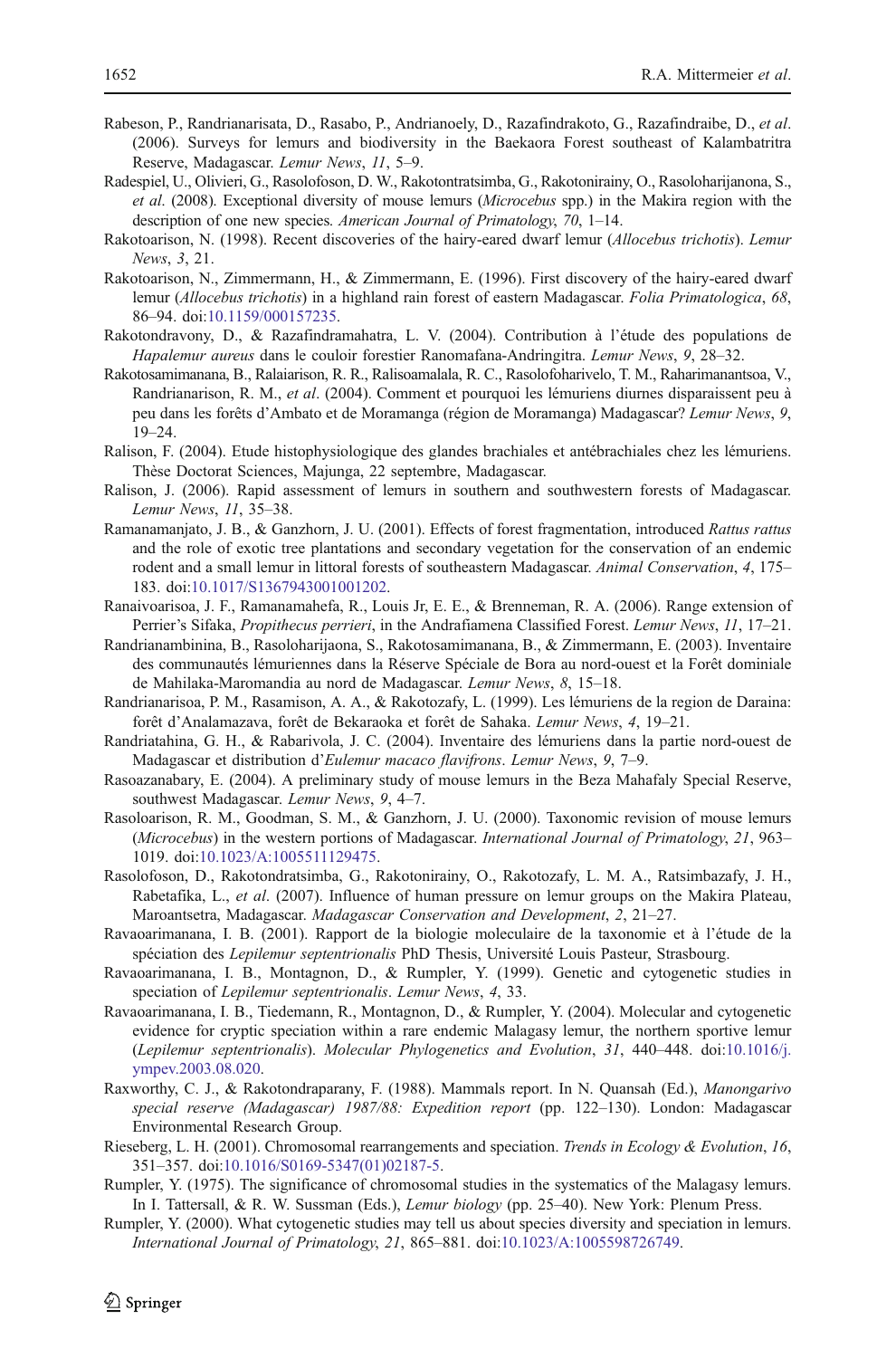Rabeson, P., Randrianarisata, D., Rasabo, P., Andrianoely, D., Razafindrakoto, G., Razafindraibe, D., *et al*. (2006). Surveys for lemurs and biodiversity in the Baekaora Forest southeast of Kalambatritra Reserve, Madagascar. *Lemur News*, *11*, 5–9.

Radespiel, U., Olivieri, G., Rasolofoson, D. W., Rakotontratsimba, G., Rakotonirainy, O., Rasoloharijanona, S., *et al*. (2008). Exceptional diversity of mouse lemurs (*Microcebus* spp.) in the Makira region with the description of one new species. *American Journal of Primatology*, *70*, 1–14.

Rakotoarison, N. (1998). Recent discoveries of the hairy-eared dwarf lemur (*Allocebus trichotis*). *Lemur News*, *3*, 21.

Rakotoarison, N., Zimmermann, H., & Zimmermann, E. (1996). First discovery of the hairy-eared dwarf lemur (*Allocebus trichotis*) in a highland rain forest of eastern Madagascar. *Folia Primatologica*, *68*, 86–94. doi:10.1159/000157235.

Rakotondravony, D., & Razafindramahatra, L. V. (2004). Contribution à l'étude des populations de *Hapalemur aureus* dans le couloir forestier Ranomafana-Andringitra. *Lemur News*, *9*, 28–32.

Rakotosamimanana, B., Ralaiarison, R. R., Ralisoamalala, R. C., Rasolofoharivelo, T. M., Raharimanantsoa, V., Randrianarison, R. M., *et al*. (2004). Comment et pourquoi les lémuriens diurnes disparaissent peu à peu dans les forêts d'Ambato et de Moramanga (région de Moramanga) Madagascar? *Lemur News*, *9*, 19–24.

Ralison, F. (2004). Etude histophysiologique des glandes brachiales et antébrachiales chez les lémuriens. Thèse Doctorat Sciences, Majunga, 22 septembre, Madagascar.

Ralison, J. (2006). Rapid assessment of lemurs in southern and southwestern forests of Madagascar. *Lemur News*, *11*, 35–38.

Ramanamanjato, J. B., & Ganzhorn, J. U. (2001). Effects of forest fragmentation, introduced *Rattus rattus* and the role of exotic tree plantations and secondary vegetation for the conservation of an endemic rodent and a small lemur in littoral forests of southeastern Madagascar. *Animal Conservation*, *4*, 175–183. doi:10.1017/S1367943001001202.

Ranaivoarisoa, J. F., Ramanamahefa, R., Louis Jr, E. E., & Brenneman, R. A. (2006). Range extension of Perrier's Sifaka, *Propithecus perrieri*, in the Andrafiamena Classified Forest. *Lemur News*, *11*, 17–21.

Randrianambinina, B., Rasoloharijaona, S., Rakotosamimanana, B., & Zimmermann, E. (2003). Inventaire des communautés lémuriennes dans la Réserve Spéciale de Bora au nord-ouest et la Forêt dominiale de Mahilaka-Maromandia au nord de Madagascar. *Lemur News*, *8*, 15–18.

Randrianarisoa, P. M., Rasamison, A. A., & Rakotozafy, L. (1999). Les lémuriens de la region de Daraina: forêt d'Analamazava, forêt de Bekaraoka et forêt de Sahaka. *Lemur News*, *4*, 19–21.

Randriatahina, G. H., & Rabarivola, J. C. (2004). Inventaire des lémuriens dans la partie nord-ouest de Madagascar et distribution d'*Eulemur macaco flavifrons*. *Lemur News*, *9*, 7–9.

Rasoazanabary, E. (2004). A preliminary study of mouse lemurs in the Beza Mahafaly Special Reserve, southwest Madagascar. *Lemur News*, *9*, 4–7.

Rasoloarison, R. M., Goodman, S. M., & Ganzhorn, J. U. (2000). Taxonomic revision of mouse lemurs (*Microcebus*) in the western portions of Madagascar. *International Journal of Primatology*, *21*, 963–1019. doi:10.1023/A:1005511129475.

Rasolofoson, D., Rakotondratsimba, G., Rakotonirainy, O., Rakotozafy, L. M. A., Ratsimbazafy, J. H., Rabetafika, L., *et al*. (2007). Influence of human pressure on lemur groups on the Makira Plateau, Maroantsetra, Madagascar. *Madagascar Conservation and Development*, *2*, 21–27.

Ravaoarimanana, I. B. (2001). Rapport de la biologie moleculaire de la taxonomie et à l'étude de la spéciation des *Lepilemur septentrionalis* PhD Thesis, Université Louis Pasteur, Strasbourg.

Ravaoarimanana, I. B., Montagnon, D., & Rumpler, Y. (1999). Genetic and cytogenetic studies in speciation of *Lepilemur septentrionalis*. *Lemur News*, *4*, 33.

Ravaoarimanana, I. B., Tiedemann, R., Montagnon, D., & Rumpler, Y. (2004). Molecular and cytogenetic evidence for cryptic speciation within a rare endemic Malagasy lemur, the northern sportive lemur (*Lepilemur septentrionalis*). *Molecular Phylogenetics and Evolution*, *31*, 440–448. doi:10.1016/j.ympev.2003.08.020.

Raxworthy, C. J., & Rakotondraparany, F. (1988). Mammals report. In N. Quansah (Ed.), *Manongarivo special reserve (Madagascar) 1987/88: Expedition report* (pp. 122–130). London: Madagascar Environmental Research Group.

Rieseberg, L. H. (2001). Chromosomal rearrangements and speciation. *Trends in Ecology & Evolution*, *16*, 351–357. doi:10.1016/S0169-5347(01)02187-5.

Rumpler, Y. (1975). The significance of chromosomal studies in the systematics of the Malagasy lemurs. In I. Tattersall, & R. W. Sussman (Eds.), *Lemur biology* (pp. 25–40). New York: Plenum Press.

Rumpler, Y. (2000). What cytogenetic studies may tell us about species diversity and speciation in lemurs. *International Journal of Primatology*, *21*, 865–881. doi:10.1023/A:1005598726749.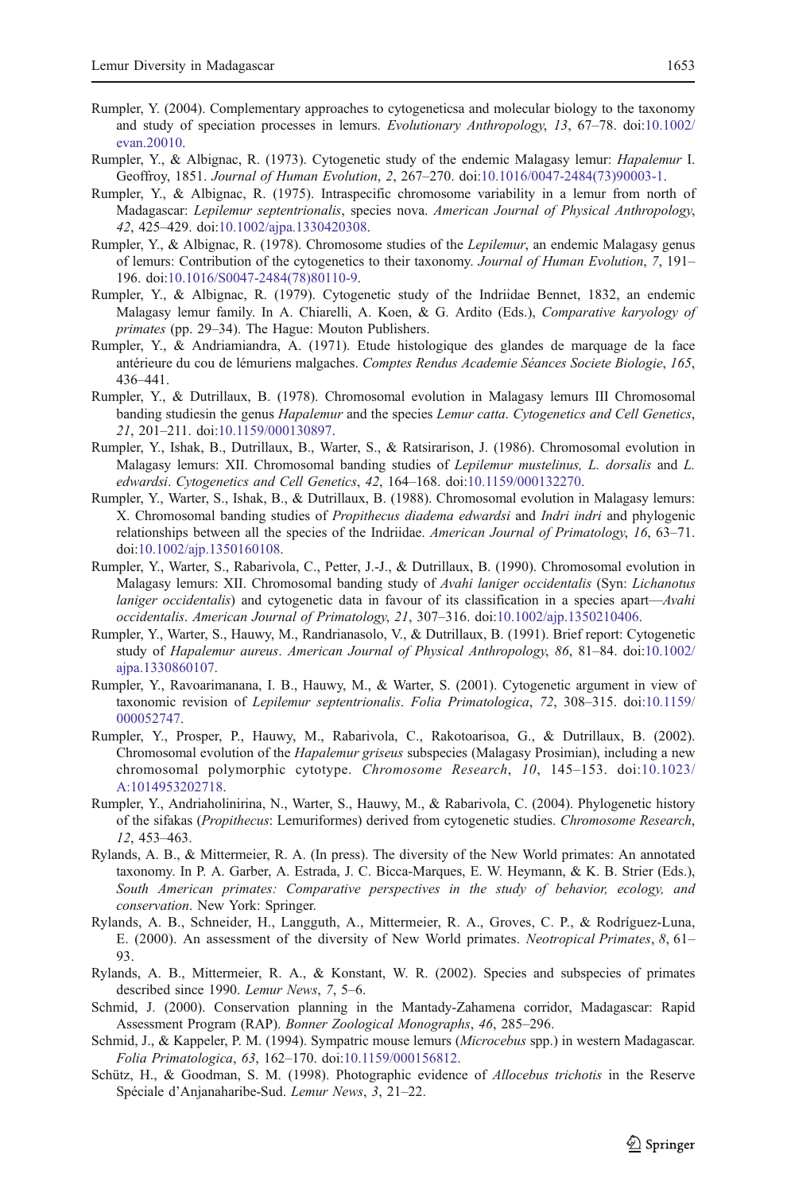Rumpler, Y. (2004). Complementary approaches to cytogeneticsa and molecular biology to the taxonomy and study of speciation processes in lemurs. *Evolutionary Anthropology*, *13*, 67–78. doi:10.1002/evan.20010.

Rumpler, Y., & Albignac, R. (1973). Cytogenetic study of the endemic Malagasy lemur: *Hapalemur* I. Geoffroy, 1851. *Journal of Human Evolution*, *2*, 267–270. doi:10.1016/0047-2484(73)90003-1.

Rumpler, Y., & Albignac, R. (1975). Intraspecific chromosome variability in a lemur from north of Madagascar: *Lepilemur septentrionalis*, species nova. *American Journal of Physical Anthropology*, *42*, 425–429. doi:10.1002/ajpa.1330420308.

Rumpler, Y., & Albignac, R. (1978). Chromosome studies of the *Lepilemur*, an endemic Malagasy genus of lemurs: Contribution of the cytogenetics to their taxonomy. *Journal of Human Evolution*, *7*, 191–196. doi:10.1016/S0047-2484(78)80110-9.

Rumpler, Y., & Albignac, R. (1979). Cytogenetic study of the Indriidae Bennet, 1832, an endemic Malagasy lemur family. In A. Chiarelli, A. Koen, & G. Ardito (Eds.), *Comparative karyology of primates* (pp. 29–34). The Hague: Mouton Publishers.

Rumpler, Y., & Andriamiandra, A. (1971). Etude histologique des glandes de marquage de la face antérieure du cou de lémuriens malgaches. *Comptes Rendus Academie Séances Societe Biologie*, *165*, 436–441.

Rumpler, Y., & Dutrillaux, B. (1978). Chromosomal evolution in Malagasy lemurs III Chromosomal banding studiesin the genus *Hapalemur* and the species *Lemur catta*. *Cytogenetics and Cell Genetics*, *21*, 201–211. doi:10.1159/000130897.

Rumpler, Y., Ishak, B., Dutrillaux, B., Warter, S., & Ratsirarison, J. (1986). Chromosomal evolution in Malagasy lemurs: XII. Chromosomal banding studies of *Lepilemur mustelinus, L. dorsalis* and *L. edwardsi*. *Cytogenetics and Cell Genetics*, *42*, 164–168. doi:10.1159/000132270.

Rumpler, Y., Warter, S., Ishak, B., & Dutrillaux, B. (1988). Chromosomal evolution in Malagasy lemurs: X. Chromosomal banding studies of *Propithecus diadema edwardsi* and *Indri indri* and phylogenic relationships between all the species of the Indriidae. *American Journal of Primatology*, *16*, 63–71. doi:10.1002/ajp.1350160108.

Rumpler, Y., Warter, S., Rabarivola, C., Petter, J.-J., & Dutrillaux, B. (1990). Chromosomal evolution in Malagasy lemurs: XII. Chromosomal banding study of *Avahi laniger occidentalis* (Syn: *Lichanotus laniger occidentalis*) and cytogenetic data in favour of its classification in a species apart—*Avahi occidentalis*. *American Journal of Primatology*, *21*, 307–316. doi:10.1002/ajp.1350210406.

Rumpler, Y., Warter, S., Hauwy, M., Randrianasolo, V., & Dutrillaux, B. (1991). Brief report: Cytogenetic study of *Hapalemur aureus*. *American Journal of Physical Anthropology*, *86*, 81–84. doi:10.1002/ajpa.1330860107.

Rumpler, Y., Ravoarimanana, I. B., Hauwy, M., & Warter, S. (2001). Cytogenetic argument in view of taxonomic revision of *Lepilemur septentrionalis*. *Folia Primatologica*, *72*, 308–315. doi:10.1159/000052747.

Rumpler, Y., Prosper, P., Hauwy, M., Rabarivola, C., Rakotoarisoa, G., & Dutrillaux, B. (2002). Chromosomal evolution of the *Hapalemur griseus* subspecies (Malagasy Prosimian), including a new chromosomal polymorphic cytotype. *Chromosome Research*, *10*, 145–153. doi:10.1023/A:1014953202718.

Rumpler, Y., Andriaholinirina, N., Warter, S., Hauwy, M., & Rabarivola, C. (2004). Phylogenetic history of the sifakas (*Propithecus*: Lemuriformes) derived from cytogenetic studies. *Chromosome Research*, *12*, 453–463.

Rylands, A. B., & Mittermeier, R. A. (In press). The diversity of the New World primates: An annotated taxonomy. In P. A. Garber, A. Estrada, J. C. Bicca-Marques, E. W. Heymann, & K. B. Strier (Eds.), *South American primates: Comparative perspectives in the study of behavior, ecology, and conservation*. New York: Springer.

Rylands, A. B., Schneider, H., Langguth, A., Mittermeier, R. A., Groves, C. P., & Rodríguez-Luna, E. (2000). An assessment of the diversity of New World primates. *Neotropical Primates*, *8*, 61–93.

Rylands, A. B., Mittermeier, R. A., & Konstant, W. R. (2002). Species and subspecies of primates described since 1990. *Lemur News*, *7*, 5–6.

Schmid, J. (2000). Conservation planning in the Mantady-Zahamena corridor, Madagascar: Rapid Assessment Program (RAP). *Bonner Zoological Monographs*, *46*, 285–296.

Schmid, J., & Kappeler, P. M. (1994). Sympatric mouse lemurs (*Microcebus* spp.) in western Madagascar. *Folia Primatologica*, *63*, 162–170. doi:10.1159/000156812.

Schütz, H., & Goodman, S. M. (1998). Photographic evidence of *Allocebus trichotis* in the Reserve Spéciale d'Anjanaharibe-Sud. *Lemur News*, *3*, 21–22.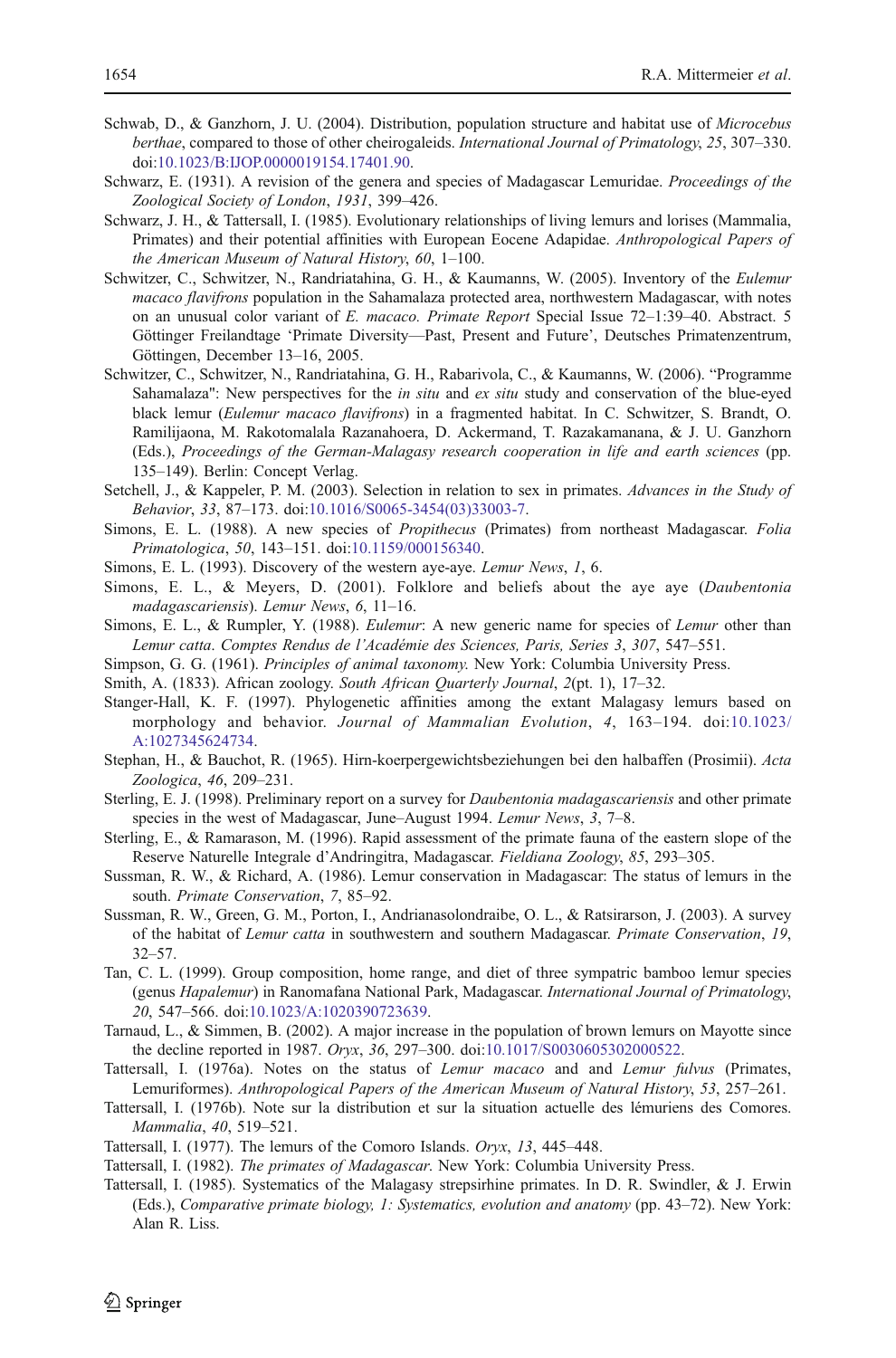Schwab, D., & Ganzhorn, J. U. (2004). Distribution, population structure and habitat use of *Microcebus berthae*, compared to those of other cheirogaleids. *International Journal of Primatology*, *25*, 307–330. doi:10.1023/B:IJOP.0000019154.17401.90.

Schwarz, E. (1931). A revision of the genera and species of Madagascar Lemuridae. *Proceedings of the Zoological Society of London*, *1931*, 399–426.

Schwarz, J. H., & Tattersall, I. (1985). Evolutionary relationships of living lemurs and lorises (Mammalia, Primates) and their potential affinities with European Eocene Adapidae. *Anthropological Papers of the American Museum of Natural History*, *60*, 1–100.

Schwitzer, C., Schwitzer, N., Randriatahina, G. H., & Kaumanns, W. (2005). Inventory of the *Eulemur macaco flavifrons* population in the Sahamalaza protected area, northwestern Madagascar, with notes on an unusual color variant of *E. macaco. Primate Report* Special Issue 72–1:39–40. Abstract. 5 Göttinger Freilandtage 'Primate Diversity—Past, Present and Future', Deutsches Primatenzentrum, Göttingen, December 13–16, 2005.

Schwitzer, C., Schwitzer, N., Randriatahina, G. H., Rabarivola, C., & Kaumanns, W. (2006). "Programme Sahamalaza": New perspectives for the *in situ* and *ex situ* study and conservation of the blue-eyed black lemur (*Eulemur macaco flavifrons*) in a fragmented habitat. In C. Schwitzer, S. Brandt, O. Ramilijaona, M. Rakotomalala Razanahoera, D. Ackermand, T. Razakamanana, & J. U. Ganzhorn (Eds.), *Proceedings of the German-Malagasy research cooperation in life and earth sciences* (pp. 135–149). Berlin: Concept Verlag.

Setchell, J., & Kappeler, P. M. (2003). Selection in relation to sex in primates. *Advances in the Study of Behavior*, *33*, 87–173. doi:10.1016/S0065-3454(03)33003-7.

Simons, E. L. (1988). A new species of *Propithecus* (Primates) from northeast Madagascar. *Folia Primatologica*, *50*, 143–151. doi:10.1159/000156340.

Simons, E. L. (1993). Discovery of the western aye-aye. *Lemur News*, *1*, 6.

Simons, E. L., & Meyers, D. (2001). Folklore and beliefs about the aye aye (*Daubentonia madagascariensis*). *Lemur News*, *6*, 11–16.

Simons, E. L., & Rumpler, Y. (1988). *Eulemur*: A new generic name for species of *Lemur* other than *Lemur catta*. *Comptes Rendus de l'Académie des Sciences, Paris, Series 3*, *307*, 547–551.

Simpson, G. G. (1961). *Principles of animal taxonomy.* New York: Columbia University Press.

Smith, A. (1833). African zoology. *South African Quarterly Journal*, *2*(pt. 1), 17–32.

Stanger-Hall, K. F. (1997). Phylogenetic affinities among the extant Malagasy lemurs based on morphology and behavior. *Journal of Mammalian Evolution*, *4*, 163–194. doi:10.1023/A:1027345624734.

Stephan, H., & Bauchot, R. (1965). Hirn-koerpergewichtsbeziehungen bei den halbaffen (Prosimii). *Acta Zoologica*, *46*, 209–231.

Sterling, E. J. (1998). Preliminary report on a survey for *Daubentonia madagascariensis* and other primate species in the west of Madagascar, June–August 1994. *Lemur News*, *3*, 7–8.

Sterling, E., & Ramarason, M. (1996). Rapid assessment of the primate fauna of the eastern slope of the Reserve Naturelle Integrale d'Andringitra, Madagascar. *Fieldiana Zoology*, *85*, 293–305.

Sussman, R. W., & Richard, A. (1986). Lemur conservation in Madagascar: The status of lemurs in the south. *Primate Conservation*, *7*, 85–92.

Sussman, R. W., Green, G. M., Porton, I., Andrianasolondraibe, O. L., & Ratsirarson, J. (2003). A survey of the habitat of *Lemur catta* in southwestern and southern Madagascar. *Primate Conservation*, *19*, 32–57.

Tan, C. L. (1999). Group composition, home range, and diet of three sympatric bamboo lemur species (genus *Hapalemur*) in Ranomafana National Park, Madagascar. *International Journal of Primatology*, *20*, 547–566. doi:10.1023/A:1020390723639.

Tarnaud, L., & Simmen, B. (2002). A major increase in the population of brown lemurs on Mayotte since the decline reported in 1987. *Oryx*, *36*, 297–300. doi:10.1017/S0030605302000522.

Tattersall, I. (1976a). Notes on the status of *Lemur macaco* and and *Lemur fulvus* (Primates, Lemuriformes). *Anthropological Papers of the American Museum of Natural History*, *53*, 257–261.

Tattersall, I. (1976b). Note sur la distribution et sur la situation actuelle des lémuriens des Comores. *Mammalia*, *40*, 519–521.

Tattersall, I. (1977). The lemurs of the Comoro Islands. *Oryx*, *13*, 445–448.

Tattersall, I. (1982). *The primates of Madagascar*. New York: Columbia University Press.

Tattersall, I. (1985). Systematics of the Malagasy strepsirhine primates. In D. R. Swindler, & J. Erwin (Eds.), *Comparative primate biology, 1: Systematics, evolution and anatomy* (pp. 43–72). New York: Alan R. Liss.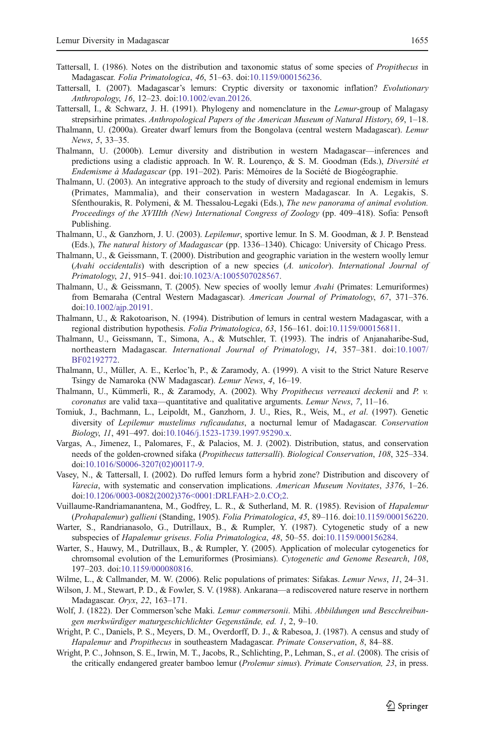Tattersall, I. (1986). Notes on the distribution and taxonomic status of some species of *Propithecus* in Madagascar. *Folia Primatologica*, *46*, 51–63. doi:10.1159/000156236.

Tattersall, I. (2007). Madagascar's lemurs: Cryptic diversity or taxonomic inflation? *Evolutionary Anthropology*, *16*, 12–23. doi:10.1002/evan.20126.

Tattersall, I., & Schwarz, J. H. (1991). Phylogeny and nomenclature in the *Lemur*-group of Malagasy strepsirhine primates. *Anthropological Papers of the American Museum of Natural History*, *69*, 1–18.

Thalmann, U. (2000a). Greater dwarf lemurs from the Bongolava (central western Madagascar). *Lemur News*, *5*, 33–35.

Thalmann, U. (2000b). Lemur diversity and distribution in western Madagascar—inferences and predictions using a cladistic approach. In W. R. Lourenço, & S. M. Goodman (Eds.), *Diversité et Endemisme à Madagascar* (pp. 191–202). Paris: Mémoires de la Société de Biogéographie.

Thalmann, U. (2003). An integrative approach to the study of diversity and regional endemism in lemurs (Primates, Mammalia), and their conservation in western Madagascar. In A. Legakis, S. Sfenthourakis, R. Polymeni, & M. Thessalou-Legaki (Eds.), *The new panorama of animal evolution. Proceedings of the XVIIIth (New) International Congress of Zoology* (pp. 409–418). Sofia: Pensoft Publishing.

Thalmann, U., & Ganzhorn, J. U. (2003). *Lepilemur*, sportive lemur. In S. M. Goodman, & J. P. Benstead (Eds.), *The natural history of Madagascar* (pp. 1336–1340). Chicago: University of Chicago Press.

Thalmann, U., & Geissmann, T. (2000). Distribution and geographic variation in the western woolly lemur (*Avahi occidentalis*) with description of a new species (*A. unicolor*). *International Journal of Primatology*, *21*, 915–941. doi:10.1023/A:1005507028567.

Thalmann, U., & Geissmann, T. (2005). New species of woolly lemur *Avahi* (Primates: Lemuriformes) from Bemaraha (Central Western Madagascar). *American Journal of Primatology*, *67*, 371–376. doi:10.1002/ajp.20191.

Thalmann, U., & Rakotoarison, N. (1994). Distribution of lemurs in central western Madagascar, with a regional distribution hypothesis. *Folia Primatologica*, *63*, 156–161. doi:10.1159/000156811.

Thalmann, U., Geissmann, T., Simona, A., & Mutschler, T. (1993). The indris of Anjanaharibe-Sud, northeastern Madagascar. *International Journal of Primatology*, *14*, 357–381. doi:10.1007/BF02192772.

Thalmann, U., Müller, A. E., Kerloc'h, P., & Zaramody, A. (1999). A visit to the Strict Nature Reserve Tsingy de Namaroka (NW Madagascar). *Lemur News*, *4*, 16–19.

Thalmann, U., Kümmerli, R., & Zaramody, A. (2002). Why *Propithecus verreauxi deckenii* and *P. v. coronatus* are valid taxa—quantitative and qualitative arguments. *Lemur News*, *7*, 11–16.

Tomiuk, J., Bachmann, L., Leipoldt, M., Ganzhorn, J. U., Ries, R., Weis, M., *et al.* (1997). Genetic diversity of *Lepilemur mustelinus ruficaudatus*, a nocturnal lemur of Madagascar. *Conservation Biology*, *11*, 491–497. doi:10.1046/j.1523-1739.1997.95290.x.

Vargas, A., Jimenez, I., Palomares, F., & Palacios, M. J. (2002). Distribution, status, and conservation needs of the golden-crowned sifaka (*Propithecus tattersalli*). *Biological Conservation*, *108*, 325–334. doi:10.1016/S0006-3207(02)00117-9.

Vasey, N., & Tattersall, I. (2002). Do ruffed lemurs form a hybrid zone? Distribution and discovery of *Varecia*, with systematic and conservation implications. *American Museum Novitates*, *3376*, 1–26. doi:10.1206/0003-0082(2002)376<0001:DRLFAH>2.0.CO;2.

Vuillaume-Randriamanantena, M., Godfrey, L. R., & Sutherland, M. R. (1985). Revision of *Hapalemur* (*Prohapalemur*) *gallieni* (Standing, 1905). *Folia Primatologica*, *45*, 89–116. doi:10.1159/000156220.

Warter, S., Randrianasolo, G., Dutrillaux, B., & Rumpler, Y. (1987). Cytogenetic study of a new subspecies of *Hapalemur griseus*. *Folia Primatologica*, *48*, 50–55. doi:10.1159/000156284.

Warter, S., Hauwy, M., Dutrillaux, B., & Rumpler, Y. (2005). Application of molecular cytogenetics for chromsomal evolution of the Lemuriformes (Prosimians). *Cytogenetic and Genome Research*, *108*, 197–203. doi:10.1159/000080816.

Wilme, L., & Callmander, M. W. (2006). Relic populations of primates: Sifakas. *Lemur News*, *11*, 24–31.

Wilson, J. M., Stewart, P. D., & Fowler, S. V. (1988). Ankarana—a rediscovered nature reserve in northern Madagascar. *Oryx*, *22*, 163–171.

Wolf, J. (1822). Der Commerson'sche Maki. *Lemur commersonii*. Mihi. *Abbildungen und Bescchreibungen merkwürdiger maturgeschichlichter Gegenstände, ed. 1*, 2, 9–10.

Wright, P. C., Daniels, P. S., Meyers, D. M., Overdorff, D. J., & Rabesoa, J. (1987). A census and study of *Hapalemur* and *Propithecus* in southeastern Madagascar. *Primate Conservation*, *8*, 84–88.

Wright, P. C., Johnson, S. E., Irwin, M. T., Jacobs, R., Schlichting, P., Lehman, S., *et al.* (2008). The crisis of the critically endangered greater bamboo lemur (*Prolemur simus*). *Primate Conservation, 23*, in press.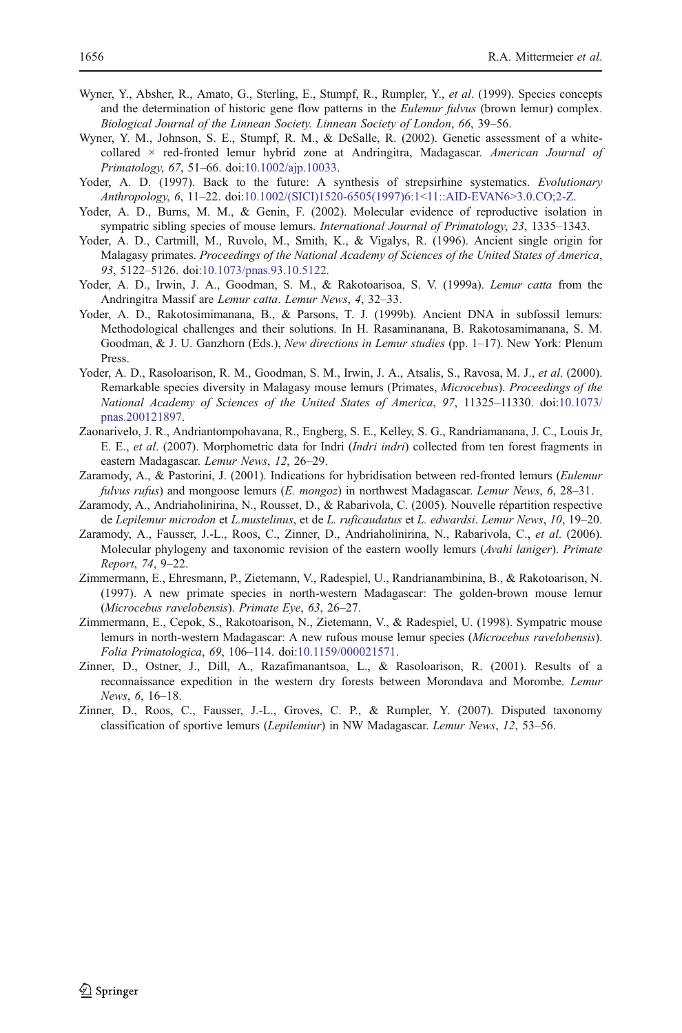Wyner, Y., Absher, R., Amato, G., Sterling, E., Stumpf, R., Rumpler, Y., *et al*. (1999). Species concepts and the determination of historic gene flow patterns in the *Eulemur fulvus* (brown lemur) complex. *Biological Journal of the Linnean Society. Linnean Society of London*, *66*, 39–56.

Wyner, Y. M., Johnson, S. E., Stumpf, R. M., & DeSalle, R. (2002). Genetic assessment of a white-collared × red-fronted lemur hybrid zone at Andringitra, Madagascar. *American Journal of Primatology*, *67*, 51–66. doi:10.1002/ajp.10033.

Yoder, A. D. (1997). Back to the future: A synthesis of strepsirhine systematics. *Evolutionary Anthropology*, *6*, 11–22. doi:10.1002/(SICI)1520-6505(1997)6:1<11::AID-EVAN6>3.0.CO;2-Z.

Yoder, A. D., Burns, M. M., & Genin, F. (2002). Molecular evidence of reproductive isolation in sympatric sibling species of mouse lemurs. *International Journal of Primatology*, *23*, 1335–1343.

Yoder, A. D., Cartmill, M., Ruvolo, M., Smith, K., & Vigalys, R. (1996). Ancient single origin for Malagasy primates. *Proceedings of the National Academy of Sciences of the United States of America*, *93*, 5122–5126. doi:10.1073/pnas.93.10.5122.

Yoder, A. D., Irwin, J. A., Goodman, S. M., & Rakotoarisoa, S. V. (1999a). *Lemur catta* from the Andringitra Massif are *Lemur catta*. *Lemur News*, *4*, 32–33.

Yoder, A. D., Rakotosimimanana, B., & Parsons, T. J. (1999b). Ancient DNA in subfossil lemurs: Methodological challenges and their solutions. In H. Rasaminanana, B. Rakotosamimanana, S. M. Goodman, & J. U. Ganzhorn (Eds.), *New directions in Lemur studies* (pp. 1–17). New York: Plenum Press.

Yoder, A. D., Rasoloarison, R. M., Goodman, S. M., Irwin, J. A., Atsalis, S., Ravosa, M. J., *et al*. (2000). Remarkable species diversity in Malagasy mouse lemurs (Primates, *Microcebus*). *Proceedings of the National Academy of Sciences of the United States of America*, *97*, 11325–11330. doi:10.1073/pnas.200121897.

Zaonarivelo, J. R., Andriantompohavana, R., Engberg, S. E., Kelley, S. G., Randriamanana, J. C., Louis Jr, E. E., *et al*. (2007). Morphometric data for Indri (*Indri indri*) collected from ten forest fragments in eastern Madagascar. *Lemur News*, *12*, 26–29.

Zaramody, A., & Pastorini, J. (2001). Indications for hybridisation between red-fronted lemurs (*Eulemur fulvus rufus*) and mongoose lemurs (*E. mongoz*) in northwest Madagascar. *Lemur News*, *6*, 28–31.

Zaramody, A., Andriaholinirina, N., Rousset, D., & Rabarivola, C. (2005). Nouvelle répartition respective de *Lepilemur microdon* et *L.mustelinus*, et de *L. ruficaudatus* et *L. edwardsi*. *Lemur News*, *10*, 19–20.

Zaramody, A., Fausser, J.-L., Roos, C., Zinner, D., Andriaholinirina, N., Rabarivola, C., *et al*. (2006). Molecular phylogeny and taxonomic revision of the eastern woolly lemurs (*Avahi laniger*). *Primate Report*, *74*, 9–22.

Zimmermann, E., Ehresmann, P., Zietemann, V., Radespiel, U., Randrianambinina, B., & Rakotoarison, N. (1997). A new primate species in north-western Madagascar: The golden-brown mouse lemur (*Microcebus ravelobensis*). *Primate Eye*, *63*, 26–27.

Zimmermann, E., Cepok, S., Rakotoarison, N., Zietemann, V., & Radespiel, U. (1998). Sympatric mouse lemurs in north-western Madagascar: A new rufous mouse lemur species (*Microcebus ravelobensis*). *Folia Primatologica*, *69*, 106–114. doi:10.1159/000021571.

Zinner, D., Ostner, J., Dill, A., Razafimanantsoa, L., & Rasoloarison, R. (2001). Results of a reconnaissance expedition in the western dry forests between Morondava and Morombe. *Lemur News*, *6*, 16–18.

Zinner, D., Roos, C., Fausser, J.-L., Groves, C. P., & Rumpler, Y. (2007). Disputed taxonomy classification of sportive lemurs (*Lepilemiur*) in NW Madagascar. *Lemur News*, *12*, 53–56.